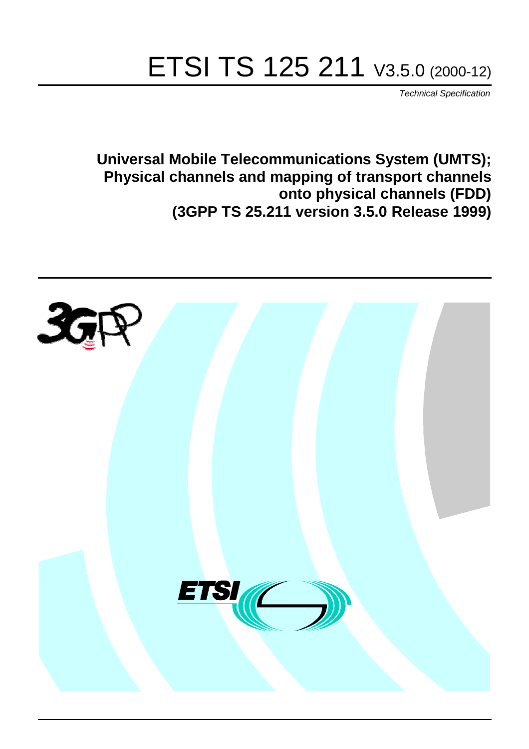# ETSI TS 125 211 V3.5.0 (2000-12)

*Technical Specification*

**Universal Mobile Telecommunications System (UMTS); Physical channels and mapping of transport channels onto physical channels (FDD) (3GPP TS 25.211 version 3.5.0 Release 1999)**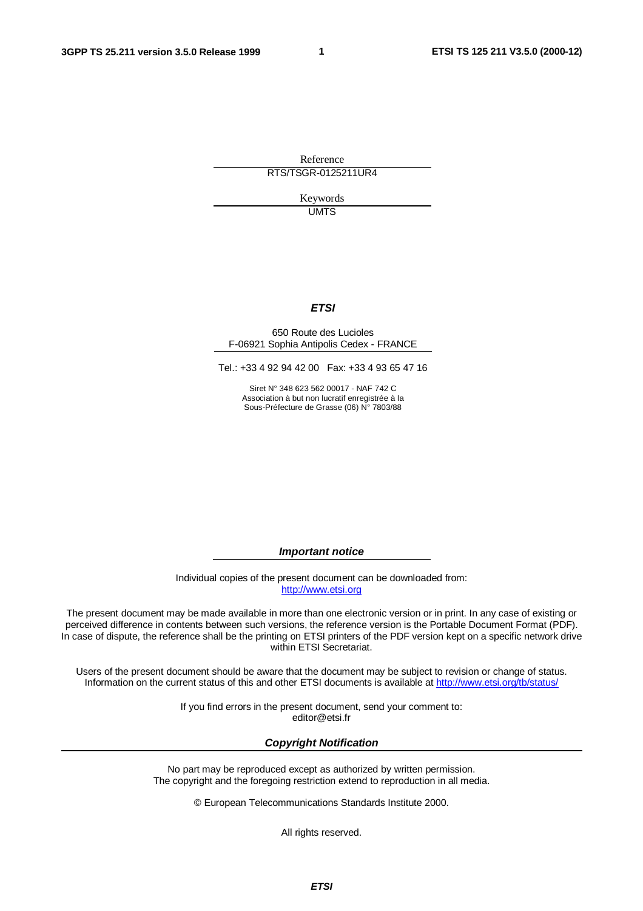Reference

RTS/TSGR-0125211UR4

Keywords

UMTS

***ETSI***

650 Route des Lucioles
F-06921 Sophia Antipolis Cedex - FRANCE

Tel.: +33 4 92 94 42 00 Fax: +33 4 93 65 47 16

Siret N° 348 623 562 00017 - NAF 742 C
Association à but non lucratif enregistrée à la
Sous-Préfecture de Grasse (06) N° 7803/88

***Important notice***

Individual copies of the present document can be downloaded from:
http://www.etsi.org

The present document may be made available in more than one electronic version or in print. In any case of existing or perceived difference in contents between such versions, the reference version is the Portable Document Format (PDF). In case of dispute, the reference shall be the printing on ETSI printers of the PDF version kept on a specific network drive within ETSI Secretariat.

Users of the present document should be aware that the document may be subject to revision or change of status. Information on the current status of this and other ETSI documents is available at http://www.etsi.org/tb/status/

If you find errors in the present document, send your comment to:
editor@etsi.fr

***Copyright Notification***

No part may be reproduced except as authorized by written permission.
The copyright and the foregoing restriction extend to reproduction in all media.

© European Telecommunications Standards Institute 2000.

All rights reserved.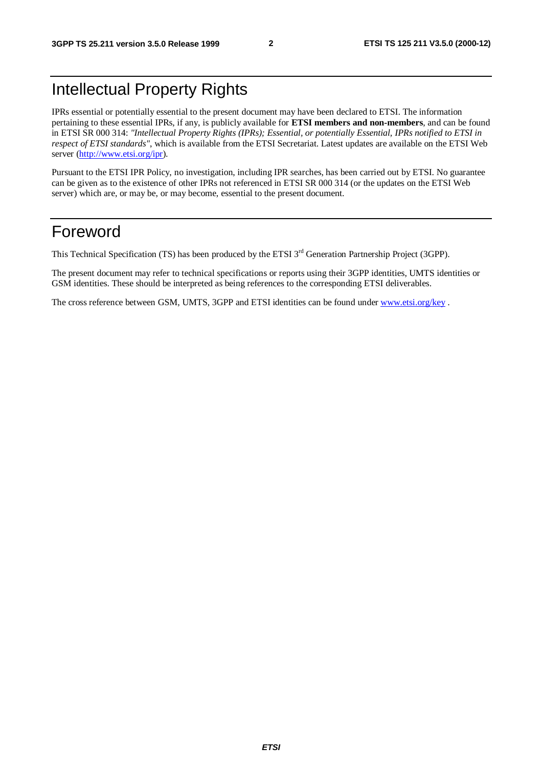# Intellectual Property Rights

IPRs essential or potentially essential to the present document may have been declared to ETSI. The information pertaining to these essential IPRs, if any, is publicly available for **ETSI members and non-members**, and can be found in ETSI SR 000 314: *"Intellectual Property Rights (IPRs); Essential, or potentially Essential, IPRs notified to ETSI in respect of ETSI standards"*, which is available from the ETSI Secretariat. Latest updates are available on the ETSI Web server (http://www.etsi.org/ipr).

Pursuant to the ETSI IPR Policy, no investigation, including IPR searches, has been carried out by ETSI. No guarantee can be given as to the existence of other IPRs not referenced in ETSI SR 000 314 (or the updates on the ETSI Web server) which are, or may be, or may become, essential to the present document.

# Foreword

This Technical Specification (TS) has been produced by the ETSI 3rd Generation Partnership Project (3GPP).

The present document may refer to technical specifications or reports using their 3GPP identities, UMTS identities or GSM identities. These should be interpreted as being references to the corresponding ETSI deliverables.

The cross reference between GSM, UMTS, 3GPP and ETSI identities can be found under www.etsi.org/key .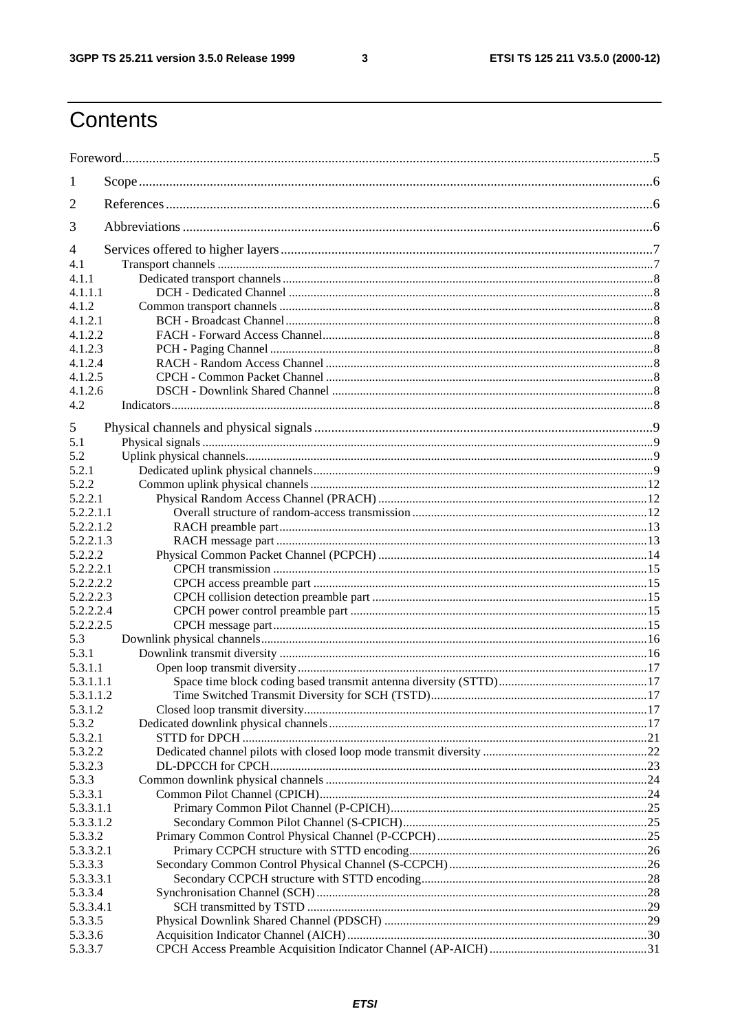# Contents

Foreword....................................................................................................................................................5

1 Scope......................................................................................................................................................6

2 References..............................................................................................................................................6

3 Abbreviations.........................................................................................................................................6

4 Services offered to higher layers............................................................................................................7

4.1 Transport channels ..............................................................................................................................7

4.1.1 Dedicated transport channels.........................................................................................................8

4.1.1.1 DCH - Dedicated Channel ........................................................................................................8

4.1.2 Common transport channels ..........................................................................................................8

4.1.2.1 BCH - Broadcast Channel.........................................................................................................8

4.1.2.2 FACH - Forward Access Channel.............................................................................................8

4.1.2.3 PCH - Paging Channel ..............................................................................................................8

4.1.2.4 RACH - Random Access Channel ............................................................................................8

4.1.2.5 CPCH - Common Packet Channel ............................................................................................8

4.1.2.6 DSCH - Downlink Shared Channel ..........................................................................................8

4.2 Indicators............................................................................................................................................8

5 Physical channels and physical signals ..................................................................................................9

5.1 Physical signals ..................................................................................................................................9

5.2 Uplink physical channels....................................................................................................................9

5.2.1 Dedicated uplink physical channels...............................................................................................9

5.2.2 Common uplink physical channels...............................................................................................12

5.2.2.1 Physical Random Access Channel (PRACH) .........................................................................12

5.2.2.1.1 Overall structure of random-access transmission ..............................................................12

5.2.2.1.2 RACH preamble part.........................................................................................................13

5.2.2.1.3 RACH message part ..........................................................................................................13

5.2.2.2 Physical Common Packet Channel (PCPCH) .........................................................................14

5.2.2.2.1 CPCH transmission ...........................................................................................................15

5.2.2.2.2 CPCH access preamble part ..............................................................................................15

5.2.2.2.3 CPCH collision detection preamble part ...........................................................................15

5.2.2.2.4 CPCH power control preamble part ..................................................................................15

5.2.2.2.5 CPCH message part...........................................................................................................15

5.3 Downlink physical channels.............................................................................................................16

5.3.1 Downlink transmit diversity ........................................................................................................16

5.3.1.1 Open loop transmit diversity...................................................................................................17

5.3.1.1.1 Space time block coding based transmit antenna diversity (STTD)..................................17

5.3.1.1.2 Time Switched Transmit Diversity for SCH (TSTD).........................................................17

5.3.1.2 Closed loop transmit diversity.................................................................................................17

5.3.2 Dedicated downlink physical channels........................................................................................17

5.3.2.1 STTD for DPCH .....................................................................................................................21

5.3.2.2 Dedicated channel pilots with closed loop mode transmit diversity .......................................22

5.3.2.3 DL-DPCCH for CPCH............................................................................................................23

5.3.3 Common downlink physical channels .........................................................................................24

5.3.3.1 Common Pilot Channel (CPICH)............................................................................................24

5.3.3.1.1 Primary Common Pilot Channel (P-CPICH).....................................................................25

5.3.3.1.2 Secondary Common Pilot Channel (S-CPICH).................................................................25

5.3.3.2 Primary Common Control Physical Channel (P-CCPCH)......................................................25

5.3.3.2.1 Primary CCPCH structure with STTD encoding...............................................................26

5.3.3.3 Secondary Common Control Physical Channel (S-CCPCH)..................................................26

5.3.3.3.1 Secondary CCPCH structure with STTD encoding...........................................................28

5.3.3.4 Synchronisation Channel (SCH).............................................................................................28

5.3.3.4.1 SCH transmitted by TSTD ...............................................................................................29

5.3.3.5 Physical Downlink Shared Channel (PDSCH) .......................................................................29

5.3.3.6 Acquisition Indicator Channel (AICH)...................................................................................30

5.3.3.7 CPCH Access Preamble Acquisition Indicator Channel (AP-AICH)......................................31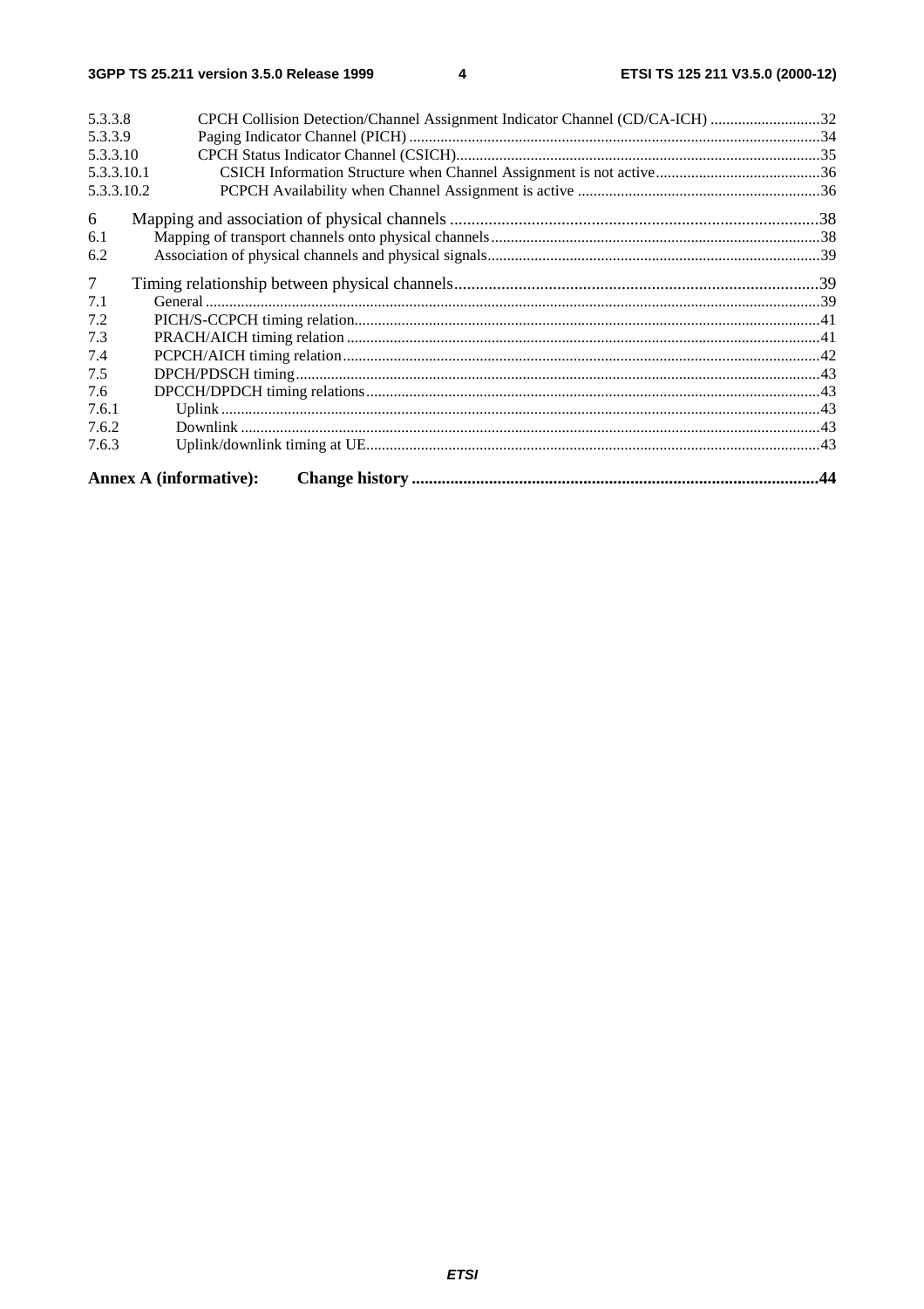5.3.3.8 CPCH Collision Detection/Channel Assignment Indicator Channel (CD/CA-ICH) ............................32
5.3.3.9 Paging Indicator Channel (PICH) ........................................................................................................34
5.3.3.10 CPCH Status Indicator Channel (CSICH).............................................................................................35
5.3.3.10.1 CSICH Information Structure when Channel Assignment is not active..........................................36
5.3.3.10.2 PCPCH Availability when Channel Assignment is active .............................................................36

6 Mapping and association of physical channels .....................................................................................38
6.1 Mapping of transport channels onto physical channels....................................................................................38
6.2 Association of physical channels and physical signals....................................................................................39

7 Timing relationship between physical channels.....................................................................................39
7.1 General ............................................................................................................................................................39
7.2 PICH/S-CCPCH timing relation......................................................................................................................41
7.3 PRACH/AICH timing relation ........................................................................................................................41
7.4 PCPCH/AICH timing relation.........................................................................................................................42
7.5 DPCH/PDSCH timing.....................................................................................................................................43
7.6 DPCCH/DPDCH timing relations...................................................................................................................43
7.6.1 Uplink ........................................................................................................................................................43
7.6.2 Downlink ...................................................................................................................................................43
7.6.3 Uplink/downlink timing at UE...................................................................................................................43

**Annex A (informative): Change history .............................................................................................44**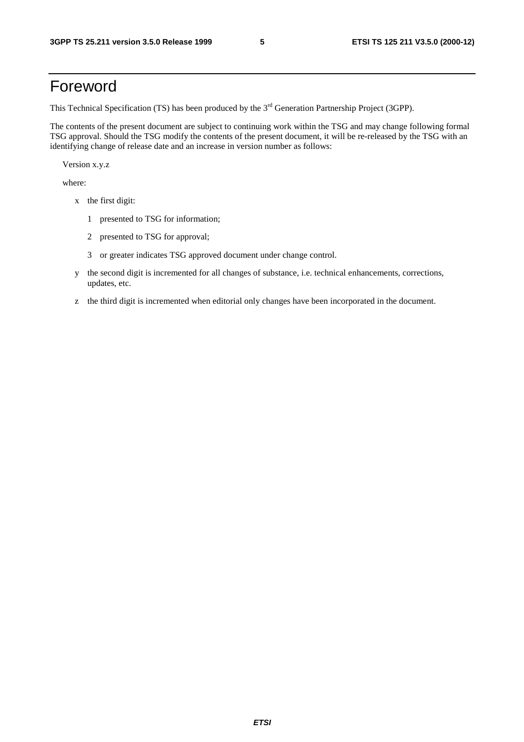# Foreword

This Technical Specification (TS) has been produced by the 3rd Generation Partnership Project (3GPP).

The contents of the present document are subject to continuing work within the TSG and may change following formal TSG approval. Should the TSG modify the contents of the present document, it will be re-released by the TSG with an identifying change of release date and an increase in version number as follows:

Version x.y.z

where:

- x the first digit:
  - 1 presented to TSG for information;
  - 2 presented to TSG for approval;
  - 3 or greater indicates TSG approved document under change control.
- y the second digit is incremented for all changes of substance, i.e. technical enhancements, corrections, updates, etc.
- z the third digit is incremented when editorial only changes have been incorporated in the document.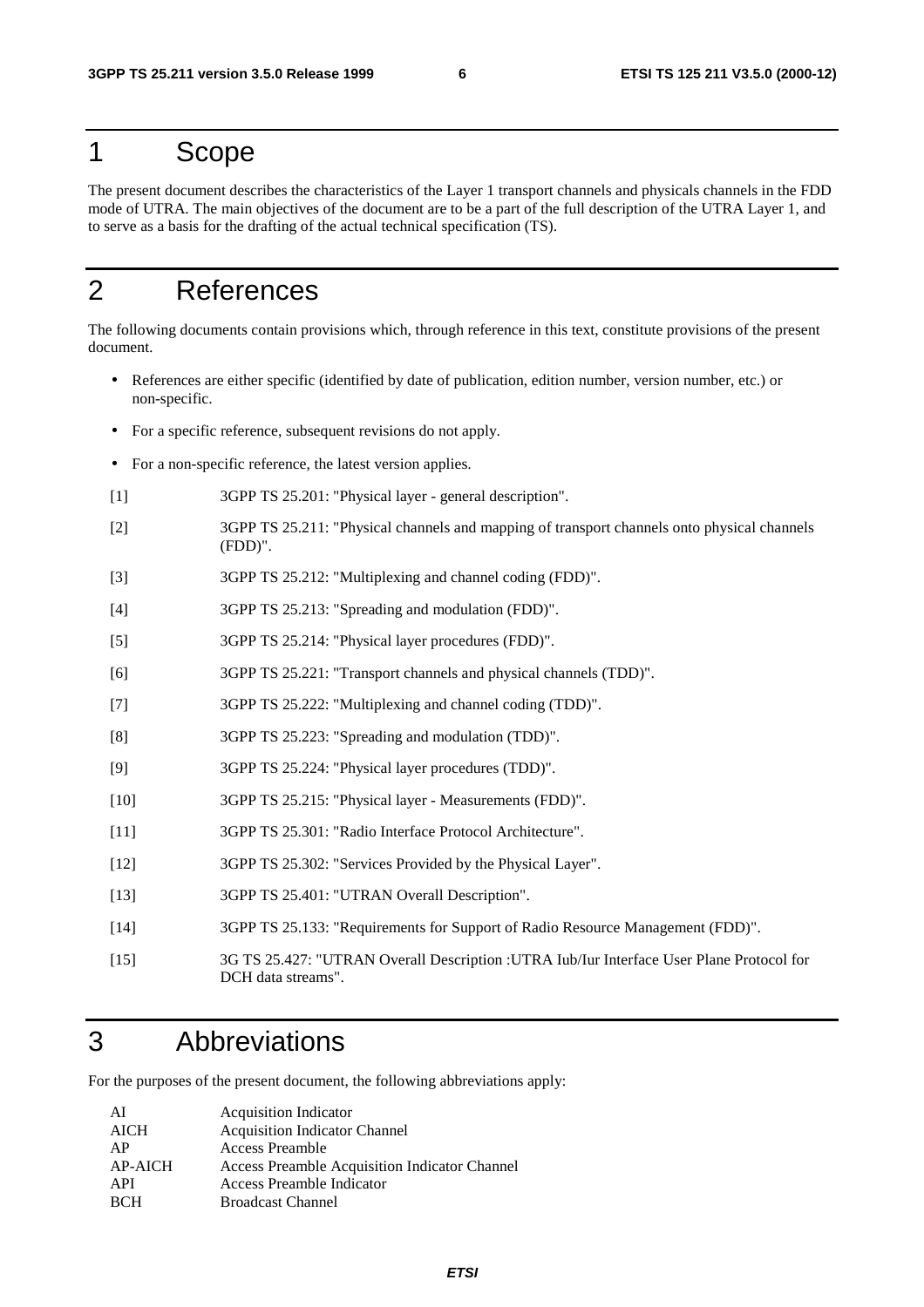# 1 Scope

The present document describes the characteristics of the Layer 1 transport channels and physicals channels in the FDD mode of UTRA. The main objectives of the document are to be a part of the full description of the UTRA Layer 1, and to serve as a basis for the drafting of the actual technical specification (TS).

# 2 References

The following documents contain provisions which, through reference in this text, constitute provisions of the present document.

- References are either specific (identified by date of publication, edition number, version number, etc.) or non-specific.
- For a specific reference, subsequent revisions do not apply.
- For a non-specific reference, the latest version applies.

[1] 3GPP TS 25.201: "Physical layer - general description".

[2] 3GPP TS 25.211: "Physical channels and mapping of transport channels onto physical channels (FDD)".

[3] 3GPP TS 25.212: "Multiplexing and channel coding (FDD)".

[4] 3GPP TS 25.213: "Spreading and modulation (FDD)".

[5] 3GPP TS 25.214: "Physical layer procedures (FDD)".

[6] 3GPP TS 25.221: "Transport channels and physical channels (TDD)".

[7] 3GPP TS 25.222: "Multiplexing and channel coding (TDD)".

[8] 3GPP TS 25.223: "Spreading and modulation (TDD)".

[9] 3GPP TS 25.224: "Physical layer procedures (TDD)".

[10] 3GPP TS 25.215: "Physical layer - Measurements (FDD)".

[11] 3GPP TS 25.301: "Radio Interface Protocol Architecture".

[12] 3GPP TS 25.302: "Services Provided by the Physical Layer".

[13] 3GPP TS 25.401: "UTRAN Overall Description".

[14] 3GPP TS 25.133: "Requirements for Support of Radio Resource Management (FDD)".

[15] 3G TS 25.427: "UTRAN Overall Description :UTRA Iub/Iur Interface User Plane Protocol for DCH data streams".

# 3 Abbreviations

For the purposes of the present document, the following abbreviations apply:

| | |
|---|---|
| AI | Acquisition Indicator |
| AICH | Acquisition Indicator Channel |
| AP | Access Preamble |
| AP-AICH | Access Preamble Acquisition Indicator Channel |
| API | Access Preamble Indicator |
| BCH | Broadcast Channel |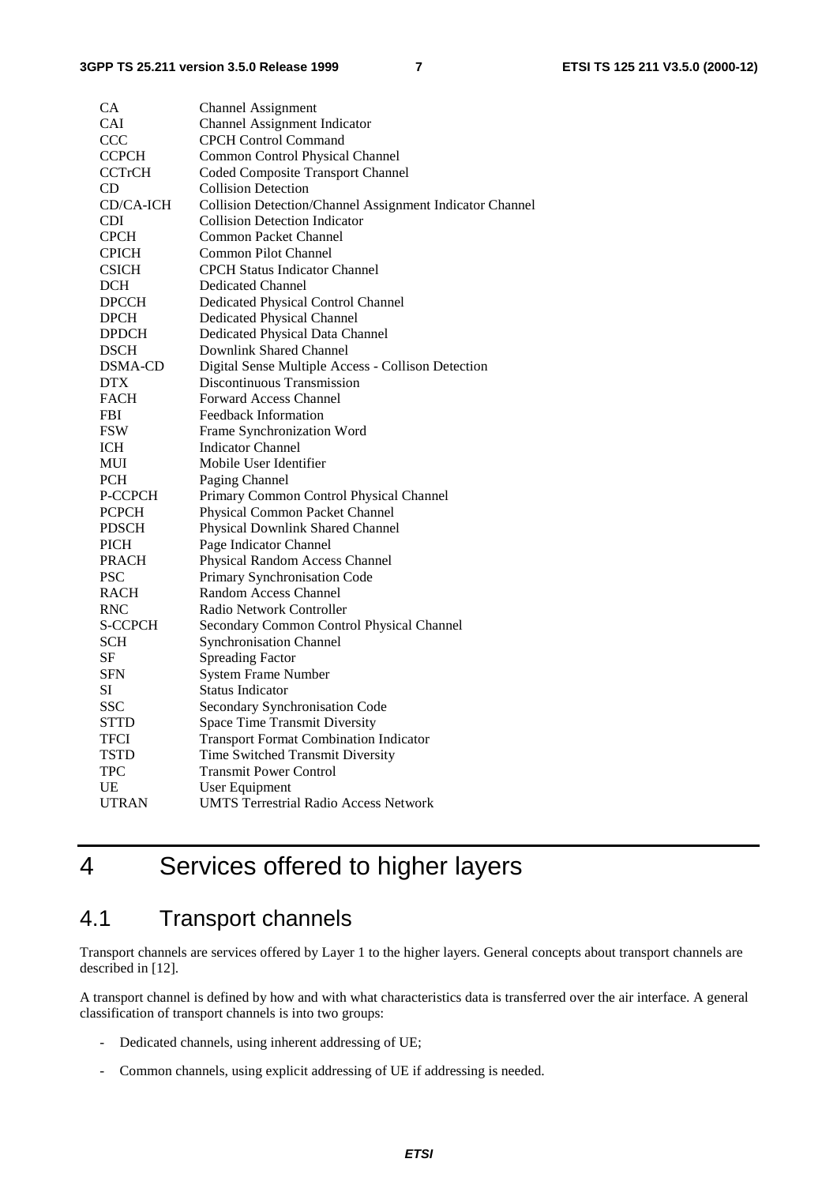| | |
|---|---|
| CA | Channel Assignment |
| CAI | Channel Assignment Indicator |
| CCC | CPCH Control Command |
| CCPCH | Common Control Physical Channel |
| CCTrCH | Coded Composite Transport Channel |
| CD | Collision Detection |
| CD/CA-ICH | Collision Detection/Channel Assignment Indicator Channel |
| CDI | Collision Detection Indicator |
| CPCH | Common Packet Channel |
| CPICH | Common Pilot Channel |
| CSICH | CPCH Status Indicator Channel |
| DCH | Dedicated Channel |
| DPCCH | Dedicated Physical Control Channel |
| DPCH | Dedicated Physical Channel |
| DPDCH | Dedicated Physical Data Channel |
| DSCH | Downlink Shared Channel |
| DSMA-CD | Digital Sense Multiple Access - Collison Detection |
| DTX | Discontinuous Transmission |
| FACH | Forward Access Channel |
| FBI | Feedback Information |
| FSW | Frame Synchronization Word |
| ICH | Indicator Channel |
| MUI | Mobile User Identifier |
| PCH | Paging Channel |
| P-CCPCH | Primary Common Control Physical Channel |
| PCPCH | Physical Common Packet Channel |
| PDSCH | Physical Downlink Shared Channel |
| PICH | Page Indicator Channel |
| PRACH | Physical Random Access Channel |
| PSC | Primary Synchronisation Code |
| RACH | Random Access Channel |
| RNC | Radio Network Controller |
| S-CCPCH | Secondary Common Control Physical Channel |
| SCH | Synchronisation Channel |
| SF | Spreading Factor |
| SFN | System Frame Number |
| SI | Status Indicator |
| SSC | Secondary Synchronisation Code |
| STTD | Space Time Transmit Diversity |
| TFCI | Transport Format Combination Indicator |
| TSTD | Time Switched Transmit Diversity |
| TPC | Transmit Power Control |
| UE | User Equipment |
| UTRAN | UMTS Terrestrial Radio Access Network |

# 4 Services offered to higher layers

## 4.1 Transport channels

Transport channels are services offered by Layer 1 to the higher layers. General concepts about transport channels are described in [12].

A transport channel is defined by how and with what characteristics data is transferred over the air interface. A general classification of transport channels is into two groups:

- Dedicated channels, using inherent addressing of UE;
- Common channels, using explicit addressing of UE if addressing is needed.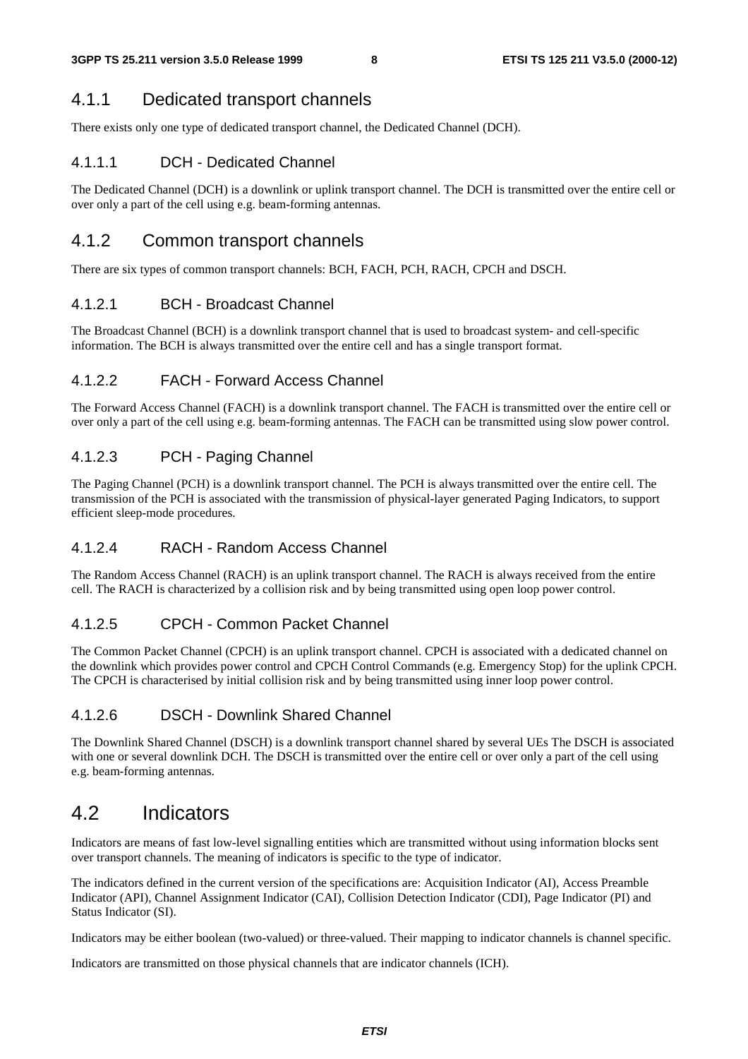### 4.1.1 Dedicated transport channels

There exists only one type of dedicated transport channel, the Dedicated Channel (DCH).

#### 4.1.1.1 DCH - Dedicated Channel

The Dedicated Channel (DCH) is a downlink or uplink transport channel. The DCH is transmitted over the entire cell or over only a part of the cell using e.g. beam-forming antennas.

### 4.1.2 Common transport channels

There are six types of common transport channels: BCH, FACH, PCH, RACH, CPCH and DSCH.

#### 4.1.2.1 BCH - Broadcast Channel

The Broadcast Channel (BCH) is a downlink transport channel that is used to broadcast system- and cell-specific information. The BCH is always transmitted over the entire cell and has a single transport format.

#### 4.1.2.2 FACH - Forward Access Channel

The Forward Access Channel (FACH) is a downlink transport channel. The FACH is transmitted over the entire cell or over only a part of the cell using e.g. beam-forming antennas. The FACH can be transmitted using slow power control.

#### 4.1.2.3 PCH - Paging Channel

The Paging Channel (PCH) is a downlink transport channel. The PCH is always transmitted over the entire cell. The transmission of the PCH is associated with the transmission of physical-layer generated Paging Indicators, to support efficient sleep-mode procedures.

#### 4.1.2.4 RACH - Random Access Channel

The Random Access Channel (RACH) is an uplink transport channel. The RACH is always received from the entire cell. The RACH is characterized by a collision risk and by being transmitted using open loop power control.

#### 4.1.2.5 CPCH - Common Packet Channel

The Common Packet Channel (CPCH) is an uplink transport channel. CPCH is associated with a dedicated channel on the downlink which provides power control and CPCH Control Commands (e.g. Emergency Stop) for the uplink CPCH. The CPCH is characterised by initial collision risk and by being transmitted using inner loop power control.

#### 4.1.2.6 DSCH - Downlink Shared Channel

The Downlink Shared Channel (DSCH) is a downlink transport channel shared by several UEs The DSCH is associated with one or several downlink DCH. The DSCH is transmitted over the entire cell or over only a part of the cell using e.g. beam-forming antennas.

## 4.2 Indicators

Indicators are means of fast low-level signalling entities which are transmitted without using information blocks sent over transport channels. The meaning of indicators is specific to the type of indicator.

The indicators defined in the current version of the specifications are: Acquisition Indicator (AI), Access Preamble Indicator (API), Channel Assignment Indicator (CAI), Collision Detection Indicator (CDI), Page Indicator (PI) and Status Indicator (SI).

Indicators may be either boolean (two-valued) or three-valued. Their mapping to indicator channels is channel specific.

Indicators are transmitted on those physical channels that are indicator channels (ICH).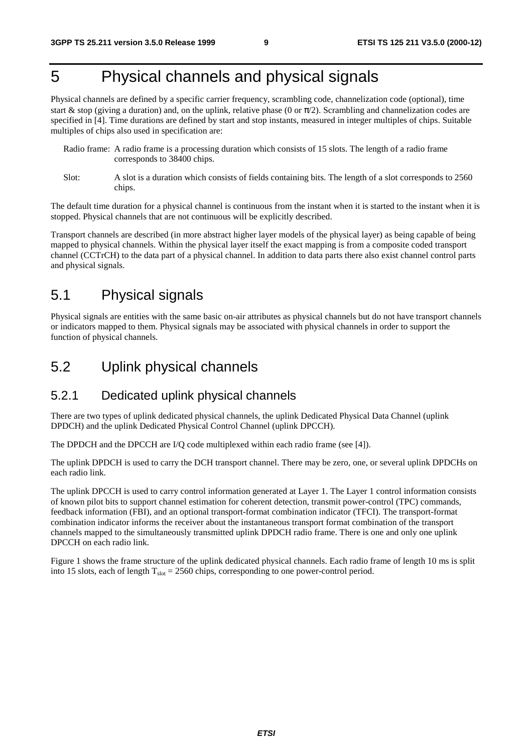# 5 Physical channels and physical signals

Physical channels are defined by a specific carrier frequency, scrambling code, channelization code (optional), time start & stop (giving a duration) and, on the uplink, relative phase (0 or $\pi/2$). Scrambling and channelization codes are specified in [4]. Time durations are defined by start and stop instants, measured in integer multiples of chips. Suitable multiples of chips also used in specification are:

Radio frame: A radio frame is a processing duration which consists of 15 slots. The length of a radio frame corresponds to 38400 chips.

Slot: A slot is a duration which consists of fields containing bits. The length of a slot corresponds to 2560 chips.

The default time duration for a physical channel is continuous from the instant when it is started to the instant when it is stopped. Physical channels that are not continuous will be explicitly described.

Transport channels are described (in more abstract higher layer models of the physical layer) as being capable of being mapped to physical channels. Within the physical layer itself the exact mapping is from a composite coded transport channel (CCTrCH) to the data part of a physical channel. In addition to data parts there also exist channel control parts and physical signals.

## 5.1 Physical signals

Physical signals are entities with the same basic on-air attributes as physical channels but do not have transport channels or indicators mapped to them. Physical signals may be associated with physical channels in order to support the function of physical channels.

## 5.2 Uplink physical channels

### 5.2.1 Dedicated uplink physical channels

There are two types of uplink dedicated physical channels, the uplink Dedicated Physical Data Channel (uplink DPDCH) and the uplink Dedicated Physical Control Channel (uplink DPCCH).

The DPDCH and the DPCCH are I/Q code multiplexed within each radio frame (see [4]).

The uplink DPDCH is used to carry the DCH transport channel. There may be zero, one, or several uplink DPDCHs on each radio link.

The uplink DPCCH is used to carry control information generated at Layer 1. The Layer 1 control information consists of known pilot bits to support channel estimation for coherent detection, transmit power-control (TPC) commands, feedback information (FBI), and an optional transport-format combination indicator (TFCI). The transport-format combination indicator informs the receiver about the instantaneous transport format combination of the transport channels mapped to the simultaneously transmitted uplink DPDCH radio frame. There is one and only one uplink DPCCH on each radio link.

Figure 1 shows the frame structure of the uplink dedicated physical channels. Each radio frame of length 10 ms is split into 15 slots, each of length $T_{slot}$ = 2560 chips, corresponding to one power-control period.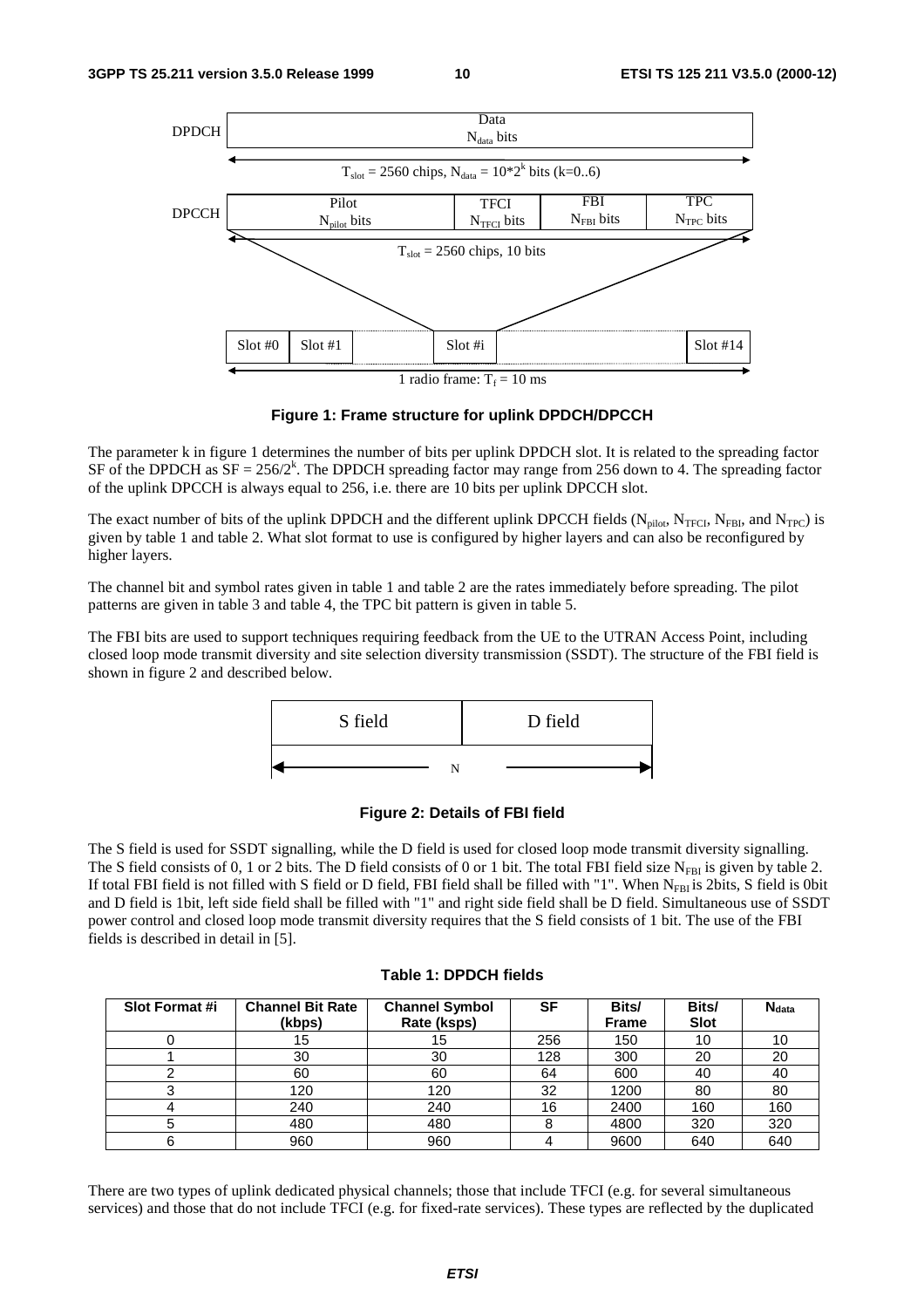**Figure 1: Frame structure for uplink DPDCH/DPCCH**

The parameter k in figure 1 determines the number of bits per uplink DPDCH slot. It is related to the spreading factor SF of the DPDCH as $SF = 256/2^k$. The DPDCH spreading factor may range from 256 down to 4. The spreading factor of the uplink DPCCH is always equal to 256, i.e. there are 10 bits per uplink DPCCH slot.

The exact number of bits of the uplink DPDCH and the different uplink DPCCH fields ($N_{pilot}$, $N_{TFCI}$, $N_{FBI}$, and $N_{TPC}$) is given by table 1 and table 2. What slot format to use is configured by higher layers and can also be reconfigured by higher layers.

The channel bit and symbol rates given in table 1 and table 2 are the rates immediately before spreading. The pilot patterns are given in table 3 and table 4, the TPC bit pattern is given in table 5.

The FBI bits are used to support techniques requiring feedback from the UE to the UTRAN Access Point, including closed loop mode transmit diversity and site selection diversity transmission (SSDT). The structure of the FBI field is shown in figure 2 and described below.

**Figure 2: Details of FBI field**

The S field is used for SSDT signalling, while the D field is used for closed loop mode transmit diversity signalling. The S field consists of 0, 1 or 2 bits. The D field consists of 0 or 1 bit. The total FBI field size $N_{FBI}$ is given by table 2. If total FBI field is not filled with S field or D field, FBI field shall be filled with "1". When $N_{FBI}$ is 2bits, S field is 0bit and D field is 1bit, left side field shall be filled with "1" and right side field shall be D field. Simultaneous use of SSDT power control and closed loop mode transmit diversity requires that the S field consists of 1 bit. The use of the FBI fields is described in detail in [5].

**Table 1: DPDCH fields**

| Slot Format #i | Channel Bit Rate (kbps) | Channel Symbol Rate (ksps) | SF | Bits/ Frame | Bits/ Slot | $N_{data}$ |
|---|---|---|---|---|---|---|
| 0 | 15 | 15 | 256 | 150 | 10 | 10 |
| 1 | 30 | 30 | 128 | 300 | 20 | 20 |
| 2 | 60 | 60 | 64 | 600 | 40 | 40 |
| 3 | 120 | 120 | 32 | 1200 | 80 | 80 |
| 4 | 240 | 240 | 16 | 2400 | 160 | 160 |
| 5 | 480 | 480 | 8 | 4800 | 320 | 320 |
| 6 | 960 | 960 | 4 | 9600 | 640 | 640 |

There are two types of uplink dedicated physical channels; those that include TFCI (e.g. for several simultaneous services) and those that do not include TFCI (e.g. for fixed-rate services). These types are reflected by the duplicated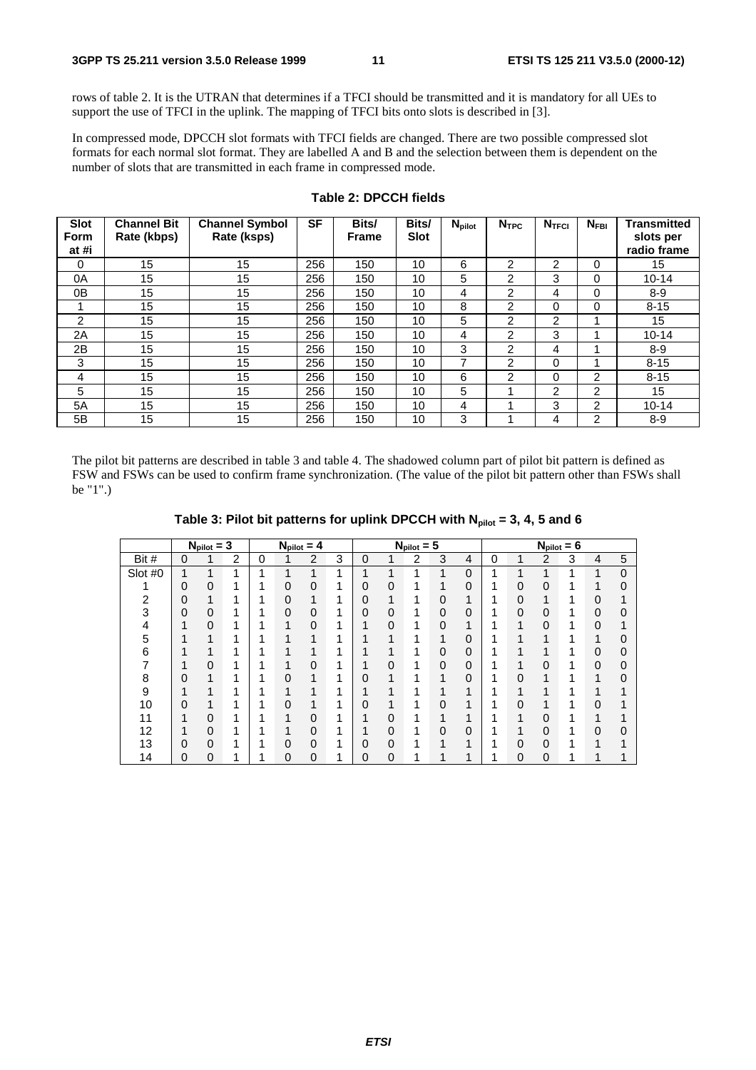rows of table 2. It is the UTRAN that determines if a TFCI should be transmitted and it is mandatory for all UEs to support the use of TFCI in the uplink. The mapping of TFCI bits onto slots is described in [3].

In compressed mode, DPCCH slot formats with TFCI fields are changed. There are two possible compressed slot formats for each normal slot format. They are labelled A and B and the selection between them is dependent on the number of slots that are transmitted in each frame in compressed mode.

**Table 2: DPCCH fields**

| Slot Form at #i | Channel Bit Rate (kbps) | Channel Symbol Rate (ksps) | SF | Bits/ Frame | Bits/ Slot | $N_{pilot}$ | $N_{TPC}$ | $N_{TFCI}$ | $N_{FBI}$ | Transmitted slots per radio frame |
|---|---|---|---|---|---|---|---|---|---|---|
| 0 | 15 | 15 | 256 | 150 | 10 | 6 | 2 | 2 | 0 | 15 |
| 0A | 15 | 15 | 256 | 150 | 10 | 5 | 2 | 3 | 0 | 10-14 |
| 0B | 15 | 15 | 256 | 150 | 10 | 4 | 2 | 4 | 0 | 8-9 |
| 1 | 15 | 15 | 256 | 150 | 10 | 8 | 2 | 0 | 0 | 8-15 |
| 2 | 15 | 15 | 256 | 150 | 10 | 5 | 2 | 2 | 1 | 15 |
| 2A | 15 | 15 | 256 | 150 | 10 | 4 | 2 | 3 | 1 | 10-14 |
| 2B | 15 | 15 | 256 | 150 | 10 | 3 | 2 | 4 | 1 | 8-9 |
| 3 | 15 | 15 | 256 | 150 | 10 | 7 | 2 | 0 | 1 | 8-15 |
| 4 | 15 | 15 | 256 | 150 | 10 | 6 | 2 | 0 | 2 | 8-15 |
| 5 | 15 | 15 | 256 | 150 | 10 | 5 | 1 | 2 | 2 | 15 |
| 5A | 15 | 15 | 256 | 150 | 10 | 4 | 1 | 3 | 2 | 10-14 |
| 5B | 15 | 15 | 256 | 150 | 10 | 3 | 1 | 4 | 2 | 8-9 |

The pilot bit patterns are described in table 3 and table 4. The shadowed column part of pilot bit pattern is defined as FSW and FSWs can be used to confirm frame synchronization. (The value of the pilot bit pattern other than FSWs shall be "1".)

**Table 3: Pilot bit patterns for uplink DPCCH with $N_{pilot}$ = 3, 4, 5 and 6**

| | $N_{pilot} = 3$ | | | $N_{pilot} = 4$ | | | | $N_{pilot} = 5$ | | | | | $N_{pilot} = 6$ | | | | | |
|---|---|---|---|---|---|---|---|---|---|---|---|---|---|---|---|---|---|---|
| Bit # | 0 | 1 | 2 | 0 | 1 | 2 | 3 | 0 | 1 | 2 | 3 | 4 | 0 | 1 | 2 | 3 | 4 | 5 |
| Slot #0 | 1 | 1 | 1 | 1 | 1 | 1 | 1 | 1 | 1 | 1 | 1 | 0 | 1 | 1 | 1 | 1 | 1 | 0 |
| 1 | 0 | 0 | 1 | 1 | 0 | 0 | 1 | 0 | 0 | 1 | 1 | 0 | 1 | 0 | 0 | 1 | 1 | 0 |
| 2 | 0 | 1 | 1 | 1 | 0 | 1 | 1 | 0 | 1 | 1 | 0 | 1 | 1 | 0 | 1 | 1 | 0 | 1 |
| 3 | 0 | 0 | 1 | 1 | 0 | 0 | 1 | 0 | 0 | 1 | 0 | 0 | 1 | 0 | 0 | 1 | 0 | 0 |
| 4 | 1 | 0 | 1 | 1 | 1 | 0 | 1 | 1 | 0 | 1 | 0 | 1 | 1 | 1 | 0 | 1 | 0 | 1 |
| 5 | 1 | 1 | 1 | 1 | 1 | 1 | 1 | 1 | 1 | 1 | 1 | 0 | 1 | 1 | 1 | 1 | 1 | 0 |
| 6 | 1 | 1 | 1 | 1 | 1 | 1 | 1 | 1 | 1 | 1 | 0 | 0 | 1 | 1 | 1 | 1 | 0 | 0 |
| 7 | 1 | 0 | 1 | 1 | 1 | 0 | 1 | 1 | 0 | 1 | 0 | 0 | 1 | 1 | 0 | 1 | 0 | 0 |
| 8 | 0 | 1 | 1 | 1 | 0 | 1 | 1 | 0 | 1 | 1 | 1 | 0 | 1 | 0 | 1 | 1 | 1 | 0 |
| 9 | 1 | 1 | 1 | 1 | 1 | 1 | 1 | 1 | 1 | 1 | 1 | 1 | 1 | 1 | 1 | 1 | 1 | 1 |
| 10 | 0 | 1 | 1 | 1 | 0 | 1 | 1 | 0 | 1 | 1 | 0 | 1 | 1 | 0 | 1 | 1 | 0 | 1 |
| 11 | 1 | 0 | 1 | 1 | 1 | 0 | 1 | 1 | 0 | 1 | 1 | 1 | 1 | 1 | 0 | 1 | 1 | 1 |
| 12 | 1 | 0 | 1 | 1 | 1 | 0 | 1 | 1 | 0 | 1 | 0 | 0 | 1 | 1 | 0 | 1 | 0 | 0 |
| 13 | 0 | 0 | 1 | 1 | 0 | 0 | 1 | 0 | 0 | 1 | 1 | 1 | 1 | 0 | 0 | 1 | 1 | 1 |
| 14 | 0 | 0 | 1 | 1 | 0 | 0 | 1 | 0 | 0 | 1 | 1 | 1 | 1 | 0 | 0 | 1 | 1 | 1 |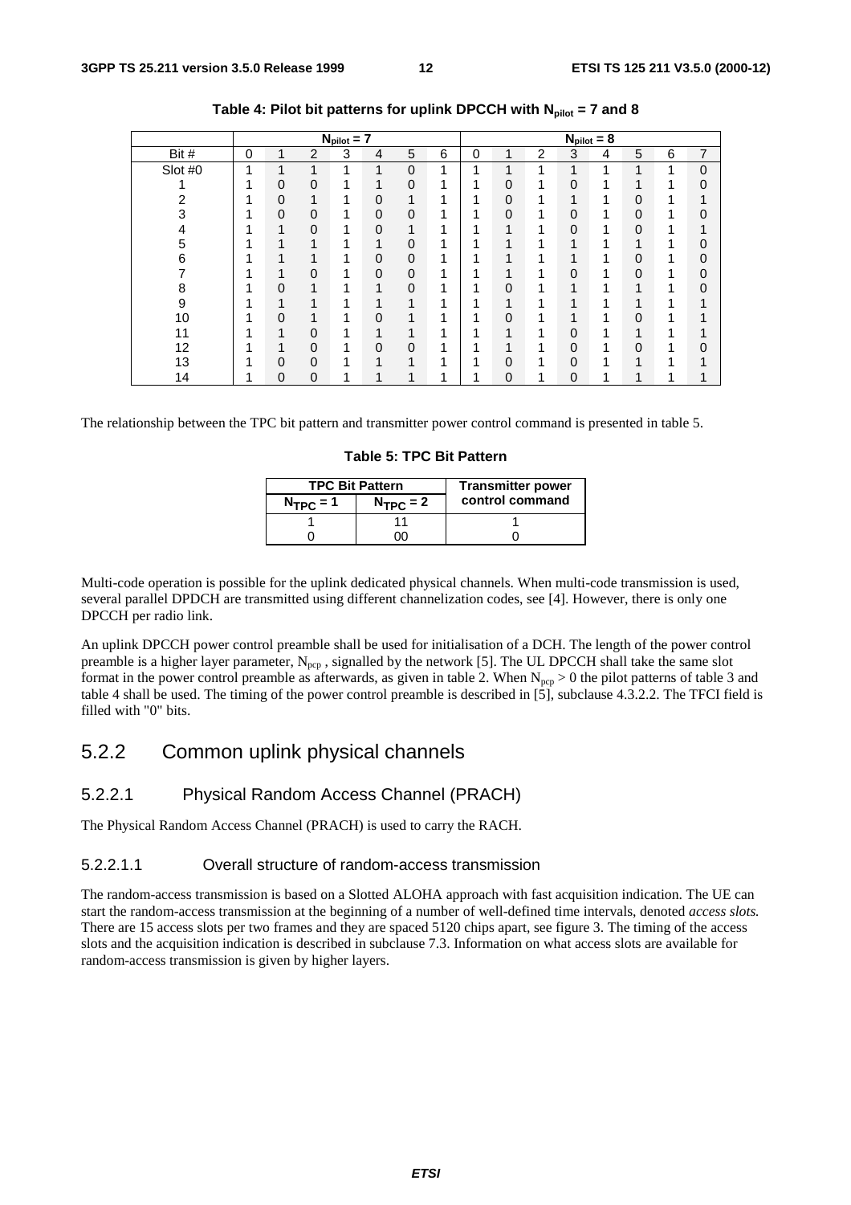**Table 4: Pilot bit patterns for uplink DPCCH with $N_{pilot}$ = 7 and 8**

| | $N_{pilot} = 7$ | | | | | | | $N_{pilot} = 8$ | | | | | | | |
|---|---|---|---|---|---|---|---|---|---|---|---|---|---|---|---|
| Bit # | 0 | 1 | 2 | 3 | 4 | 5 | 6 | 0 | 1 | 2 | 3 | 4 | 5 | 6 | 7 |
| Slot #0 | 1 | 1 | 1 | 1 | 1 | 0 | 1 | 1 | 1 | 1 | 1 | 1 | 1 | 1 | 0 |
| 1 | 1 | 0 | 0 | 1 | 1 | 0 | 1 | 1 | 0 | 1 | 0 | 1 | 1 | 1 | 0 |
| 2 | 1 | 0 | 1 | 1 | 0 | 1 | 1 | 1 | 0 | 1 | 1 | 1 | 0 | 1 | 1 |
| 3 | 1 | 0 | 0 | 1 | 0 | 0 | 1 | 1 | 0 | 1 | 0 | 1 | 0 | 1 | 0 |
| 4 | 1 | 1 | 0 | 1 | 0 | 1 | 1 | 1 | 1 | 1 | 0 | 1 | 0 | 1 | 1 |
| 5 | 1 | 1 | 1 | 1 | 1 | 0 | 1 | 1 | 1 | 1 | 1 | 1 | 1 | 1 | 0 |
| 6 | 1 | 1 | 1 | 1 | 0 | 0 | 1 | 1 | 1 | 1 | 1 | 1 | 0 | 1 | 0 |
| 7 | 1 | 1 | 0 | 1 | 0 | 0 | 1 | 1 | 1 | 1 | 0 | 1 | 0 | 1 | 0 |
| 8 | 1 | 0 | 1 | 1 | 1 | 0 | 1 | 1 | 0 | 1 | 1 | 1 | 1 | 1 | 0 |
| 9 | 1 | 1 | 1 | 1 | 1 | 1 | 1 | 1 | 1 | 1 | 1 | 1 | 1 | 1 | 1 |
| 10 | 1 | 0 | 1 | 1 | 0 | 1 | 1 | 1 | 0 | 1 | 1 | 1 | 0 | 1 | 1 |
| 11 | 1 | 1 | 0 | 1 | 1 | 1 | 1 | 1 | 1 | 1 | 0 | 1 | 1 | 1 | 1 |
| 12 | 1 | 1 | 0 | 1 | 0 | 0 | 1 | 1 | 1 | 1 | 0 | 1 | 0 | 1 | 0 |
| 13 | 1 | 0 | 0 | 1 | 1 | 1 | 1 | 1 | 0 | 1 | 0 | 1 | 1 | 1 | 1 |
| 14 | 1 | 0 | 0 | 1 | 1 | 1 | 1 | 1 | 0 | 1 | 0 | 1 | 1 | 1 | 1 |

The relationship between the TPC bit pattern and transmitter power control command is presented in table 5.

**Table 5: TPC Bit Pattern**

| TPC Bit Pattern | | Transmitter power control command |
|---|---|---|
| $N_{TPC} = 1$ | $N_{TPC} = 2$ | |
| 1 | 11 | 1 |
| 0 | 00 | 0 |

Multi-code operation is possible for the uplink dedicated physical channels. When multi-code transmission is used, several parallel DPDCH are transmitted using different channelization codes, see [4]. However, there is only one DPCCH per radio link.

An uplink DPCCH power control preamble shall be used for initialisation of a DCH. The length of the power control preamble is a higher layer parameter, $N_{pcp}$ , signalled by the network [5]. The UL DPCCH shall take the same slot format in the power control preamble as afterwards, as given in table 2. When $N_{pcp} > 0$ the pilot patterns of table 3 and table 4 shall be used. The timing of the power control preamble is described in [5], subclause 4.3.2.2. The TFCI field is filled with "0" bits.

## 5.2.2 Common uplink physical channels

### 5.2.2.1 Physical Random Access Channel (PRACH)

The Physical Random Access Channel (PRACH) is used to carry the RACH.

#### 5.2.2.1.1 Overall structure of random-access transmission

The random-access transmission is based on a Slotted ALOHA approach with fast acquisition indication. The UE can start the random-access transmission at the beginning of a number of well-defined time intervals, denoted *access slots*. There are 15 access slots per two frames and they are spaced 5120 chips apart, see figure 3. The timing of the access slots and the acquisition indication is described in subclause 7.3. Information on what access slots are available for random-access transmission is given by higher layers.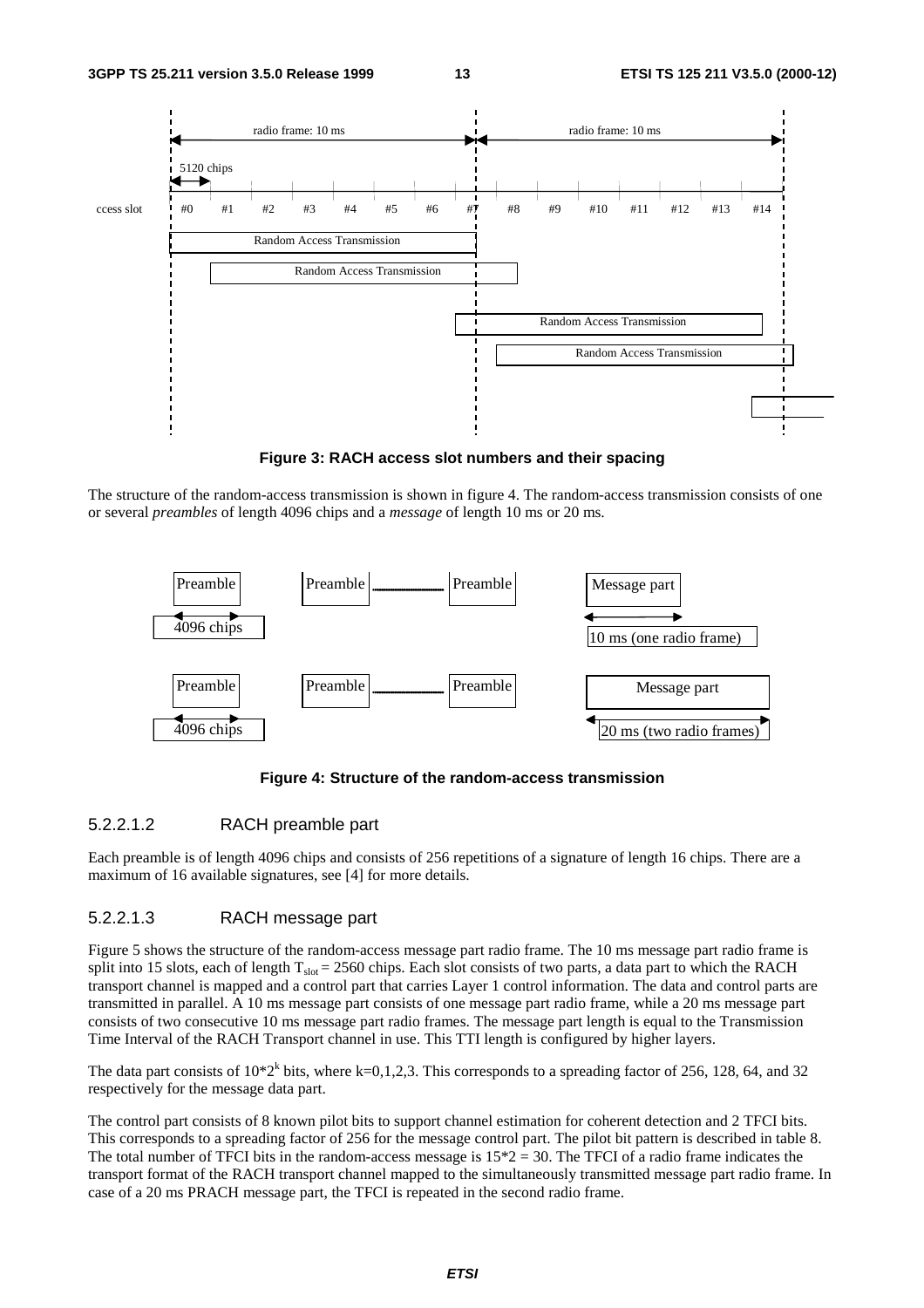**Figure 3: RACH access slot numbers and their spacing**

The structure of the random-access transmission is shown in figure 4. The random-access transmission consists of one or several *preambles* of length 4096 chips and a *message* of length 10 ms or 20 ms.

**Figure 4: Structure of the random-access transmission**

#### 5.2.2.1.2 RACH preamble part

Each preamble is of length 4096 chips and consists of 256 repetitions of a signature of length 16 chips. There are a maximum of 16 available signatures, see [4] for more details.

#### 5.2.2.1.3 RACH message part

Figure 5 shows the structure of the random-access message part radio frame. The 10 ms message part radio frame is split into 15 slots, each of length $T_{slot}$ = 2560 chips. Each slot consists of two parts, a data part to which the RACH transport channel is mapped and a control part that carries Layer 1 control information. The data and control parts are transmitted in parallel. A 10 ms message part consists of one message part radio frame, while a 20 ms message part consists of two consecutive 10 ms message part radio frames. The message part length is equal to the Transmission Time Interval of the RACH Transport channel in use. This TTI length is configured by higher layers.

The data part consists of $10*2^k$ bits, where k=0,1,2,3. This corresponds to a spreading factor of 256, 128, 64, and 32 respectively for the message data part.

The control part consists of 8 known pilot bits to support channel estimation for coherent detection and 2 TFCI bits. This corresponds to a spreading factor of 256 for the message control part. The pilot bit pattern is described in table 8. The total number of TFCI bits in the random-access message is 15*2 = 30. The TFCI of a radio frame indicates the transport format of the RACH transport channel mapped to the simultaneously transmitted message part radio frame. In case of a 20 ms PRACH message part, the TFCI is repeated in the second radio frame.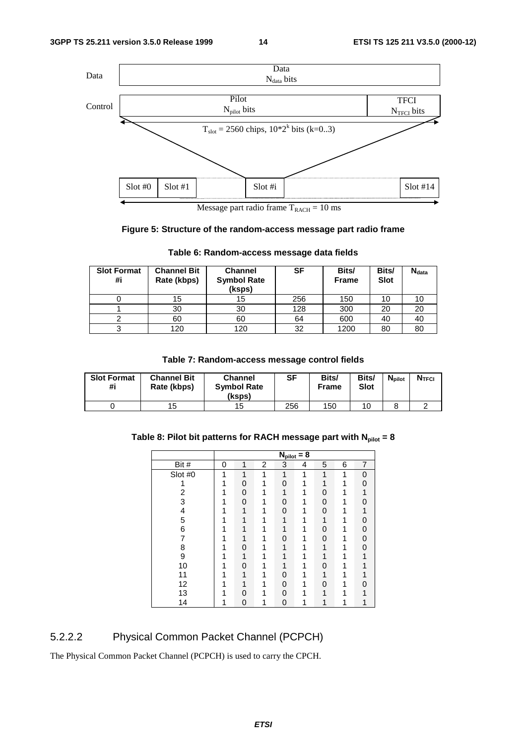Data

$N_{data}$ bits

Control

Pilot

$N_{pilot}$ bits

TFCI

$N_{TFCI}$ bits

$T_{slot}$ = 2560 chips, $10*2^k$ bits (k=0..3)

Slot #0 | Slot #1 | Slot #i | Slot #14

Message part radio frame $T_{RACH}$ = 10 ms

**Figure 5: Structure of the random-access message part radio frame**

**Table 6: Random-access message data fields**

| Slot Format #i | Channel Bit Rate (kbps) | Channel Symbol Rate (ksps) | SF | Bits/ Frame | Bits/ Slot | $N_{data}$ |
|---|---|---|---|---|---|---|
| 0 | 15 | 15 | 256 | 150 | 10 | 10 |
| 1 | 30 | 30 | 128 | 300 | 20 | 20 |
| 2 | 60 | 60 | 64 | 600 | 40 | 40 |
| 3 | 120 | 120 | 32 | 1200 | 80 | 80 |

**Table 7: Random-access message control fields**

| Slot Format #i | Channel Bit Rate (kbps) | Channel Symbol Rate (ksps) | SF | Bits/ Frame | Bits/ Slot | $N_{pilot}$ | $N_{TFCI}$ |
|---|---|---|---|---|---|---|---|
| 0 | 15 | 15 | 256 | 150 | 10 | 8 | 2 |

**Table 8: Pilot bit patterns for RACH message part with $N_{pilot}$ = 8**

| | $N_{pilot}$ = 8 | | | | | | | |
|---|---|---|---|---|---|---|---|---|
| Bit # | 0 | 1 | 2 | 3 | 4 | 5 | 6 | 7 |
| Slot #0 | 1 | 1 | 1 | 1 | 1 | 1 | 1 | 0 |
| 1 | 1 | 0 | 1 | 0 | 1 | 1 | 1 | 0 |
| 2 | 1 | 0 | 1 | 1 | 1 | 0 | 1 | 1 |
| 3 | 1 | 0 | 1 | 0 | 1 | 0 | 1 | 0 |
| 4 | 1 | 1 | 1 | 0 | 1 | 0 | 1 | 1 |
| 5 | 1 | 1 | 1 | 1 | 1 | 1 | 1 | 0 |
| 6 | 1 | 1 | 1 | 1 | 1 | 0 | 1 | 0 |
| 7 | 1 | 1 | 1 | 0 | 1 | 0 | 1 | 0 |
| 8 | 1 | 0 | 1 | 1 | 1 | 1 | 1 | 0 |
| 9 | 1 | 1 | 1 | 1 | 1 | 1 | 1 | 1 |
| 10 | 1 | 0 | 1 | 1 | 1 | 0 | 1 | 1 |
| 11 | 1 | 1 | 1 | 0 | 1 | 1 | 1 | 1 |
| 12 | 1 | 1 | 1 | 0 | 1 | 0 | 1 | 0 |
| 13 | 1 | 0 | 1 | 0 | 1 | 1 | 1 | 1 |
| 14 | 1 | 0 | 1 | 0 | 1 | 1 | 1 | 1 |

### 5.2.2.2 Physical Common Packet Channel (PCPCH)

The Physical Common Packet Channel (PCPCH) is used to carry the CPCH.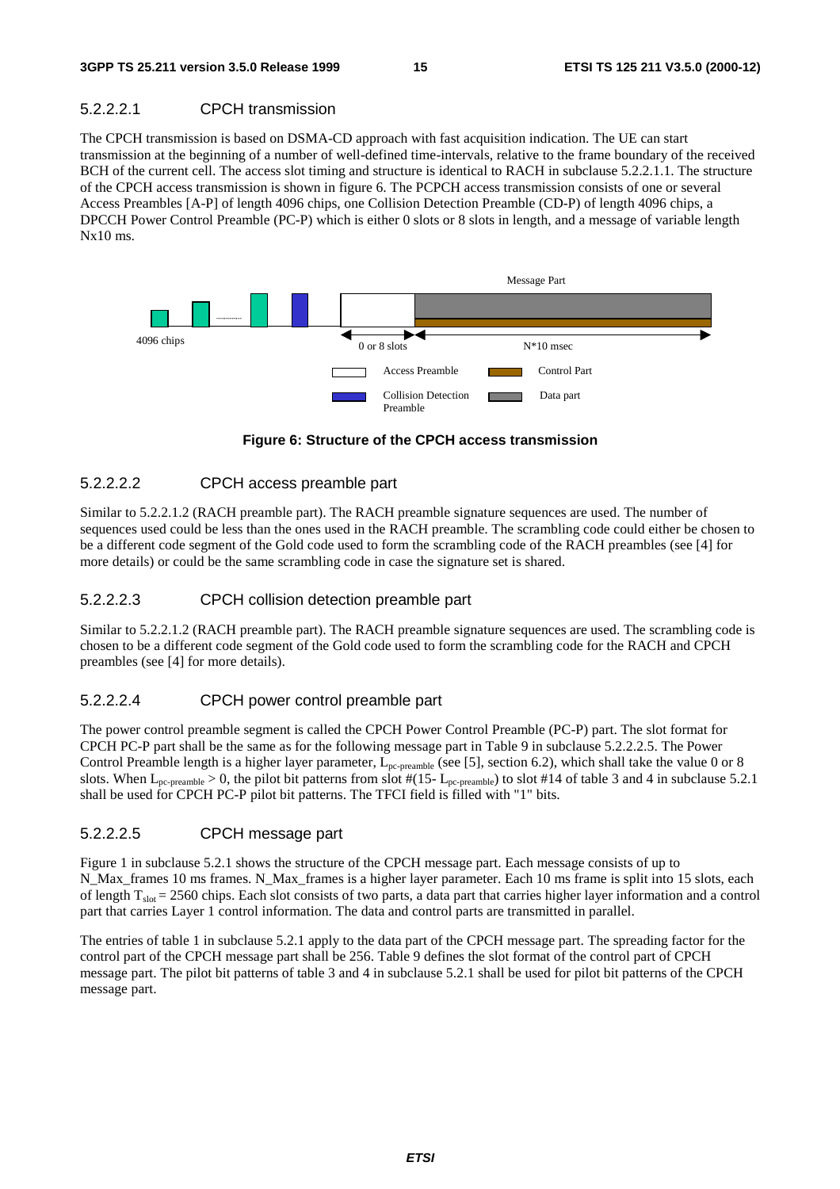#### 5.2.2.2.1 CPCH transmission

The CPCH transmission is based on DSMA-CD approach with fast acquisition indication. The UE can start transmission at the beginning of a number of well-defined time-intervals, relative to the frame boundary of the received BCH of the current cell. The access slot timing and structure is identical to RACH in subclause 5.2.2.1.1. The structure of the CPCH access transmission is shown in figure 6. The PCPCH access transmission consists of one or several Access Preambles [A-P] of length 4096 chips, one Collision Detection Preamble (CD-P) of length 4096 chips, a DPCCH Power Control Preamble (PC-P) which is either 0 slots or 8 slots in length, and a message of variable length Nx10 ms.

**Figure 6: Structure of the CPCH access transmission**

#### 5.2.2.2.2 CPCH access preamble part

Similar to 5.2.2.1.2 (RACH preamble part). The RACH preamble signature sequences are used. The number of sequences used could be less than the ones used in the RACH preamble. The scrambling code could either be chosen to be a different code segment of the Gold code used to form the scrambling code of the RACH preambles (see [4] for more details) or could be the same scrambling code in case the signature set is shared.

#### 5.2.2.2.3 CPCH collision detection preamble part

Similar to 5.2.2.1.2 (RACH preamble part). The RACH preamble signature sequences are used. The scrambling code is chosen to be a different code segment of the Gold code used to form the scrambling code for the RACH and CPCH preambles (see [4] for more details).

#### 5.2.2.2.4 CPCH power control preamble part

The power control preamble segment is called the CPCH Power Control Preamble (PC-P) part. The slot format for CPCH PC-P part shall be the same as for the following message part in Table 9 in subclause 5.2.2.2.5. The Power Control Preamble length is a higher layer parameter, $L_{pc\text{-}preamble}$ (see [5], section 6.2), which shall take the value 0 or 8 slots. When $L_{pc\text{-}preamble} > 0$, the pilot bit patterns from slot #$(15 - L_{pc\text{-}preamble})$ to slot #14 of table 3 and 4 in subclause 5.2.1 shall be used for CPCH PC-P pilot bit patterns. The TFCI field is filled with "1" bits.

#### 5.2.2.2.5 CPCH message part

Figure 1 in subclause 5.2.1 shows the structure of the CPCH message part. Each message consists of up to N_Max_frames 10 ms frames. N_Max_frames is a higher layer parameter. Each 10 ms frame is split into 15 slots, each of length $T_{slot}$ = 2560 chips. Each slot consists of two parts, a data part that carries higher layer information and a control part that carries Layer 1 control information. The data and control parts are transmitted in parallel.

The entries of table 1 in subclause 5.2.1 apply to the data part of the CPCH message part. The spreading factor for the control part of the CPCH message part shall be 256. Table 9 defines the slot format of the control part of CPCH message part. The pilot bit patterns of table 3 and 4 in subclause 5.2.1 shall be used for pilot bit patterns of the CPCH message part.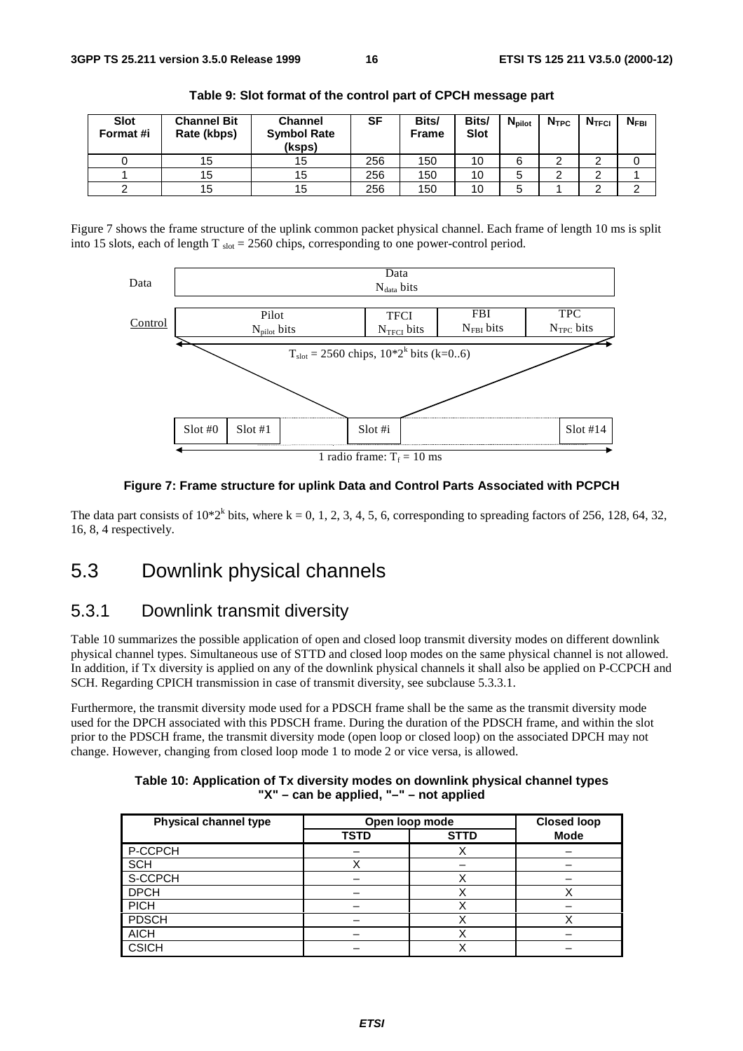**Table 9: Slot format of the control part of CPCH message part**

| Slot Format #i | Channel Bit Rate (kbps) | Channel Symbol Rate (ksps) | SF | Bits/ Frame | Bits/ Slot | $N_{pilot}$ | $N_{TPC}$ | $N_{TFCI}$ | $N_{FBI}$ |
|---|---|---|---|---|---|---|---|---|---|
| 0 | 15 | 15 | 256 | 150 | 10 | 6 | 2 | 2 | 0 |
| 1 | 15 | 15 | 256 | 150 | 10 | 5 | 2 | 2 | 1 |
| 2 | 15 | 15 | 256 | 150 | 10 | 5 | 1 | 2 | 2 |

Figure 7 shows the frame structure of the uplink common packet physical channel. Each frame of length 10 ms is split into 15 slots, each of length $T_{slot}$ = 2560 chips, corresponding to one power-control period.

Data: Data $N_{data}$ bits

Control: Pilot $N_{pilot}$ bits | TFCI $N_{TFCI}$ bits | FBI $N_{FBI}$ bits | TPC $N_{TPC}$ bits

$T_{slot}$ = 2560 chips, $10*2^k$ bits (k=0..6)

Slot #0 | Slot #1 | Slot #i | Slot #14

1 radio frame: $T_f$ = 10 ms

**Figure 7: Frame structure for uplink Data and Control Parts Associated with PCPCH**

The data part consists of $10*2^k$ bits, where k = 0, 1, 2, 3, 4, 5, 6, corresponding to spreading factors of 256, 128, 64, 32, 16, 8, 4 respectively.

# 5.3 Downlink physical channels

## 5.3.1 Downlink transmit diversity

Table 10 summarizes the possible application of open and closed loop transmit diversity modes on different downlink physical channel types. Simultaneous use of STTD and closed loop modes on the same physical channel is not allowed. In addition, if Tx diversity is applied on any of the downlink physical channels it shall also be applied on P-CCPCH and SCH. Regarding CPICH transmission in case of transmit diversity, see subclause 5.3.3.1.

Furthermore, the transmit diversity mode used for a PDSCH frame shall be the same as the transmit diversity mode used for the DPCH associated with this PDSCH frame. During the duration of the PDSCH frame, and within the slot prior to the PDSCH frame, the transmit diversity mode (open loop or closed loop) on the associated DPCH may not change. However, changing from closed loop mode 1 to mode 2 or vice versa, is allowed.

**Table 10: Application of Tx diversity modes on downlink physical channel types "X" – can be applied, "–" – not applied**

| Physical channel type | Open loop mode | | Closed loop Mode |
|---|---|---|---|
| | TSTD | STTD | |
| P-CCPCH | – | X | – |
| SCH | X | – | – |
| S-CCPCH | – | X | – |
| DPCH | – | X | X |
| PICH | – | X | – |
| PDSCH | – | X | X |
| AICH | – | X | – |
| CSICH | – | X | – |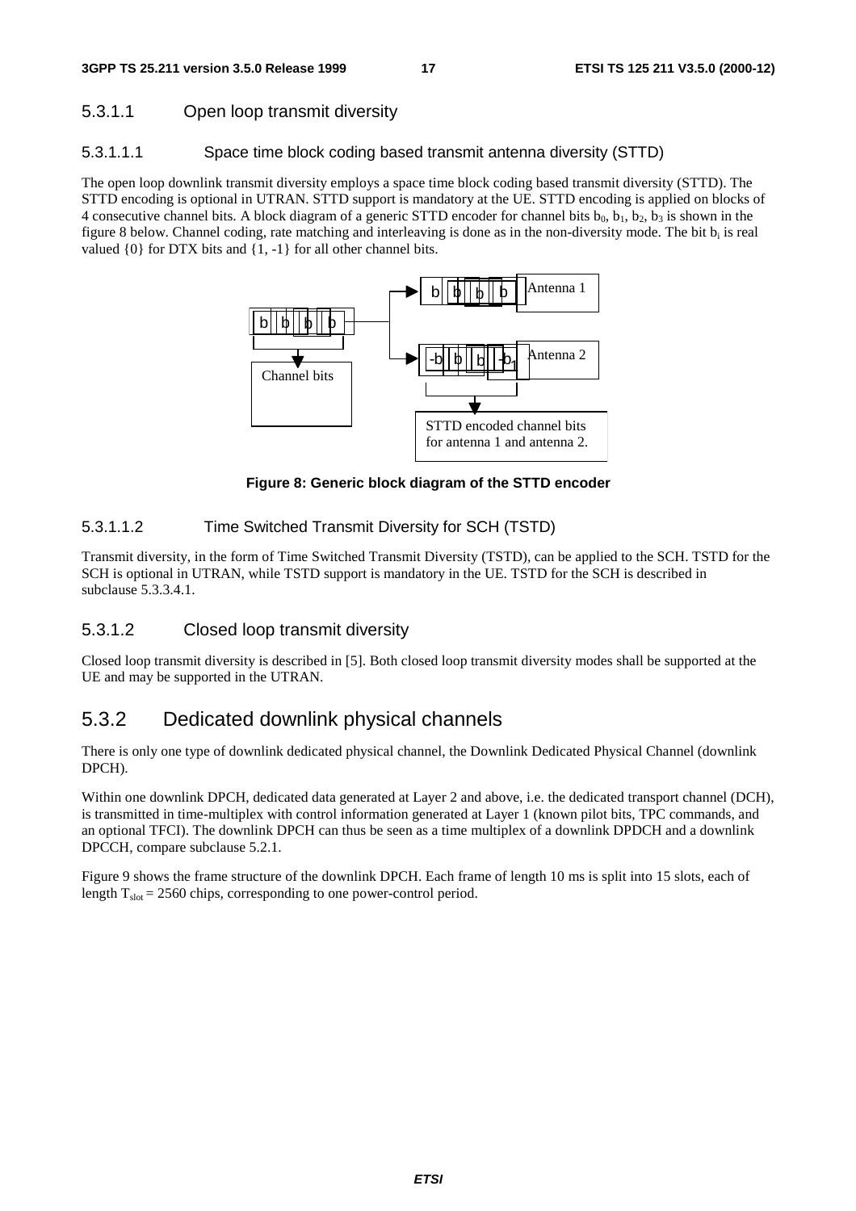#### 5.3.1.1 Open loop transmit diversity

##### 5.3.1.1.1 Space time block coding based transmit antenna diversity (STTD)

The open loop downlink transmit diversity employs a space time block coding based transmit diversity (STTD). The STTD encoding is optional in UTRAN. STTD support is mandatory at the UE. STTD encoding is applied on blocks of 4 consecutive channel bits. A block diagram of a generic STTD encoder for channel bits $b_0$, $b_1$, $b_2$, $b_3$ is shown in the figure 8 below. Channel coding, rate matching and interleaving is done as in the non-diversity mode. The bit $b_i$ is real valued {0} for DTX bits and {1, -1} for all other channel bits.

b b b b

Channel bits

b b b b Antenna 1

-b b b -b1 Antenna 2

STTD encoded channel bits for antenna 1 and antenna 2.

**Figure 8: Generic block diagram of the STTD encoder**

##### 5.3.1.1.2 Time Switched Transmit Diversity for SCH (TSTD)

Transmit diversity, in the form of Time Switched Transmit Diversity (TSTD), can be applied to the SCH. TSTD for the SCH is optional in UTRAN, while TSTD support is mandatory in the UE. TSTD for the SCH is described in subclause 5.3.3.4.1.

#### 5.3.1.2 Closed loop transmit diversity

Closed loop transmit diversity is described in [5]. Both closed loop transmit diversity modes shall be supported at the UE and may be supported in the UTRAN.

### 5.3.2 Dedicated downlink physical channels

There is only one type of downlink dedicated physical channel, the Downlink Dedicated Physical Channel (downlink DPCH).

Within one downlink DPCH, dedicated data generated at Layer 2 and above, i.e. the dedicated transport channel (DCH), is transmitted in time-multiplex with control information generated at Layer 1 (known pilot bits, TPC commands, and an optional TFCI). The downlink DPCH can thus be seen as a time multiplex of a downlink DPDCH and a downlink DPCCH, compare subclause 5.2.1.

Figure 9 shows the frame structure of the downlink DPCH. Each frame of length 10 ms is split into 15 slots, each of length $T_{slot}$ = 2560 chips, corresponding to one power-control period.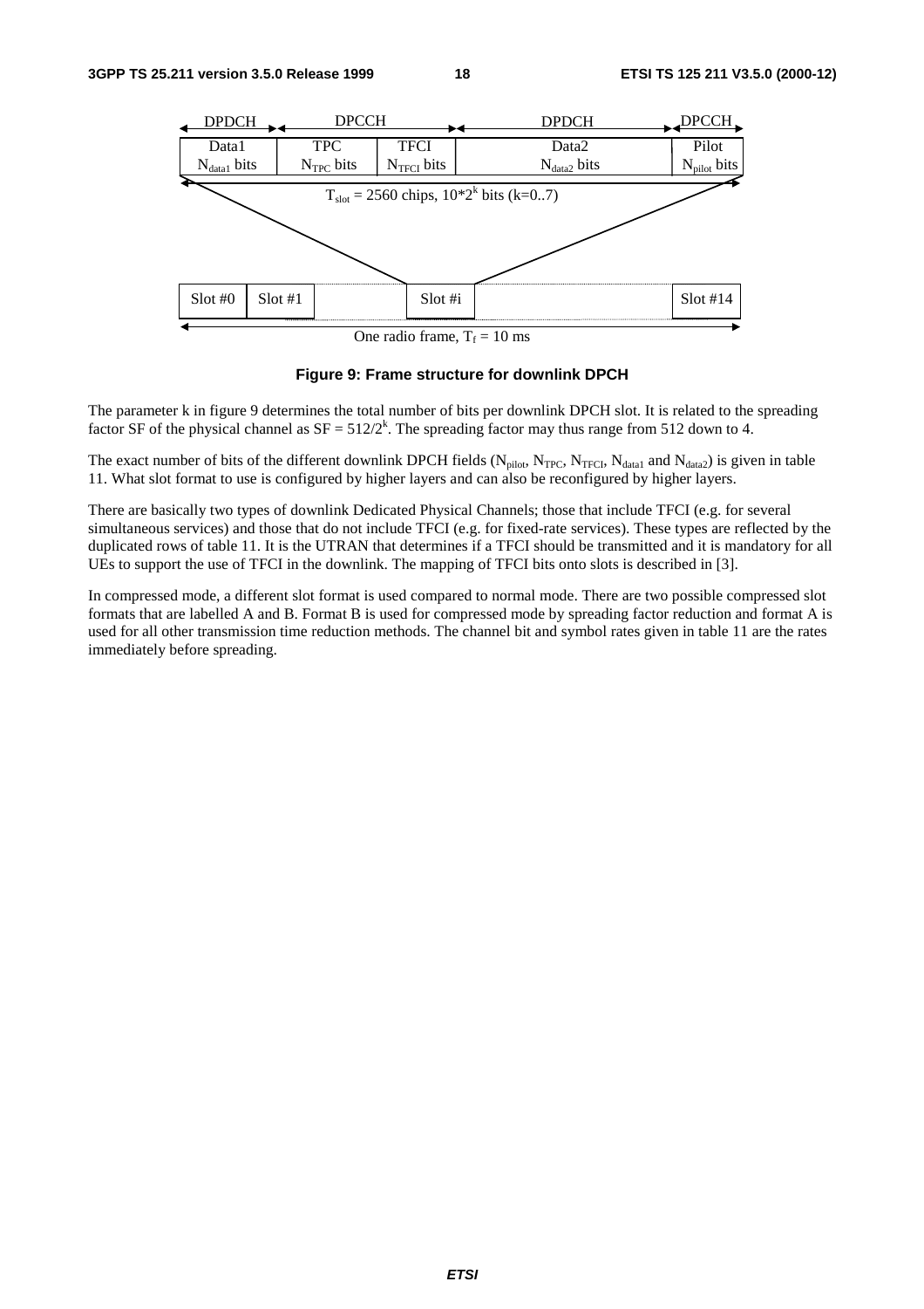**Figure 9: Frame structure for downlink DPCH**

The parameter k in figure 9 determines the total number of bits per downlink DPCH slot. It is related to the spreading factor SF of the physical channel as $SF = 512/2^k$. The spreading factor may thus range from 512 down to 4.

The exact number of bits of the different downlink DPCH fields ($N_{pilot}$, $N_{TPC}$, $N_{TFCI}$, $N_{data1}$ and $N_{data2}$) is given in table 11. What slot format to use is configured by higher layers and can also be reconfigured by higher layers.

There are basically two types of downlink Dedicated Physical Channels; those that include TFCI (e.g. for several simultaneous services) and those that do not include TFCI (e.g. for fixed-rate services). These types are reflected by the duplicated rows of table 11. It is the UTRAN that determines if a TFCI should be transmitted and it is mandatory for all UEs to support the use of TFCI in the downlink. The mapping of TFCI bits onto slots is described in [3].

In compressed mode, a different slot format is used compared to normal mode. There are two possible compressed slot formats that are labelled A and B. Format B is used for compressed mode by spreading factor reduction and format A is used for all other transmission time reduction methods. The channel bit and symbol rates given in table 11 are the rates immediately before spreading.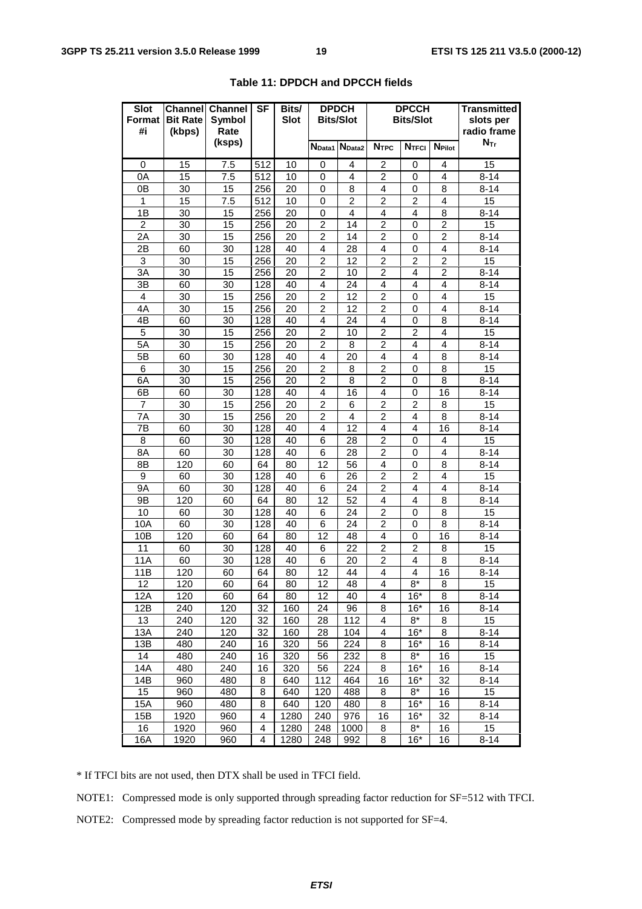**Table 11: DPDCH and DPCCH fields**

| Slot Format #i | Channel Bit Rate (kbps) | Channel Symbol Rate (ksps) | SF | Bits/ Slot | DPDCH Bits/Slot | | DPCCH Bits/Slot | | | Transmitted slots per radio frame |
|---|---|---|---|---|---|---|---|---|---|---|
| | | | | | $N_{Data1}$ | $N_{Data2}$ | $N_{TPC}$ | $N_{TFCI}$ | $N_{Pilot}$ | $N_{Tr}$ |
| 0 | 15 | 7.5 | 512 | 10 | 0 | 4 | 2 | 0 | 4 | 15 |
| 0A | 15 | 7.5 | 512 | 10 | 0 | 4 | 2 | 0 | 4 | 8-14 |
| 0B | 30 | 15 | 256 | 20 | 0 | 8 | 4 | 0 | 8 | 8-14 |
| 1 | 15 | 7.5 | 512 | 10 | 0 | 2 | 2 | 2 | 4 | 15 |
| 1B | 30 | 15 | 256 | 20 | 0 | 4 | 4 | 4 | 8 | 8-14 |
| 2 | 30 | 15 | 256 | 20 | 2 | 14 | 2 | 0 | 2 | 15 |
| 2A | 30 | 15 | 256 | 20 | 2 | 14 | 2 | 0 | 2 | 8-14 |
| 2B | 60 | 30 | 128 | 40 | 4 | 28 | 4 | 0 | 4 | 8-14 |
| 3 | 30 | 15 | 256 | 20 | 2 | 12 | 2 | 2 | 2 | 15 |
| 3A | 30 | 15 | 256 | 20 | 2 | 10 | 2 | 4 | 2 | 8-14 |
| 3B | 60 | 30 | 128 | 40 | 4 | 24 | 4 | 4 | 4 | 8-14 |
| 4 | 30 | 15 | 256 | 20 | 2 | 12 | 2 | 0 | 4 | 15 |
| 4A | 30 | 15 | 256 | 20 | 2 | 12 | 2 | 0 | 4 | 8-14 |
| 4B | 60 | 30 | 128 | 40 | 4 | 24 | 4 | 0 | 8 | 8-14 |
| 5 | 30 | 15 | 256 | 20 | 2 | 10 | 2 | 2 | 4 | 15 |
| 5A | 30 | 15 | 256 | 20 | 2 | 8 | 2 | 4 | 4 | 8-14 |
| 5B | 60 | 30 | 128 | 40 | 4 | 20 | 4 | 4 | 8 | 8-14 |
| 6 | 30 | 15 | 256 | 20 | 2 | 8 | 2 | 0 | 8 | 15 |
| 6A | 30 | 15 | 256 | 20 | 2 | 8 | 2 | 0 | 8 | 8-14 |
| 6B | 60 | 30 | 128 | 40 | 4 | 16 | 4 | 0 | 16 | 8-14 |
| 7 | 30 | 15 | 256 | 20 | 2 | 6 | 2 | 2 | 8 | 15 |
| 7A | 30 | 15 | 256 | 20 | 2 | 4 | 2 | 4 | 8 | 8-14 |
| 7B | 60 | 30 | 128 | 40 | 4 | 12 | 4 | 4 | 16 | 8-14 |
| 8 | 60 | 30 | 128 | 40 | 6 | 28 | 2 | 0 | 4 | 15 |
| 8A | 60 | 30 | 128 | 40 | 6 | 28 | 2 | 0 | 4 | 8-14 |
| 8B | 120 | 60 | 64 | 80 | 12 | 56 | 4 | 0 | 8 | 8-14 |
| 9 | 60 | 30 | 128 | 40 | 6 | 26 | 2 | 2 | 4 | 15 |
| 9A | 60 | 30 | 128 | 40 | 6 | 24 | 2 | 4 | 4 | 8-14 |
| 9B | 120 | 60 | 64 | 80 | 12 | 52 | 4 | 4 | 8 | 8-14 |
| 10 | 60 | 30 | 128 | 40 | 6 | 24 | 2 | 0 | 8 | 15 |
| 10A | 60 | 30 | 128 | 40 | 6 | 24 | 2 | 0 | 8 | 8-14 |
| 10B | 120 | 60 | 64 | 80 | 12 | 48 | 4 | 0 | 16 | 8-14 |
| 11 | 60 | 30 | 128 | 40 | 6 | 22 | 2 | 2 | 8 | 15 |
| 11A | 60 | 30 | 128 | 40 | 6 | 20 | 2 | 4 | 8 | 8-14 |
| 11B | 120 | 60 | 64 | 80 | 12 | 44 | 4 | 4 | 16 | 8-14 |
| 12 | 120 | 60 | 64 | 80 | 12 | 48 | 4 | 8* | 8 | 15 |
| 12A | 120 | 60 | 64 | 80 | 12 | 40 | 4 | 16* | 8 | 8-14 |
| 12B | 240 | 120 | 32 | 160 | 24 | 96 | 8 | 16* | 16 | 8-14 |
| 13 | 240 | 120 | 32 | 160 | 28 | 112 | 4 | 8* | 8 | 15 |
| 13A | 240 | 120 | 32 | 160 | 28 | 104 | 4 | 16* | 8 | 8-14 |
| 13B | 480 | 240 | 16 | 320 | 56 | 224 | 8 | 16* | 16 | 8-14 |
| 14 | 480 | 240 | 16 | 320 | 56 | 232 | 8 | 8* | 16 | 15 |
| 14A | 480 | 240 | 16 | 320 | 56 | 224 | 8 | 16* | 16 | 8-14 |
| 14B | 960 | 480 | 8 | 640 | 112 | 464 | 16 | 16* | 32 | 8-14 |
| 15 | 960 | 480 | 8 | 640 | 120 | 488 | 8 | 8* | 16 | 15 |
| 15A | 960 | 480 | 8 | 640 | 120 | 480 | 8 | 16* | 16 | 8-14 |
| 15B | 1920 | 960 | 4 | 1280 | 240 | 976 | 16 | 16* | 32 | 8-14 |
| 16 | 1920 | 960 | 4 | 1280 | 248 | 1000 | 8 | 8* | 16 | 15 |
| 16A | 1920 | 960 | 4 | 1280 | 248 | 992 | 8 | 16* | 16 | 8-14 |

* If TFCI bits are not used, then DTX shall be used in TFCI field.

NOTE1: Compressed mode is only supported through spreading factor reduction for SF=512 with TFCI.

NOTE2: Compressed mode by spreading factor reduction is not supported for SF=4.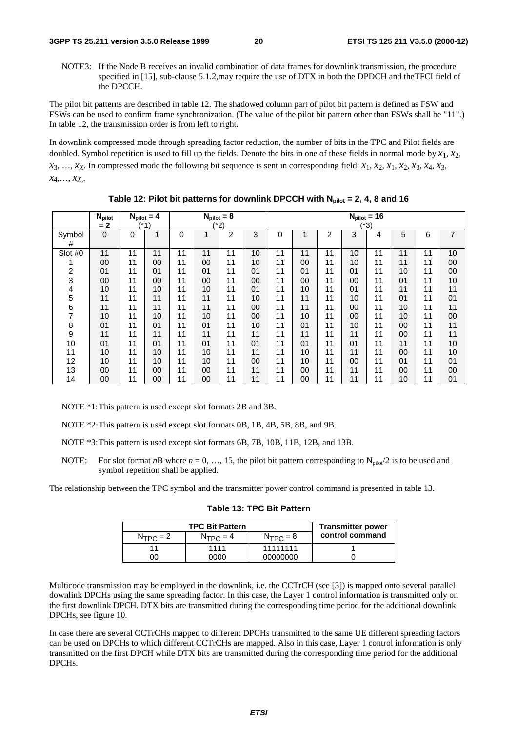NOTE3: If the Node B receives an invalid combination of data frames for downlink transmission, the procedure specified in [15], sub-clause 5.1.2,may require the use of DTX in both the DPDCH and theTFCI field of the DPCCH.

The pilot bit patterns are described in table 12. The shadowed column part of pilot bit pattern is defined as FSW and FSWs can be used to confirm frame synchronization. (The value of the pilot bit pattern other than FSWs shall be "11".) In table 12, the transmission order is from left to right.

In downlink compressed mode through spreading factor reduction, the number of bits in the TPC and Pilot fields are doubled. Symbol repetition is used to fill up the fields. Denote the bits in one of these fields in normal mode by $x_1$, $x_2$, $x_3$, …, $x_X$. In compressed mode the following bit sequence is sent in corresponding field: $x_1$, $x_2$, $x_1$, $x_2$, $x_3$, $x_4$, $x_3$, $x_4$,…, $x_X$,.

**Table 12: Pilot bit patterns for downlink DPCCH with $N_{pilot}$ = 2, 4, 8 and 16**

| | $N_{pilot}$ = 2 | $N_{pilot}$ = 4 (*1) | | $N_{pilot}$ = 8 (*2) | | | | $N_{pilot}$ = 16 (*3) | | | | | | | |
|---|---|---|---|---|---|---|---|---|---|---|---|---|---|---|---|
| Symbol # | 0 | 0 | 1 | 0 | 1 | 2 | 3 | 0 | 1 | 2 | 3 | 4 | 5 | 6 | 7 |
| Slot #0 | 11 | 11 | 11 | 11 | 11 | 11 | 10 | 11 | 11 | 11 | 10 | 11 | 11 | 11 | 10 |
| 1 | 00 | 11 | 00 | 11 | 00 | 11 | 10 | 11 | 00 | 11 | 10 | 11 | 11 | 11 | 00 |
| 2 | 01 | 11 | 01 | 11 | 01 | 11 | 01 | 11 | 01 | 11 | 01 | 11 | 10 | 11 | 00 |
| 3 | 00 | 11 | 00 | 11 | 00 | 11 | 00 | 11 | 00 | 11 | 00 | 11 | 01 | 11 | 10 |
| 4 | 10 | 11 | 10 | 11 | 10 | 11 | 01 | 11 | 10 | 11 | 01 | 11 | 11 | 11 | 11 |
| 5 | 11 | 11 | 11 | 11 | 11 | 11 | 10 | 11 | 11 | 11 | 10 | 11 | 01 | 11 | 01 |
| 6 | 11 | 11 | 11 | 11 | 11 | 11 | 00 | 11 | 11 | 11 | 00 | 11 | 10 | 11 | 11 |
| 7 | 10 | 11 | 10 | 11 | 10 | 11 | 00 | 11 | 10 | 11 | 00 | 11 | 10 | 11 | 00 |
| 8 | 01 | 11 | 01 | 11 | 01 | 11 | 10 | 11 | 01 | 11 | 10 | 11 | 00 | 11 | 11 |
| 9 | 11 | 11 | 11 | 11 | 11 | 11 | 11 | 11 | 11 | 11 | 11 | 11 | 00 | 11 | 11 |
| 10 | 01 | 11 | 01 | 11 | 01 | 11 | 01 | 11 | 01 | 11 | 01 | 11 | 11 | 11 | 10 |
| 11 | 10 | 11 | 10 | 11 | 10 | 11 | 11 | 11 | 10 | 11 | 11 | 11 | 00 | 11 | 10 |
| 12 | 10 | 11 | 10 | 11 | 10 | 11 | 00 | 11 | 10 | 11 | 00 | 11 | 01 | 11 | 01 |
| 13 | 00 | 11 | 00 | 11 | 00 | 11 | 11 | 11 | 00 | 11 | 11 | 11 | 00 | 11 | 00 |
| 14 | 00 | 11 | 00 | 11 | 00 | 11 | 11 | 11 | 00 | 11 | 11 | 11 | 10 | 11 | 01 |

NOTE *1: This pattern is used except slot formats 2B and 3B.

NOTE *2: This pattern is used except slot formats 0B, 1B, 4B, 5B, 8B, and 9B.

NOTE *3: This pattern is used except slot formats 6B, 7B, 10B, 11B, 12B, and 13B.

NOTE: For slot format *n*B where *n* = 0, …, 15, the pilot bit pattern corresponding to $N_{pilot}/2$ is to be used and symbol repetition shall be applied.

The relationship between the TPC symbol and the transmitter power control command is presented in table 13.

**Table 13: TPC Bit Pattern**

| TPC Bit Pattern | | | Transmitter power control command |
|---|---|---|---|
| $N_{TPC}$ = 2 | $N_{TPC}$ = 4 | $N_{TPC}$ = 8 | |
| 11 | 1111 | 11111111 | 1 |
| 00 | 0000 | 00000000 | 0 |

Multicode transmission may be employed in the downlink, i.e. the CCTrCH (see [3]) is mapped onto several parallel downlink DPCHs using the same spreading factor. In this case, the Layer 1 control information is transmitted only on the first downlink DPCH. DTX bits are transmitted during the corresponding time period for the additional downlink DPCHs, see figure 10.

In case there are several CCTrCHs mapped to different DPCHs transmitted to the same UE different spreading factors can be used on DPCHs to which different CCTrCHs are mapped. Also in this case, Layer 1 control information is only transmitted on the first DPCH while DTX bits are transmitted during the corresponding time period for the additional DPCHs.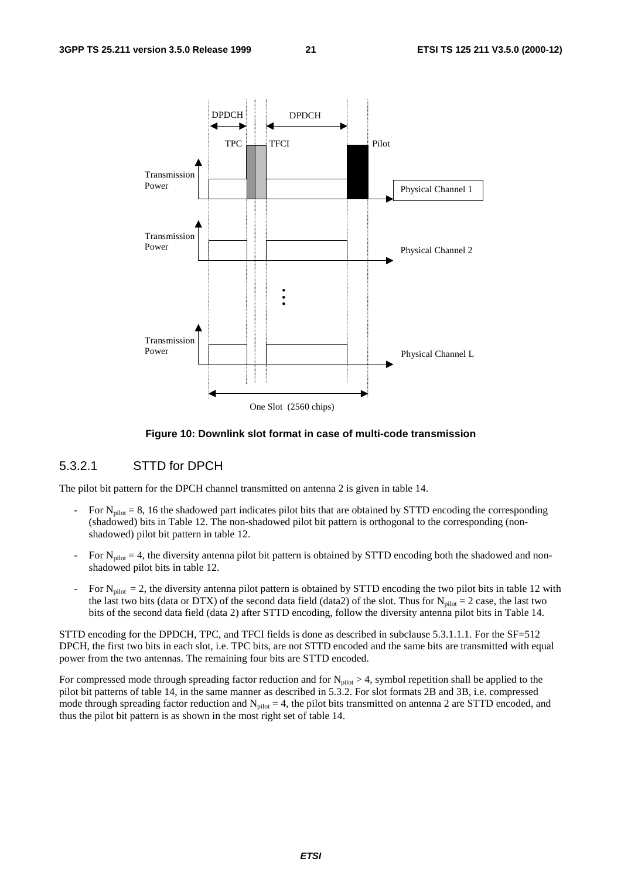Figure 10: Downlink slot format in case of multi-code transmission

### 5.3.2.1 STTD for DPCH

The pilot bit pattern for the DPCH channel transmitted on antenna 2 is given in table 14.

- For $N_{pilot}$ = 8, 16 the shadowed part indicates pilot bits that are obtained by STTD encoding the corresponding (shadowed) bits in Table 12. The non-shadowed pilot bit pattern is orthogonal to the corresponding (non-shadowed) pilot bit pattern in table 12.
- For $N_{pilot}$ = 4, the diversity antenna pilot bit pattern is obtained by STTD encoding both the shadowed and non-shadowed pilot bits in table 12.
- For $N_{pilot}$ = 2, the diversity antenna pilot pattern is obtained by STTD encoding the two pilot bits in table 12 with the last two bits (data or DTX) of the second data field (data2) of the slot. Thus for $N_{pilot}$ = 2 case, the last two bits of the second data field (data 2) after STTD encoding, follow the diversity antenna pilot bits in Table 14.

STTD encoding for the DPDCH, TPC, and TFCI fields is done as described in subclause 5.3.1.1.1. For the SF=512 DPCH, the first two bits in each slot, i.e. TPC bits, are not STTD encoded and the same bits are transmitted with equal power from the two antennas. The remaining four bits are STTD encoded.

For compressed mode through spreading factor reduction and for $N_{pilot} > 4$, symbol repetition shall be applied to the pilot bit patterns of table 14, in the same manner as described in 5.3.2. For slot formats 2B and 3B, i.e. compressed mode through spreading factor reduction and $N_{pilot}$ = 4, the pilot bits transmitted on antenna 2 are STTD encoded, and thus the pilot bit pattern is as shown in the most right set of table 14.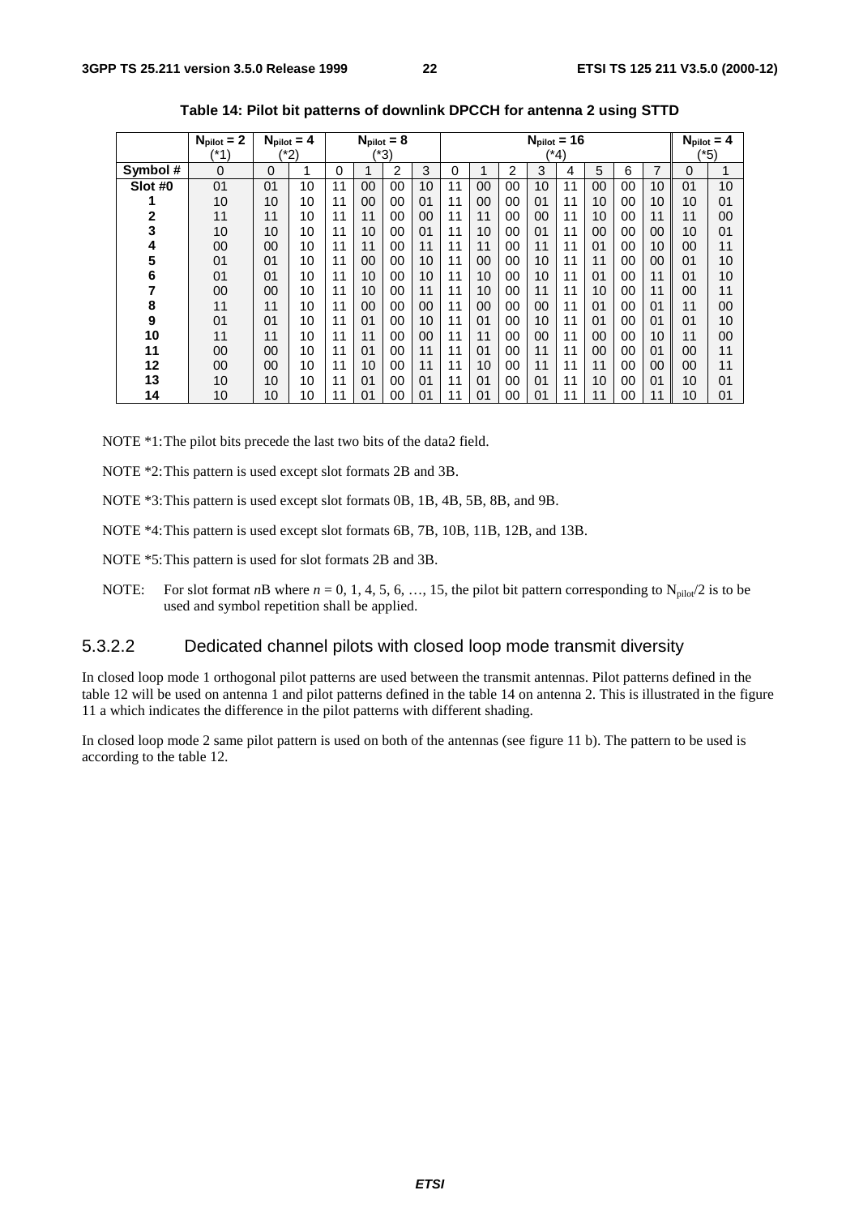**Table 14: Pilot bit patterns of downlink DPCCH for antenna 2 using STTD**

| | $N_{pilot}$ = 2 (*1) | $N_{pilot}$ = 4 (*2) | | $N_{pilot}$ = 8 (*3) | | | | $N_{pilot}$ = 16 (*4) | | | | | | | | $N_{pilot}$ = 4 (*5) | |
|---|---|---|---|---|---|---|---|---|---|---|---|---|---|---|---|---|---|
| **Symbol #** | 0 | 0 | 1 | 0 | 1 | 2 | 3 | 0 | 1 | 2 | 3 | 4 | 5 | 6 | 7 | 0 | 1 |
| **Slot #0** | 01 | 01 | 10 | 11 | 00 | 00 | 10 | 11 | 00 | 00 | 10 | 11 | 00 | 00 | 10 | 01 | 10 |
| **1** | 10 | 10 | 10 | 11 | 00 | 00 | 01 | 11 | 00 | 00 | 01 | 11 | 10 | 00 | 10 | 10 | 01 |
| **2** | 11 | 11 | 10 | 11 | 11 | 00 | 00 | 11 | 11 | 00 | 00 | 11 | 10 | 00 | 11 | 11 | 00 |
| **3** | 10 | 10 | 10 | 11 | 10 | 00 | 01 | 11 | 10 | 00 | 01 | 11 | 00 | 00 | 00 | 10 | 01 |
| **4** | 00 | 00 | 10 | 11 | 11 | 00 | 11 | 11 | 11 | 00 | 11 | 11 | 01 | 00 | 10 | 00 | 11 |
| **5** | 01 | 01 | 10 | 11 | 00 | 00 | 10 | 11 | 00 | 00 | 10 | 11 | 11 | 00 | 00 | 01 | 10 |
| **6** | 01 | 01 | 10 | 11 | 10 | 00 | 10 | 11 | 10 | 00 | 10 | 11 | 01 | 00 | 11 | 01 | 10 |
| **7** | 00 | 00 | 10 | 11 | 10 | 00 | 11 | 11 | 10 | 00 | 11 | 11 | 10 | 00 | 11 | 00 | 11 |
| **8** | 11 | 11 | 10 | 11 | 00 | 00 | 00 | 11 | 00 | 00 | 00 | 11 | 01 | 00 | 01 | 11 | 00 |
| **9** | 01 | 01 | 10 | 11 | 01 | 00 | 10 | 11 | 01 | 00 | 10 | 11 | 01 | 00 | 01 | 01 | 10 |
| **10** | 11 | 11 | 10 | 11 | 11 | 00 | 00 | 11 | 11 | 00 | 00 | 11 | 00 | 00 | 10 | 11 | 00 |
| **11** | 00 | 00 | 10 | 11 | 01 | 00 | 11 | 11 | 01 | 00 | 11 | 11 | 00 | 00 | 01 | 00 | 11 |
| **12** | 00 | 00 | 10 | 11 | 10 | 00 | 11 | 11 | 10 | 00 | 11 | 11 | 11 | 00 | 00 | 00 | 11 |
| **13** | 10 | 10 | 10 | 11 | 01 | 00 | 01 | 11 | 01 | 00 | 01 | 11 | 10 | 00 | 01 | 10 | 01 |
| **14** | 10 | 10 | 10 | 11 | 01 | 00 | 01 | 11 | 01 | 00 | 01 | 11 | 11 | 00 | 11 | 10 | 01 |

NOTE *1: The pilot bits precede the last two bits of the data2 field.

NOTE *2: This pattern is used except slot formats 2B and 3B.

NOTE *3: This pattern is used except slot formats 0B, 1B, 4B, 5B, 8B, and 9B.

NOTE *4: This pattern is used except slot formats 6B, 7B, 10B, 11B, 12B, and 13B.

NOTE *5: This pattern is used for slot formats 2B and 3B.

NOTE: For slot format *n*B where *n* = 0, 1, 4, 5, 6, …, 15, the pilot bit pattern corresponding to $N_{pilot}/2$ is to be used and symbol repetition shall be applied.

### 5.3.2.2 Dedicated channel pilots with closed loop mode transmit diversity

In closed loop mode 1 orthogonal pilot patterns are used between the transmit antennas. Pilot patterns defined in the table 12 will be used on antenna 1 and pilot patterns defined in the table 14 on antenna 2. This is illustrated in the figure 11 a which indicates the difference in the pilot patterns with different shading.

In closed loop mode 2 same pilot pattern is used on both of the antennas (see figure 11 b). The pattern to be used is according to the table 12.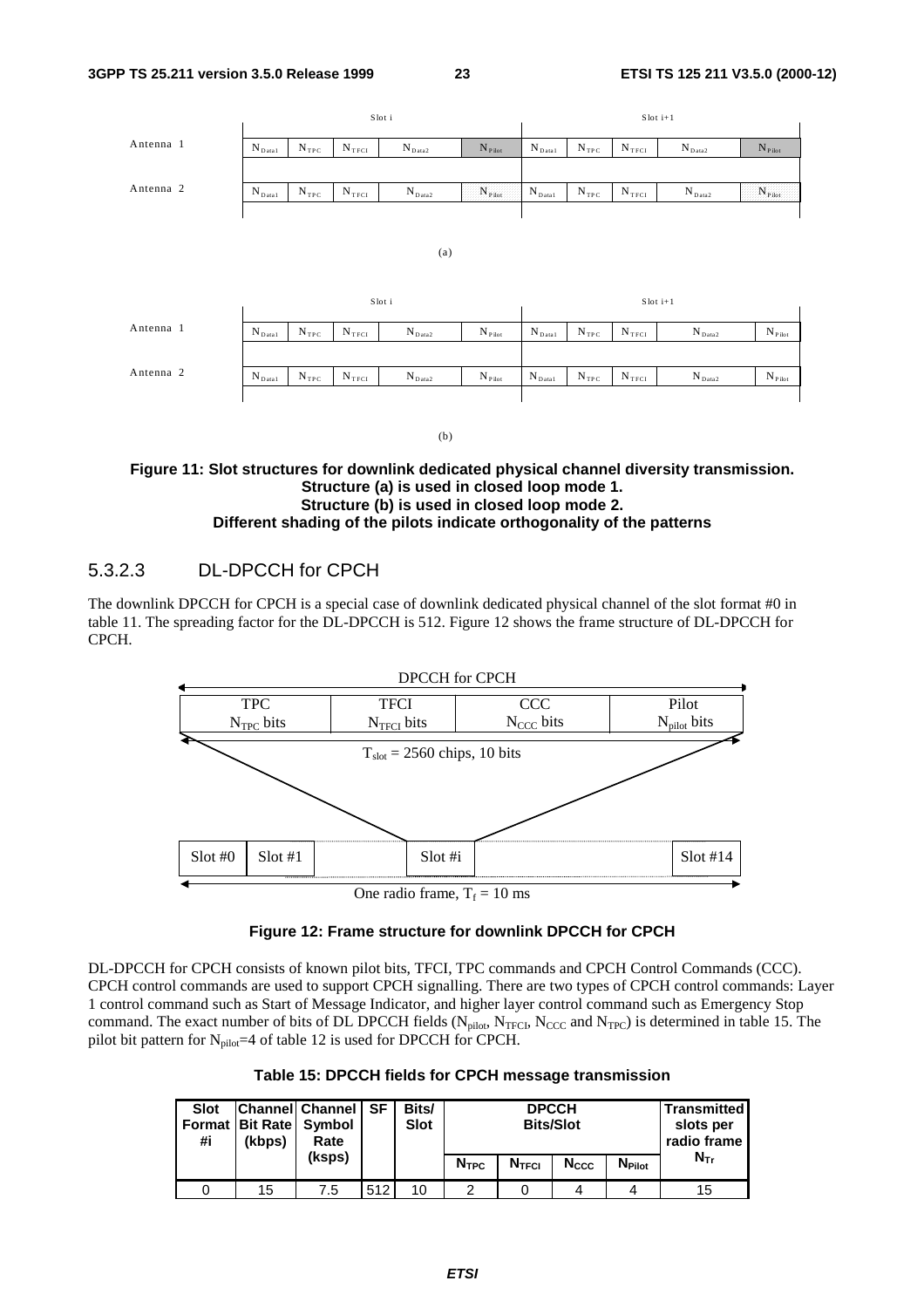Figure 11: Slot structures for downlink dedicated physical channel diversity transmission. Structure (a) is used in closed loop mode 1. Structure (b) is used in closed loop mode 2. Different shading of the pilots indicate orthogonality of the patterns

### 5.3.2.3 DL-DPCCH for CPCH

The downlink DPCCH for CPCH is a special case of downlink dedicated physical channel of the slot format #0 in table 11. The spreading factor for the DL-DPCCH is 512. Figure 12 shows the frame structure of DL-DPCCH for CPCH.

**Figure 12: Frame structure for downlink DPCCH for CPCH**

DL-DPCCH for CPCH consists of known pilot bits, TFCI, TPC commands and CPCH Control Commands (CCC). CPCH control commands are used to support CPCH signalling. There are two types of CPCH control commands: Layer 1 control command such as Start of Message Indicator, and higher layer control command such as Emergency Stop command. The exact number of bits of DL DPCCH fields ($N_{pilot}$, $N_{TFCI}$, $N_{CCC}$ and $N_{TPC}$) is determined in table 15. The pilot bit pattern for $N_{pilot}$=4 of table 12 is used for DPCCH for CPCH.

**Table 15: DPCCH fields for CPCH message transmission**

| Slot Format #i | Channel Bit Rate (kbps) | Channel Symbol Rate (ksps) | SF | Bits/ Slot | DPCCH Bits/Slot | | | | Transmitted slots per radio frame |
|---|---|---|---|---|---|---|---|---|---|
| | | | | | $N_{TPC}$ | $N_{TFCI}$ | $N_{CCC}$ | $N_{Pilot}$ | $N_{Tr}$ |
| 0 | 15 | 7.5 | 512 | 10 | 2 | 0 | 4 | 4 | 15 |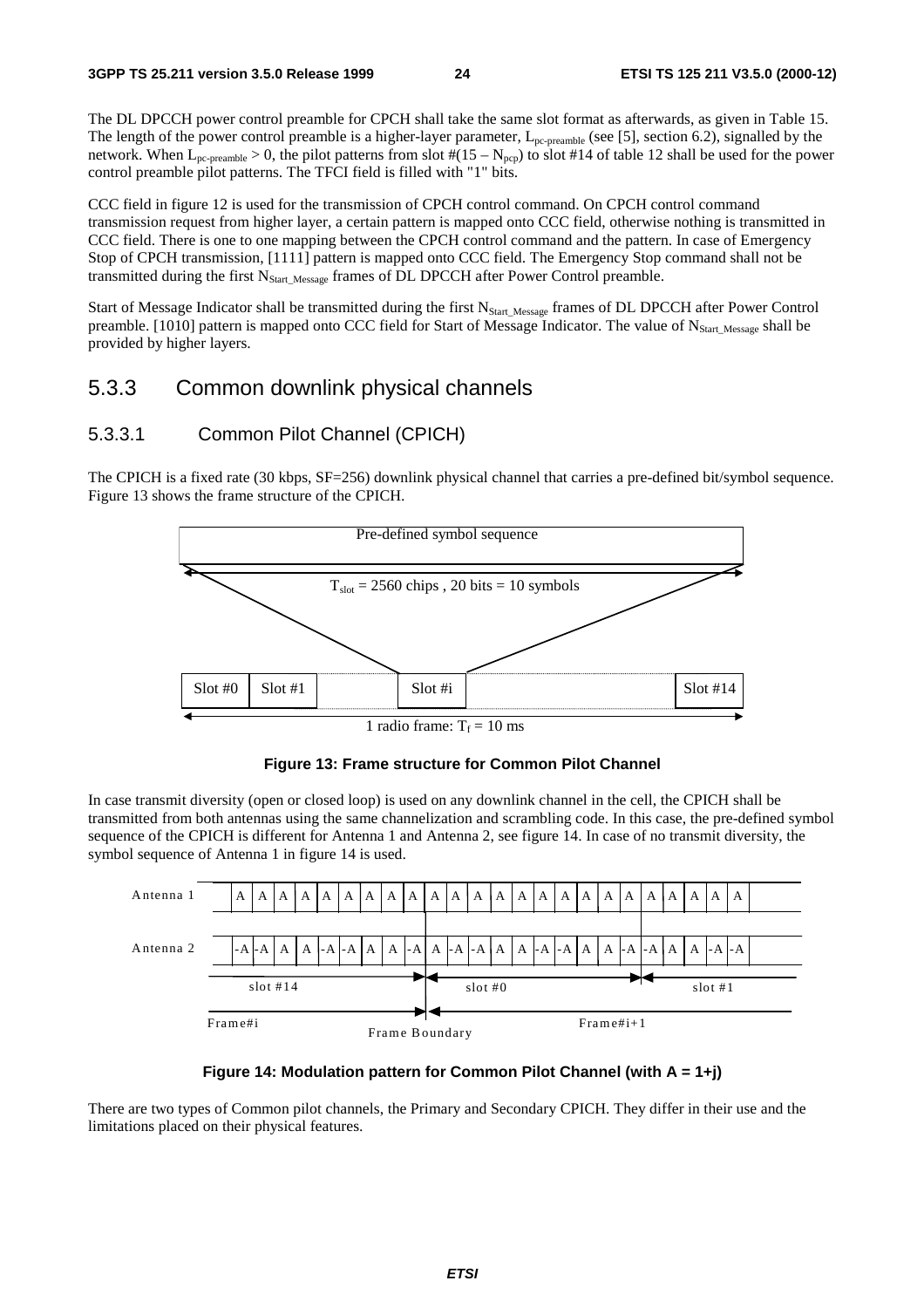The DL DPCCH power control preamble for CPCH shall take the same slot format as afterwards, as given in Table 15. The length of the power control preamble is a higher-layer parameter, $L_{pc\text{-}preamble}$ (see [5], section 6.2), signalled by the network. When $L_{pc\text{-}preamble} > 0$, the pilot patterns from slot #$(15 - N_{pcp})$ to slot #14 of table 12 shall be used for the power control preamble pilot patterns. The TFCI field is filled with "1" bits.

CCC field in figure 12 is used for the transmission of CPCH control command. On CPCH control command transmission request from higher layer, a certain pattern is mapped onto CCC field, otherwise nothing is transmitted in CCC field. There is one to one mapping between the CPCH control command and the pattern. In case of Emergency Stop of CPCH transmission, [1111] pattern is mapped onto CCC field. The Emergency Stop command shall not be transmitted during the first $N_{Start\_Message}$ frames of DL DPCCH after Power Control preamble.

Start of Message Indicator shall be transmitted during the first $N_{Start\_Message}$ frames of DL DPCCH after Power Control preamble. [1010] pattern is mapped onto CCC field for Start of Message Indicator. The value of $N_{Start\_Message}$ shall be provided by higher layers.

## 5.3.3 Common downlink physical channels

### 5.3.3.1 Common Pilot Channel (CPICH)

The CPICH is a fixed rate (30 kbps, SF=256) downlink physical channel that carries a pre-defined bit/symbol sequence. Figure 13 shows the frame structure of the CPICH.

Pre-defined symbol sequence

$T_{slot}$ = 2560 chips , 20 bits = 10 symbols

Slot #0 | Slot #1 | Slot #i | Slot #14

1 radio frame: $T_f$ = 10 ms

**Figure 13: Frame structure for Common Pilot Channel**

In case transmit diversity (open or closed loop) is used on any downlink channel in the cell, the CPICH shall be transmitted from both antennas using the same channelization and scrambling code. In this case, the pre-defined symbol sequence of the CPICH is different for Antenna 1 and Antenna 2, see figure 14. In case of no transmit diversity, the symbol sequence of Antenna 1 in figure 14 is used.

| | slot #14 | | | | | | | | | | slot #0 | | | | | | | | | | slot #1 | | | | |
|---|---|---|---|---|---|---|---|---|---|---|---|---|---|---|---|---|---|---|---|---|---|---|---|---|---|
| Antenna 1 | A | A | A | A | A | A | A | A | A | A | A | A | A | A | A | A | A | A | A | A | A | A | A | A | A |
| Antenna 2 | -A | -A | A | A | -A | -A | A | A | -A | A | -A | -A | A | A | -A | -A | A | A | -A | -A | A | A | -A | -A |

Frame#i | Frame Boundary | Frame#i+1

**Figure 14: Modulation pattern for Common Pilot Channel (with A = 1+j)**

There are two types of Common pilot channels, the Primary and Secondary CPICH. They differ in their use and the limitations placed on their physical features.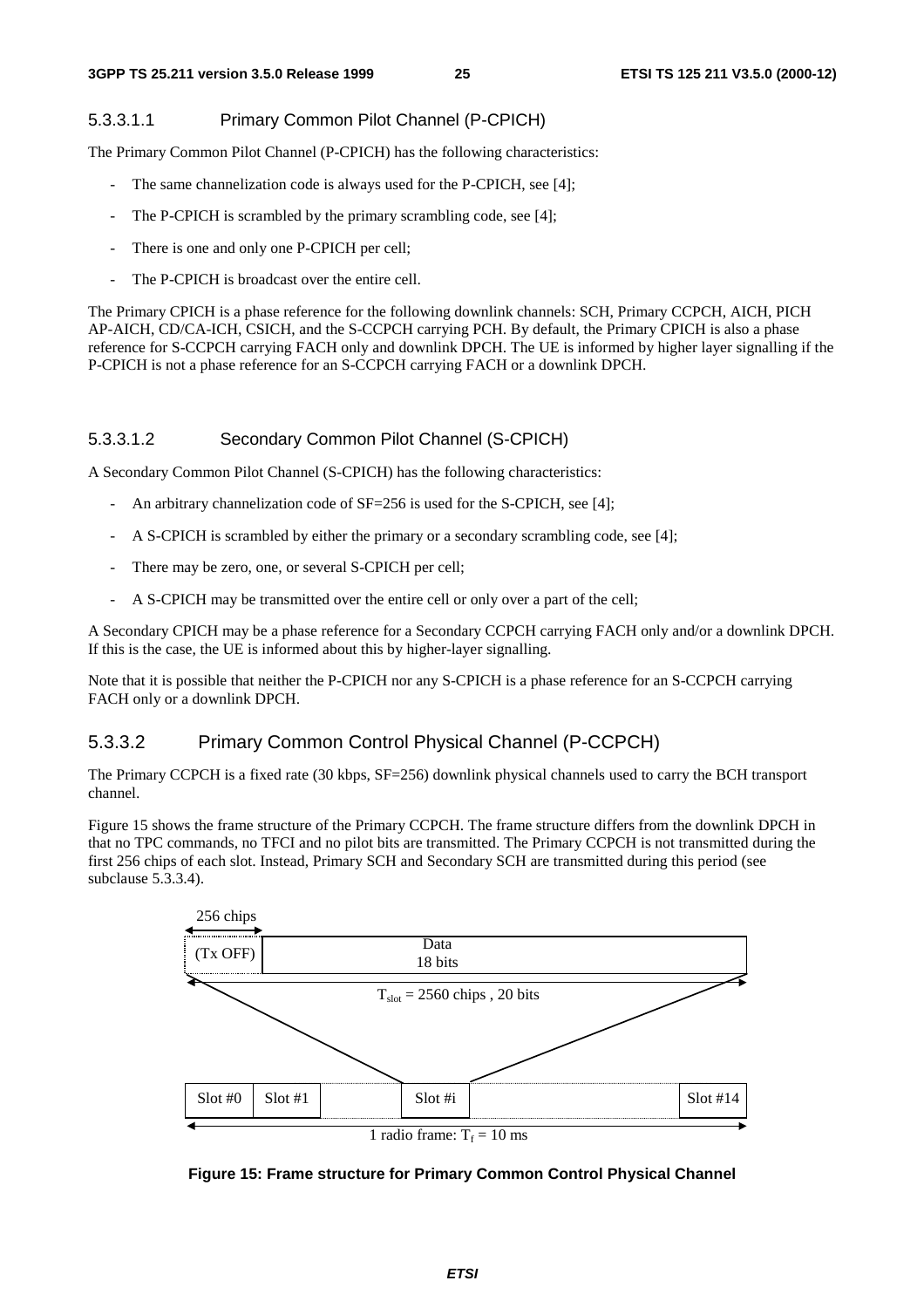#### 5.3.3.1.1 Primary Common Pilot Channel (P-CPICH)

The Primary Common Pilot Channel (P-CPICH) has the following characteristics:

- The same channelization code is always used for the P-CPICH, see [4];
- The P-CPICH is scrambled by the primary scrambling code, see [4];
- There is one and only one P-CPICH per cell;
- The P-CPICH is broadcast over the entire cell.

The Primary CPICH is a phase reference for the following downlink channels: SCH, Primary CCPCH, AICH, PICH AP-AICH, CD/CA-ICH, CSICH, and the S-CCPCH carrying PCH. By default, the Primary CPICH is also a phase reference for S-CCPCH carrying FACH only and downlink DPCH. The UE is informed by higher layer signalling if the P-CPICH is not a phase reference for an S-CCPCH carrying FACH or a downlink DPCH.

#### 5.3.3.1.2 Secondary Common Pilot Channel (S-CPICH)

A Secondary Common Pilot Channel (S-CPICH) has the following characteristics:

- An arbitrary channelization code of SF=256 is used for the S-CPICH, see [4];
- A S-CPICH is scrambled by either the primary or a secondary scrambling code, see [4];
- There may be zero, one, or several S-CPICH per cell;
- A S-CPICH may be transmitted over the entire cell or only over a part of the cell;

A Secondary CPICH may be a phase reference for a Secondary CCPCH carrying FACH only and/or a downlink DPCH. If this is the case, the UE is informed about this by higher-layer signalling.

Note that it is possible that neither the P-CPICH nor any S-CPICH is a phase reference for an S-CCPCH carrying FACH only or a downlink DPCH.

### 5.3.3.2 Primary Common Control Physical Channel (P-CCPCH)

The Primary CCPCH is a fixed rate (30 kbps, SF=256) downlink physical channels used to carry the BCH transport channel.

Figure 15 shows the frame structure of the Primary CCPCH. The frame structure differs from the downlink DPCH in that no TPC commands, no TFCI and no pilot bits are transmitted. The Primary CCPCH is not transmitted during the first 256 chips of each slot. Instead, Primary SCH and Secondary SCH are transmitted during this period (see subclause 5.3.3.4).

256 chips

(Tx OFF) | Data 18 bits

$T_{slot}$ = 2560 chips , 20 bits

Slot #0 | Slot #1 | Slot #i | Slot #14

1 radio frame: $T_f$ = 10 ms

**Figure 15: Frame structure for Primary Common Control Physical Channel**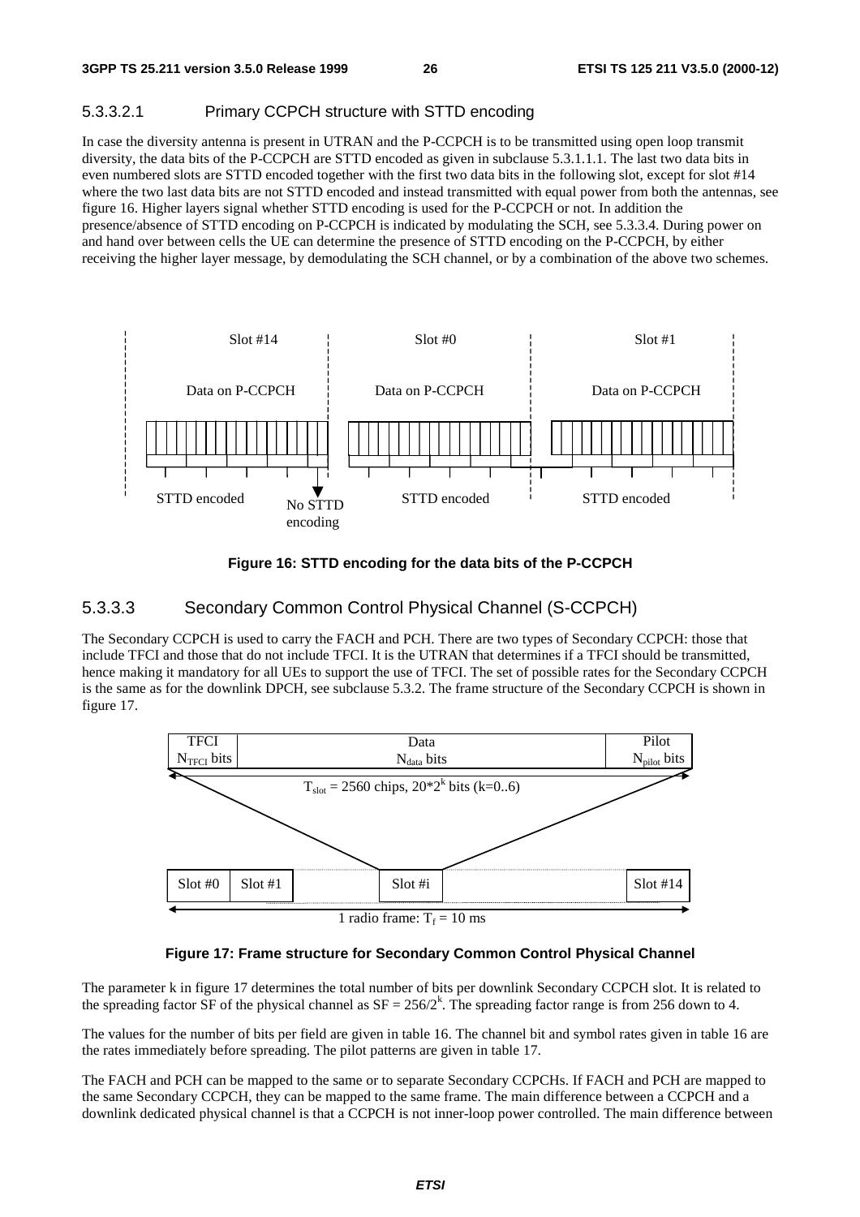#### 5.3.3.2.1 Primary CCPCH structure with STTD encoding

In case the diversity antenna is present in UTRAN and the P-CCPCH is to be transmitted using open loop transmit diversity, the data bits of the P-CCPCH are STTD encoded as given in subclause 5.3.1.1.1. The last two data bits in even numbered slots are STTD encoded together with the first two data bits in the following slot, except for slot #14 where the two last data bits are not STTD encoded and instead transmitted with equal power from both the antennas, see figure 16. Higher layers signal whether STTD encoding is used for the P-CCPCH or not. In addition the presence/absence of STTD encoding on P-CCPCH is indicated by modulating the SCH, see 5.3.3.4. During power on and hand over between cells the UE can determine the presence of STTD encoding on the P-CCPCH, by either receiving the higher layer message, by demodulating the SCH channel, or by a combination of the above two schemes.

Slot #14 | Slot #0 | Slot #1

Data on P-CCPCH | Data on P-CCPCH | Data on P-CCPCH

STTD encoded | No STTD encoding | STTD encoded | STTD encoded

**Figure 16: STTD encoding for the data bits of the P-CCPCH**

### 5.3.3.3 Secondary Common Control Physical Channel (S-CCPCH)

The Secondary CCPCH is used to carry the FACH and PCH. There are two types of Secondary CCPCH: those that include TFCI and those that do not include TFCI. It is the UTRAN that determines if a TFCI should be transmitted, hence making it mandatory for all UEs to support the use of TFCI. The set of possible rates for the Secondary CCPCH is the same as for the downlink DPCH, see subclause 5.3.2. The frame structure of the Secondary CCPCH is shown in figure 17.

TFCI $N_{TFCI}$ bits | Data $N_{data}$ bits | Pilot $N_{pilot}$ bits

$T_{slot}$ = 2560 chips, $20*2^k$ bits (k=0..6)

Slot #0 | Slot #1 | Slot #i | Slot #14

1 radio frame: $T_f$ = 10 ms

**Figure 17: Frame structure for Secondary Common Control Physical Channel**

The parameter k in figure 17 determines the total number of bits per downlink Secondary CCPCH slot. It is related to the spreading factor SF of the physical channel as $SF = 256/2^k$. The spreading factor range is from 256 down to 4.

The values for the number of bits per field are given in table 16. The channel bit and symbol rates given in table 16 are the rates immediately before spreading. The pilot patterns are given in table 17.

The FACH and PCH can be mapped to the same or to separate Secondary CCPCHs. If FACH and PCH are mapped to the same Secondary CCPCH, they can be mapped to the same frame. The main difference between a CCPCH and a downlink dedicated physical channel is that a CCPCH is not inner-loop power controlled. The main difference between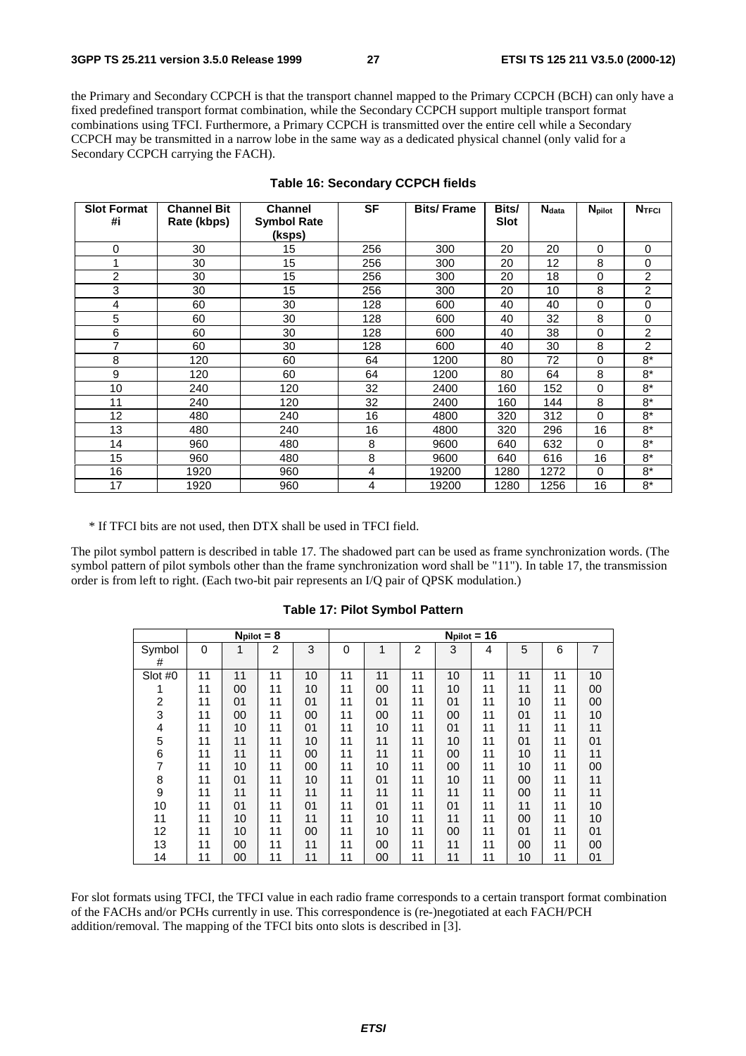the Primary and Secondary CCPCH is that the transport channel mapped to the Primary CCPCH (BCH) can only have a fixed predefined transport format combination, while the Secondary CCPCH support multiple transport format combinations using TFCI. Furthermore, a Primary CCPCH is transmitted over the entire cell while a Secondary CCPCH may be transmitted in a narrow lobe in the same way as a dedicated physical channel (only valid for a Secondary CCPCH carrying the FACH).

**Table 16: Secondary CCPCH fields**

| Slot Format #i | Channel Bit Rate (kbps) | Channel Symbol Rate (ksps) | SF | Bits/ Frame | Bits/ Slot | $N_{data}$ | $N_{pilot}$ | $N_{TFCI}$ |
|---|---|---|---|---|---|---|---|---|
| 0 | 30 | 15 | 256 | 300 | 20 | 20 | 0 | 0 |
| 1 | 30 | 15 | 256 | 300 | 20 | 12 | 8 | 0 |
| 2 | 30 | 15 | 256 | 300 | 20 | 18 | 0 | 2 |
| 3 | 30 | 15 | 256 | 300 | 20 | 10 | 8 | 2 |
| 4 | 60 | 30 | 128 | 600 | 40 | 40 | 0 | 0 |
| 5 | 60 | 30 | 128 | 600 | 40 | 32 | 8 | 0 |
| 6 | 60 | 30 | 128 | 600 | 40 | 38 | 0 | 2 |
| 7 | 60 | 30 | 128 | 600 | 40 | 30 | 8 | 2 |
| 8 | 120 | 60 | 64 | 1200 | 80 | 72 | 0 | 8* |
| 9 | 120 | 60 | 64 | 1200 | 80 | 64 | 8 | 8* |
| 10 | 240 | 120 | 32 | 2400 | 160 | 152 | 0 | 8* |
| 11 | 240 | 120 | 32 | 2400 | 160 | 144 | 8 | 8* |
| 12 | 480 | 240 | 16 | 4800 | 320 | 312 | 0 | 8* |
| 13 | 480 | 240 | 16 | 4800 | 320 | 296 | 16 | 8* |
| 14 | 960 | 480 | 8 | 9600 | 640 | 632 | 0 | 8* |
| 15 | 960 | 480 | 8 | 9600 | 640 | 616 | 16 | 8* |
| 16 | 1920 | 960 | 4 | 19200 | 1280 | 1272 | 0 | 8* |
| 17 | 1920 | 960 | 4 | 19200 | 1280 | 1256 | 16 | 8* |

\* If TFCI bits are not used, then DTX shall be used in TFCI field.

The pilot symbol pattern is described in table 17. The shadowed part can be used as frame synchronization words. (The symbol pattern of pilot symbols other than the frame synchronization word shall be "11"). In table 17, the transmission order is from left to right. (Each two-bit pair represents an I/Q pair of QPSK modulation.)

**Table 17: Pilot Symbol Pattern**

| | $N_{pilot} = 8$ | | | | $N_{pilot} = 16$ | | | | | | | |
|---|---|---|---|---|---|---|---|---|---|---|---|---|
| Symbol # | 0 | 1 | 2 | 3 | 0 | 1 | 2 | 3 | 4 | 5 | 6 | 7 |
| Slot #0 | 11 | 11 | 11 | 10 | 11 | 11 | 11 | 10 | 11 | 11 | 11 | 10 |
| 1 | 11 | 00 | 11 | 10 | 11 | 00 | 11 | 10 | 11 | 11 | 11 | 00 |
| 2 | 11 | 01 | 11 | 01 | 11 | 01 | 11 | 01 | 11 | 10 | 11 | 00 |
| 3 | 11 | 00 | 11 | 00 | 11 | 00 | 11 | 00 | 11 | 01 | 11 | 10 |
| 4 | 11 | 10 | 11 | 01 | 11 | 10 | 11 | 01 | 11 | 11 | 11 | 11 |
| 5 | 11 | 11 | 11 | 10 | 11 | 11 | 11 | 10 | 11 | 01 | 11 | 01 |
| 6 | 11 | 11 | 11 | 00 | 11 | 11 | 11 | 00 | 11 | 10 | 11 | 11 |
| 7 | 11 | 10 | 11 | 00 | 11 | 10 | 11 | 00 | 11 | 10 | 11 | 00 |
| 8 | 11 | 01 | 11 | 10 | 11 | 01 | 11 | 10 | 11 | 00 | 11 | 11 |
| 9 | 11 | 11 | 11 | 11 | 11 | 11 | 11 | 11 | 11 | 00 | 11 | 11 |
| 10 | 11 | 01 | 11 | 01 | 11 | 01 | 11 | 01 | 11 | 11 | 11 | 10 |
| 11 | 11 | 10 | 11 | 11 | 11 | 10 | 11 | 11 | 11 | 00 | 11 | 10 |
| 12 | 11 | 10 | 11 | 00 | 11 | 10 | 11 | 00 | 11 | 01 | 11 | 01 |
| 13 | 11 | 00 | 11 | 11 | 11 | 00 | 11 | 11 | 11 | 00 | 11 | 00 |
| 14 | 11 | 00 | 11 | 11 | 11 | 00 | 11 | 11 | 11 | 10 | 11 | 01 |

For slot formats using TFCI, the TFCI value in each radio frame corresponds to a certain transport format combination of the FACHs and/or PCHs currently in use. This correspondence is (re-)negotiated at each FACH/PCH addition/removal. The mapping of the TFCI bits onto slots is described in [3].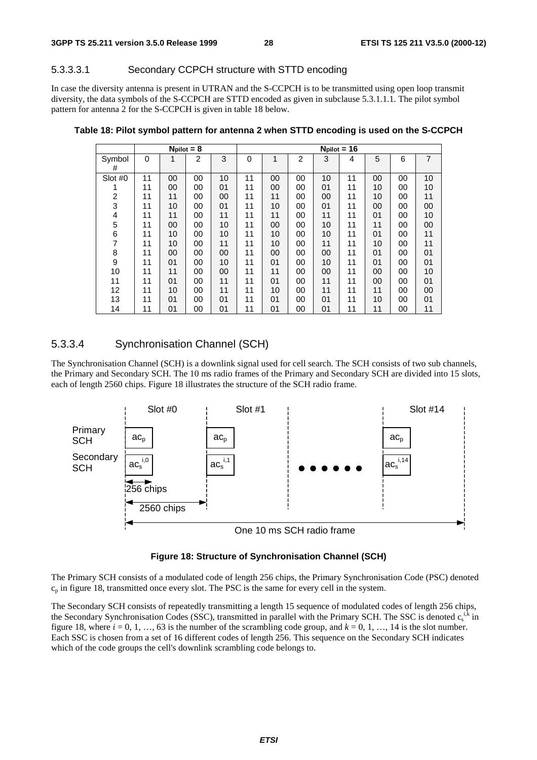#### 5.3.3.3.1 Secondary CCPCH structure with STTD encoding

In case the diversity antenna is present in UTRAN and the S-CCPCH is to be transmitted using open loop transmit diversity, the data symbols of the S-CCPCH are STTD encoded as given in subclause 5.3.1.1.1. The pilot symbol pattern for antenna 2 for the S-CCPCH is given in table 18 below.

**Table 18: Pilot symbol pattern for antenna 2 when STTD encoding is used on the S-CCPCH**

| | $N_{pilot}$ = 8 | | | | $N_{pilot}$ = 16 | | | | | | | |
|---|---|---|---|---|---|---|---|---|---|---|---|---|
| Symbol # | 0 | 1 | 2 | 3 | 0 | 1 | 2 | 3 | 4 | 5 | 6 | 7 |
| Slot #0 | 11 | 00 | 00 | 10 | 11 | 00 | 00 | 10 | 11 | 00 | 00 | 10 |
| 1 | 11 | 00 | 00 | 01 | 11 | 00 | 00 | 01 | 11 | 10 | 00 | 10 |
| 2 | 11 | 11 | 00 | 00 | 11 | 11 | 00 | 00 | 11 | 10 | 00 | 11 |
| 3 | 11 | 10 | 00 | 01 | 11 | 10 | 00 | 01 | 11 | 00 | 00 | 00 |
| 4 | 11 | 11 | 00 | 11 | 11 | 11 | 00 | 11 | 11 | 01 | 00 | 10 |
| 5 | 11 | 00 | 00 | 10 | 11 | 00 | 00 | 10 | 11 | 11 | 00 | 00 |
| 6 | 11 | 10 | 00 | 10 | 11 | 10 | 00 | 10 | 11 | 01 | 00 | 11 |
| 7 | 11 | 10 | 00 | 11 | 11 | 10 | 00 | 11 | 11 | 10 | 00 | 11 |
| 8 | 11 | 00 | 00 | 00 | 11 | 00 | 00 | 00 | 11 | 01 | 00 | 01 |
| 9 | 11 | 01 | 00 | 10 | 11 | 01 | 00 | 10 | 11 | 01 | 00 | 01 |
| 10 | 11 | 11 | 00 | 00 | 11 | 11 | 00 | 00 | 11 | 00 | 00 | 10 |
| 11 | 11 | 01 | 00 | 11 | 11 | 01 | 00 | 11 | 11 | 00 | 00 | 01 |
| 12 | 11 | 10 | 00 | 11 | 11 | 10 | 00 | 11 | 11 | 11 | 00 | 00 |
| 13 | 11 | 01 | 00 | 01 | 11 | 01 | 00 | 01 | 11 | 10 | 00 | 01 |
| 14 | 11 | 01 | 00 | 01 | 11 | 01 | 00 | 01 | 11 | 11 | 00 | 11 |

### 5.3.3.4 Synchronisation Channel (SCH)

The Synchronisation Channel (SCH) is a downlink signal used for cell search. The SCH consists of two sub channels, the Primary and Secondary SCH. The 10 ms radio frames of the Primary and Secondary SCH are divided into 15 slots, each of length 2560 chips. Figure 18 illustrates the structure of the SCH radio frame.

**Figure 18: Structure of Synchronisation Channel (SCH)**

The Primary SCH consists of a modulated code of length 256 chips, the Primary Synchronisation Code (PSC) denoted $c_p$ in figure 18, transmitted once every slot. The PSC is the same for every cell in the system.

The Secondary SCH consists of repeatedly transmitting a length 15 sequence of modulated codes of length 256 chips, the Secondary Synchronisation Codes (SSC), transmitted in parallel with the Primary SCH. The SSC is denoted $c_s^{i,k}$ in figure 18, where $i = 0, 1, \ldots, 63$ is the number of the scrambling code group, and $k = 0, 1, \ldots, 14$ is the slot number. Each SSC is chosen from a set of 16 different codes of length 256. This sequence on the Secondary SCH indicates which of the code groups the cell's downlink scrambling code belongs to.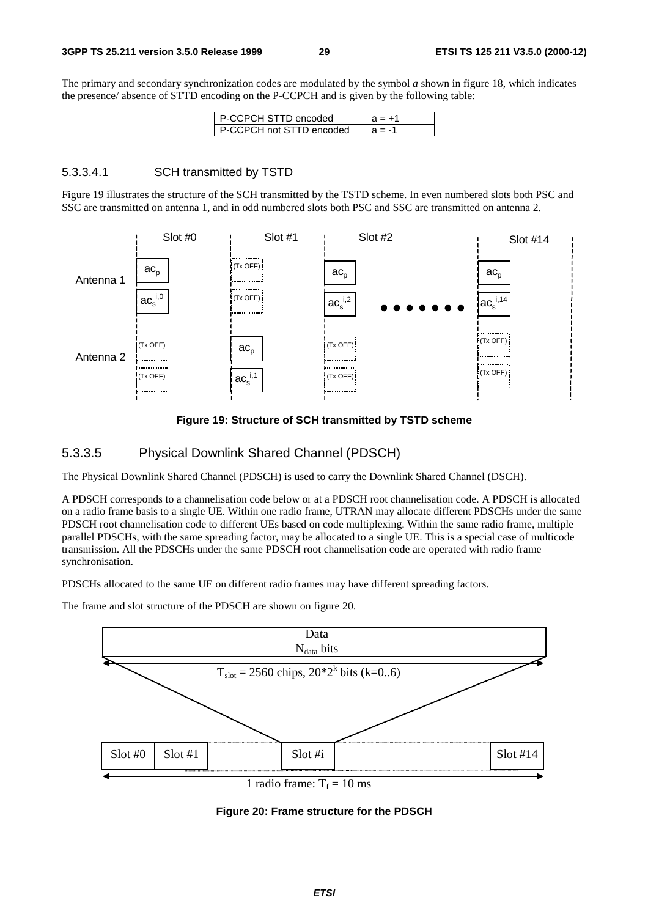The primary and secondary synchronization codes are modulated by the symbol *a* shown in figure 18, which indicates the presence/ absence of STTD encoding on the P-CCPCH and is given by the following table:

| P-CCPCH STTD encoded | a = +1 |
|---|---|
| P-CCPCH not STTD encoded | a = -1 |

#### 5.3.3.4.1 SCH transmitted by TSTD

Figure 19 illustrates the structure of the SCH transmitted by the TSTD scheme. In even numbered slots both PSC and SSC are transmitted on antenna 1, and in odd numbered slots both PSC and SSC are transmitted on antenna 2.

**Figure 19: Structure of SCH transmitted by TSTD scheme**

### 5.3.3.5 Physical Downlink Shared Channel (PDSCH)

The Physical Downlink Shared Channel (PDSCH) is used to carry the Downlink Shared Channel (DSCH).

A PDSCH corresponds to a channelisation code below or at a PDSCH root channelisation code. A PDSCH is allocated on a radio frame basis to a single UE. Within one radio frame, UTRAN may allocate different PDSCHs under the same PDSCH root channelisation code to different UEs based on code multiplexing. Within the same radio frame, multiple parallel PDSCHs, with the same spreading factor, may be allocated to a single UE. This is a special case of multicode transmission. All the PDSCHs under the same PDSCH root channelisation code are operated with radio frame synchronisation.

PDSCHs allocated to the same UE on different radio frames may have different spreading factors.

The frame and slot structure of the PDSCH are shown on figure 20.

**Figure 20: Frame structure for the PDSCH**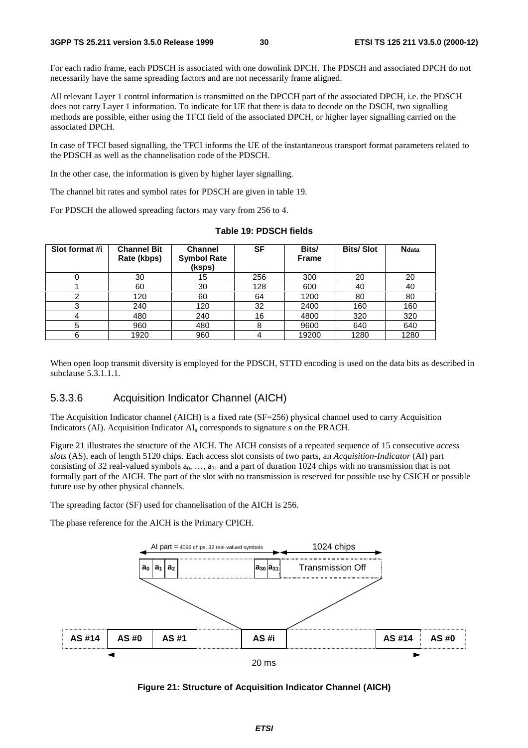For each radio frame, each PDSCH is associated with one downlink DPCH. The PDSCH and associated DPCH do not necessarily have the same spreading factors and are not necessarily frame aligned.

All relevant Layer 1 control information is transmitted on the DPCCH part of the associated DPCH, i.e. the PDSCH does not carry Layer 1 information. To indicate for UE that there is data to decode on the DSCH, two signalling methods are possible, either using the TFCI field of the associated DPCH, or higher layer signalling carried on the associated DPCH.

In case of TFCI based signalling, the TFCI informs the UE of the instantaneous transport format parameters related to the PDSCH as well as the channelisation code of the PDSCH.

In the other case, the information is given by higher layer signalling.

The channel bit rates and symbol rates for PDSCH are given in table 19.

For PDSCH the allowed spreading factors may vary from 256 to 4.

**Table 19: PDSCH fields**

| Slot format #i | Channel Bit Rate (kbps) | Channel Symbol Rate (ksps) | SF | Bits/ Frame | Bits/ Slot | $N_{data}$ |
|---|---|---|---|---|---|---|
| 0 | 30 | 15 | 256 | 300 | 20 | 20 |
| 1 | 60 | 30 | 128 | 600 | 40 | 40 |
| 2 | 120 | 60 | 64 | 1200 | 80 | 80 |
| 3 | 240 | 120 | 32 | 2400 | 160 | 160 |
| 4 | 480 | 240 | 16 | 4800 | 320 | 320 |
| 5 | 960 | 480 | 8 | 9600 | 640 | 640 |
| 6 | 1920 | 960 | 4 | 19200 | 1280 | 1280 |

When open loop transmit diversity is employed for the PDSCH, STTD encoding is used on the data bits as described in subclause 5.3.1.1.1.

### 5.3.3.6 Acquisition Indicator Channel (AICH)

The Acquisition Indicator channel (AICH) is a fixed rate (SF=256) physical channel used to carry Acquisition Indicators (AI). Acquisition Indicator $AI_s$ corresponds to signature s on the PRACH.

Figure 21 illustrates the structure of the AICH. The AICH consists of a repeated sequence of 15 consecutive *access slots* (AS), each of length 5120 chips. Each access slot consists of two parts, an *Acquisition-Indicator* (AI) part consisting of 32 real-valued symbols $a_0$, …, $a_{31}$ and a part of duration 1024 chips with no transmission that is not formally part of the AICH. The part of the slot with no transmission is reserved for possible use by CSICH or possible future use by other physical channels.

The spreading factor (SF) used for channelisation of the AICH is 256.

The phase reference for the AICH is the Primary CPICH.

AI part = 4096 chips, 32 real-valued symbols | 1024 chips

$a_0$ $a_1$ $a_2$ … $a_{30}$ $a_{31}$ | Transmission Off

AS #14 | AS #0 | AS #1 | … | AS #i | … | AS #14 | AS #0

20 ms

**Figure 21: Structure of Acquisition Indicator Channel (AICH)**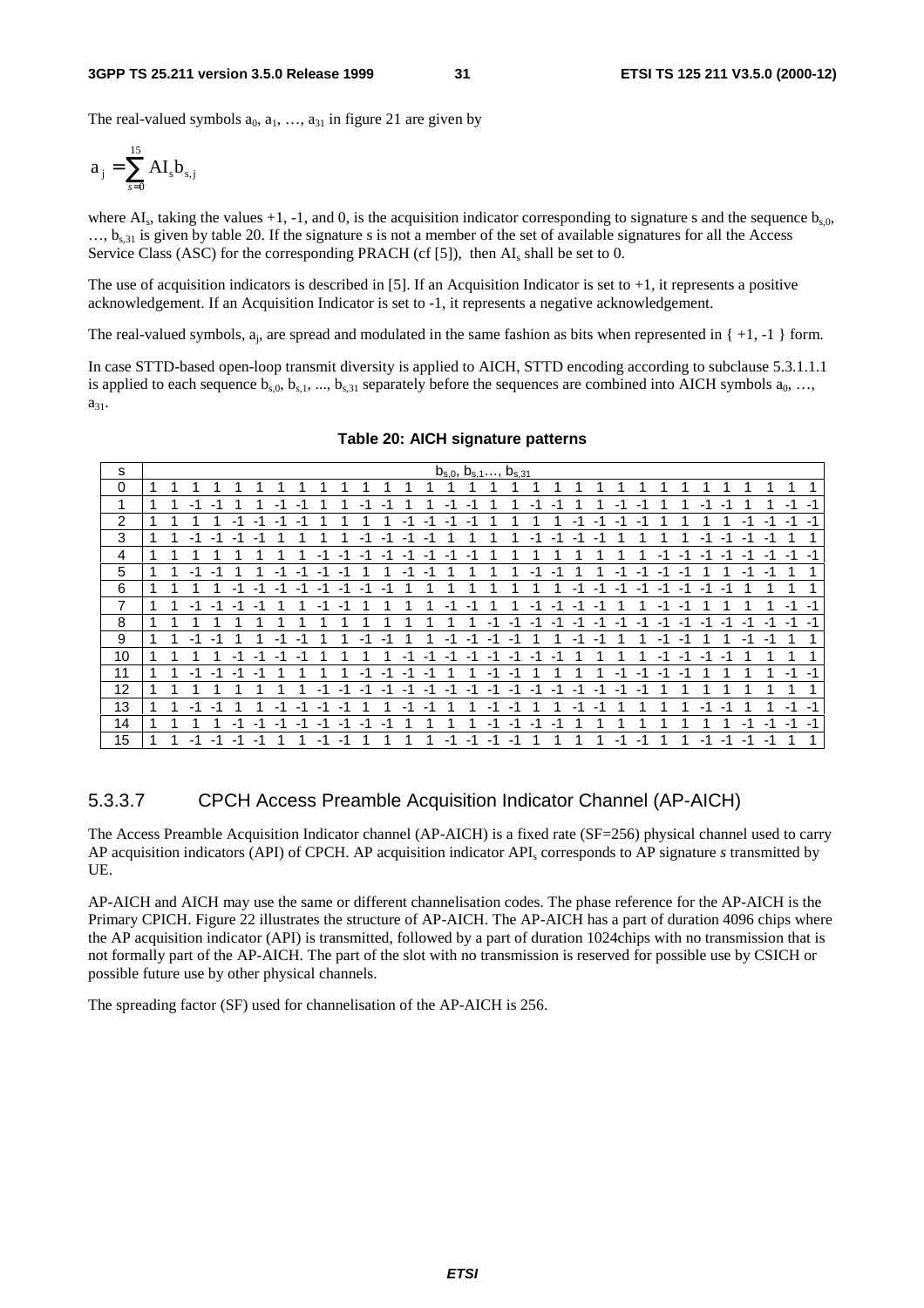The real-valued symbols $a_0$, $a_1$, …, $a_{31}$ in figure 21 are given by

$$a_j = \sum_{s=0}^{15} AI_s b_{s,j}$$

where $AI_s$, taking the values +1, -1, and 0, is the acquisition indicator corresponding to signature s and the sequence $b_{s,0}$, …, $b_{s,31}$ is given by table 20. If the signature s is not a member of the set of available signatures for all the Access Service Class (ASC) for the corresponding PRACH (cf [5]), then $AI_s$ shall be set to 0.

The use of acquisition indicators is described in [5]. If an Acquisition Indicator is set to +1, it represents a positive acknowledgement. If an Acquisition Indicator is set to -1, it represents a negative acknowledgement.

The real-valued symbols, $a_j$, are spread and modulated in the same fashion as bits when represented in { +1, -1 } form.

In case STTD-based open-loop transmit diversity is applied to AICH, STTD encoding according to subclause 5.3.1.1.1 is applied to each sequence $b_{s,0}$, $b_{s,1}$, ..., $b_{s,31}$ separately before the sequences are combined into AICH symbols $a_0$, …, $a_{31}$.

**Table 20: AICH signature patterns**

| s | $b_{s,0}, b_{s,1}…, b_{s,31}$ | | | | | | | | | | | | | | | | | | | | | | | | | | | | | | | |
|---|---|---|---|---|---|---|---|---|---|---|---|---|---|---|---|---|---|---|---|---|---|---|---|---|---|---|---|---|---|---|---|---|
| 0 | 1 | 1 | 1 | 1 | 1 | 1 | 1 | 1 | 1 | 1 | 1 | 1 | 1 | 1 | 1 | 1 | 1 | 1 | 1 | 1 | 1 | 1 | 1 | 1 | 1 | 1 | 1 | 1 | 1 | 1 | 1 | 1 |
| 1 | 1 | 1 | -1 | -1 | 1 | 1 | -1 | -1 | 1 | 1 | -1 | -1 | 1 | 1 | -1 | -1 | 1 | 1 | -1 | -1 | 1 | 1 | -1 | -1 | 1 | 1 | -1 | -1 | 1 | 1 | -1 | -1 |
| 2 | 1 | 1 | 1 | 1 | -1 | -1 | -1 | -1 | 1 | 1 | 1 | 1 | -1 | -1 | -1 | -1 | 1 | 1 | 1 | 1 | -1 | -1 | -1 | -1 | 1 | 1 | 1 | 1 | -1 | -1 | -1 | -1 |
| 3 | 1 | 1 | -1 | -1 | -1 | -1 | 1 | 1 | 1 | 1 | -1 | -1 | -1 | -1 | 1 | 1 | 1 | 1 | -1 | -1 | -1 | -1 | 1 | 1 | 1 | 1 | -1 | -1 | -1 | -1 | 1 | 1 |
| 4 | 1 | 1 | 1 | 1 | 1 | 1 | 1 | 1 | -1 | -1 | -1 | -1 | -1 | -1 | -1 | -1 | 1 | 1 | 1 | 1 | 1 | 1 | 1 | 1 | -1 | -1 | -1 | -1 | -1 | -1 | -1 | -1 |
| 5 | 1 | 1 | -1 | -1 | 1 | 1 | -1 | -1 | -1 | -1 | 1 | 1 | -1 | -1 | 1 | 1 | 1 | 1 | -1 | -1 | 1 | 1 | -1 | -1 | -1 | -1 | 1 | 1 | -1 | -1 | 1 | 1 |
| 6 | 1 | 1 | 1 | 1 | -1 | -1 | -1 | -1 | -1 | -1 | -1 | -1 | 1 | 1 | 1 | 1 | 1 | 1 | 1 | 1 | -1 | -1 | -1 | -1 | -1 | -1 | -1 | -1 | 1 | 1 | 1 | 1 |
| 7 | 1 | 1 | -1 | -1 | -1 | -1 | 1 | 1 | -1 | -1 | 1 | 1 | 1 | 1 | -1 | -1 | 1 | 1 | -1 | -1 | -1 | -1 | 1 | 1 | -1 | -1 | 1 | 1 | 1 | 1 | -1 | -1 |
| 8 | 1 | 1 | 1 | 1 | 1 | 1 | 1 | 1 | 1 | 1 | 1 | 1 | 1 | 1 | 1 | 1 | -1 | -1 | -1 | -1 | -1 | -1 | -1 | -1 | -1 | -1 | -1 | -1 | -1 | -1 | -1 | -1 |
| 9 | 1 | 1 | -1 | -1 | 1 | 1 | -1 | -1 | 1 | 1 | -1 | -1 | 1 | 1 | -1 | -1 | -1 | -1 | 1 | 1 | -1 | -1 | 1 | 1 | -1 | -1 | 1 | 1 | -1 | -1 | 1 | 1 |
| 10 | 1 | 1 | 1 | 1 | -1 | -1 | -1 | -1 | 1 | 1 | 1 | 1 | -1 | -1 | -1 | -1 | -1 | -1 | -1 | -1 | 1 | 1 | 1 | 1 | -1 | -1 | -1 | -1 | 1 | 1 | 1 | 1 |
| 11 | 1 | 1 | -1 | -1 | -1 | -1 | 1 | 1 | 1 | 1 | -1 | -1 | -1 | -1 | 1 | 1 | -1 | -1 | 1 | 1 | 1 | 1 | -1 | -1 | -1 | -1 | 1 | 1 | 1 | 1 | -1 | -1 |
| 12 | 1 | 1 | 1 | 1 | 1 | 1 | 1 | 1 | -1 | -1 | -1 | -1 | -1 | -1 | -1 | -1 | -1 | -1 | -1 | -1 | -1 | -1 | -1 | -1 | 1 | 1 | 1 | 1 | 1 | 1 | 1 | 1 |
| 13 | 1 | 1 | -1 | -1 | 1 | 1 | -1 | -1 | -1 | -1 | 1 | 1 | -1 | -1 | 1 | 1 | -1 | -1 | 1 | 1 | -1 | -1 | 1 | 1 | 1 | 1 | -1 | -1 | 1 | 1 | -1 | -1 |
| 14 | 1 | 1 | 1 | 1 | -1 | -1 | -1 | -1 | -1 | -1 | -1 | -1 | 1 | 1 | 1 | 1 | -1 | -1 | -1 | -1 | 1 | 1 | 1 | 1 | 1 | 1 | 1 | 1 | -1 | -1 | -1 | -1 |
| 15 | 1 | 1 | -1 | -1 | -1 | -1 | 1 | 1 | -1 | -1 | 1 | 1 | 1 | 1 | -1 | -1 | -1 | -1 | 1 | 1 | 1 | 1 | -1 | -1 | 1 | 1 | -1 | -1 | -1 | -1 | 1 | 1 |

### 5.3.3.7 CPCH Access Preamble Acquisition Indicator Channel (AP-AICH)

The Access Preamble Acquisition Indicator channel (AP-AICH) is a fixed rate (SF=256) physical channel used to carry AP acquisition indicators (API) of CPCH. AP acquisition indicator $API_s$ corresponds to AP signature *s* transmitted by UE.

AP-AICH and AICH may use the same or different channelisation codes. The phase reference for the AP-AICH is the Primary CPICH. Figure 22 illustrates the structure of AP-AICH. The AP-AICH has a part of duration 4096 chips where the AP acquisition indicator (API) is transmitted, followed by a part of duration 1024chips with no transmission that is not formally part of the AP-AICH. The part of the slot with no transmission is reserved for possible use by CSICH or possible future use by other physical channels.

The spreading factor (SF) used for channelisation of the AP-AICH is 256.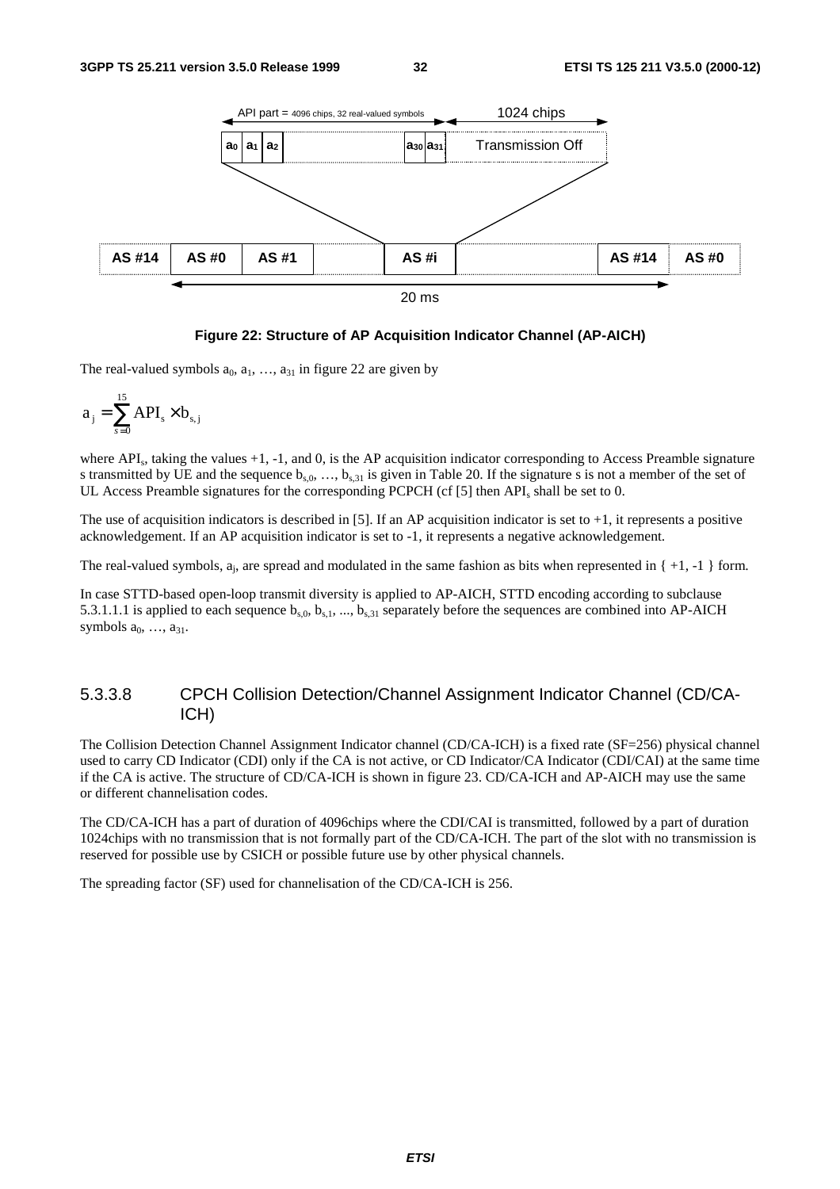API part = 4096 chips, 32 real-valued symbols | 1024 chips

$a_0$ $a_1$ $a_2$ … $a_{30}$ $a_{31}$ | Transmission Off

AS #14 | AS #0 | AS #1 | | AS #i | | AS #14 | AS #0

20 ms

**Figure 22: Structure of AP Acquisition Indicator Channel (AP-AICH)**

The real-valued symbols $a_0$, $a_1$, …, $a_{31}$ in figure 22 are given by

$$a_j = \sum_{s=0}^{15} \mathrm{API}_s \times b_{s,j}$$

where $\mathrm{API}_s$, taking the values +1, -1, and 0, is the AP acquisition indicator corresponding to Access Preamble signature s transmitted by UE and the sequence $b_{s,0}$, …, $b_{s,31}$ is given in Table 20. If the signature s is not a member of the set of UL Access Preamble signatures for the corresponding PCPCH (cf [5] then $\mathrm{API}_s$ shall be set to 0.

The use of acquisition indicators is described in [5]. If an AP acquisition indicator is set to +1, it represents a positive acknowledgement. If an AP acquisition indicator is set to -1, it represents a negative acknowledgement.

The real-valued symbols, $a_j$, are spread and modulated in the same fashion as bits when represented in { +1, -1 } form.

In case STTD-based open-loop transmit diversity is applied to AP-AICH, STTD encoding according to subclause 5.3.1.1.1 is applied to each sequence $b_{s,0}$, $b_{s,1}$, ..., $b_{s,31}$ separately before the sequences are combined into AP-AICH symbols $a_0$, …, $a_{31}$.

### 5.3.3.8 CPCH Collision Detection/Channel Assignment Indicator Channel (CD/CA-ICH)

The Collision Detection Channel Assignment Indicator channel (CD/CA-ICH) is a fixed rate (SF=256) physical channel used to carry CD Indicator (CDI) only if the CA is not active, or CD Indicator/CA Indicator (CDI/CAI) at the same time if the CA is active. The structure of CD/CA-ICH is shown in figure 23. CD/CA-ICH and AP-AICH may use the same or different channelisation codes.

The CD/CA-ICH has a part of duration of 4096chips where the CDI/CAI is transmitted, followed by a part of duration 1024chips with no transmission that is not formally part of the CD/CA-ICH. The part of the slot with no transmission is reserved for possible use by CSICH or possible future use by other physical channels.

The spreading factor (SF) used for channelisation of the CD/CA-ICH is 256.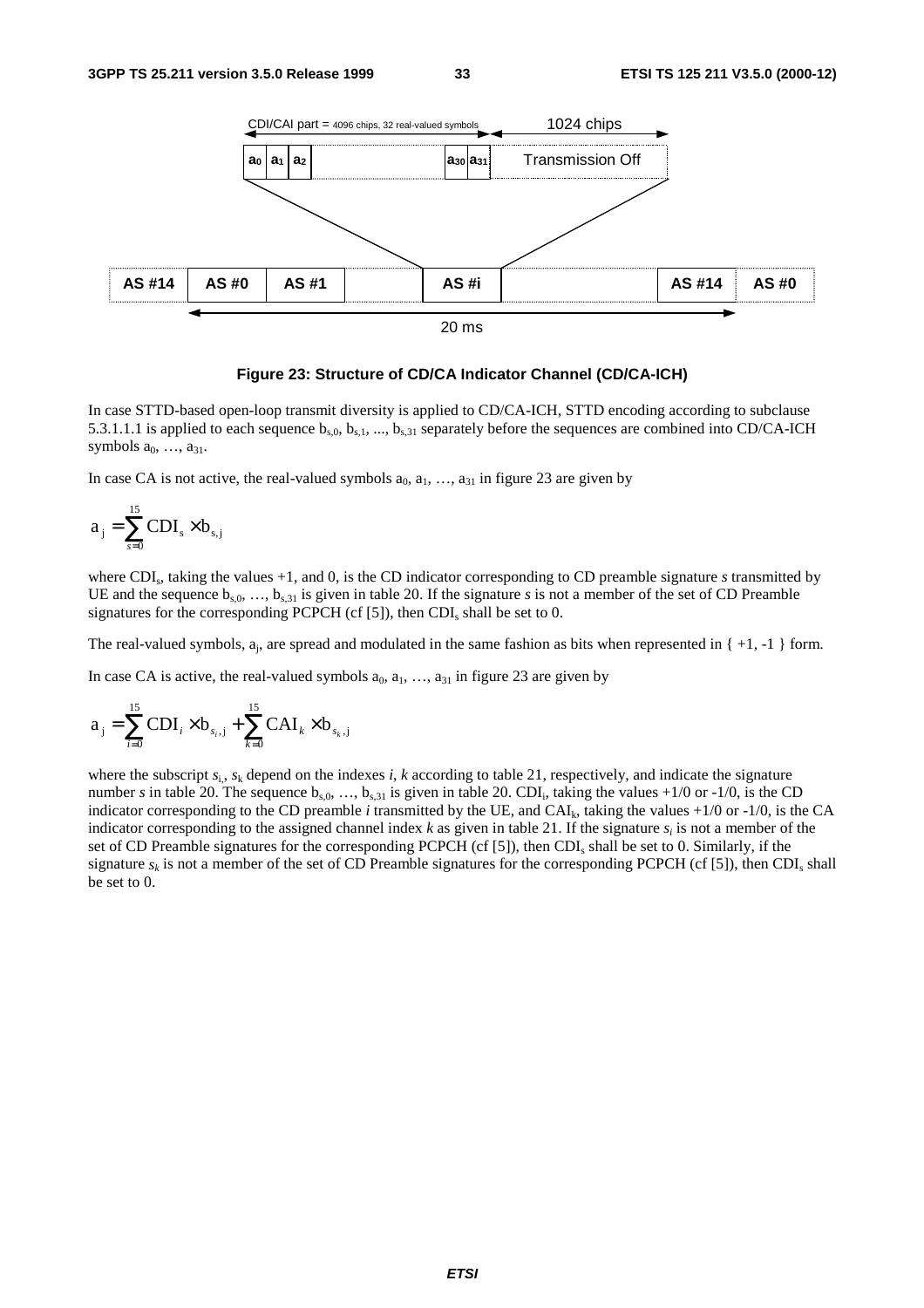CDI/CAI part = 4096 chips, 32 real-valued symbols | 1024 chips

$a_0$ $a_1$ $a_2$ ... $a_{30}$ $a_{31}$ | Transmission Off

AS #14 | AS #0 | AS #1 | | AS #i | | AS #14 | AS #0

20 ms

**Figure 23: Structure of CD/CA Indicator Channel (CD/CA-ICH)**

In case STTD-based open-loop transmit diversity is applied to CD/CA-ICH, STTD encoding according to subclause 5.3.1.1.1 is applied to each sequence $b_{s,0}$, $b_{s,1}$, ..., $b_{s,31}$ separately before the sequences are combined into CD/CA-ICH symbols $a_0$, …, $a_{31}$.

In case CA is not active, the real-valued symbols $a_0$, $a_1$, …, $a_{31}$ in figure 23 are given by

$$a_j = \sum_{s=0}^{15} \mathrm{CDI}_s \times b_{s,j}$$

where $\mathrm{CDI}_s$, taking the values +1, and 0, is the CD indicator corresponding to CD preamble signature *s* transmitted by UE and the sequence $b_{s,0}$, …, $b_{s,31}$ is given in table 20. If the signature *s* is not a member of the set of CD Preamble signatures for the corresponding PCPCH (cf [5]), then $\mathrm{CDI}_s$ shall be set to 0.

The real-valued symbols, $a_j$, are spread and modulated in the same fashion as bits when represented in { +1, -1 } form.

In case CA is active, the real-valued symbols $a_0$, $a_1$, …, $a_{31}$ in figure 23 are given by

$$a_j = \sum_{i=0}^{15} \mathrm{CDI}_i \times b_{s_i,j} + \sum_{k=0}^{15} \mathrm{CAI}_k \times b_{s_k,j}$$

where the subscript $s_i$, $s_k$ depend on the indexes *i*, *k* according to table 21, respectively, and indicate the signature number *s* in table 20. The sequence $b_{s,0}$, …, $b_{s,31}$ is given in table 20. $\mathrm{CDI}_i$, taking the values +1/0 or -1/0, is the CD indicator corresponding to the CD preamble *i* transmitted by the UE, and $\mathrm{CAI}_k$, taking the values +1/0 or -1/0, is the CA indicator corresponding to the assigned channel index *k* as given in table 21. If the signature $s_i$ is not a member of the set of CD Preamble signatures for the corresponding PCPCH (cf [5]), then $\mathrm{CDI}_s$ shall be set to 0. Similarly, if the signature $s_k$ is not a member of the set of CD Preamble signatures for the corresponding PCPCH (cf [5]), then $\mathrm{CDI}_s$ shall be set to 0.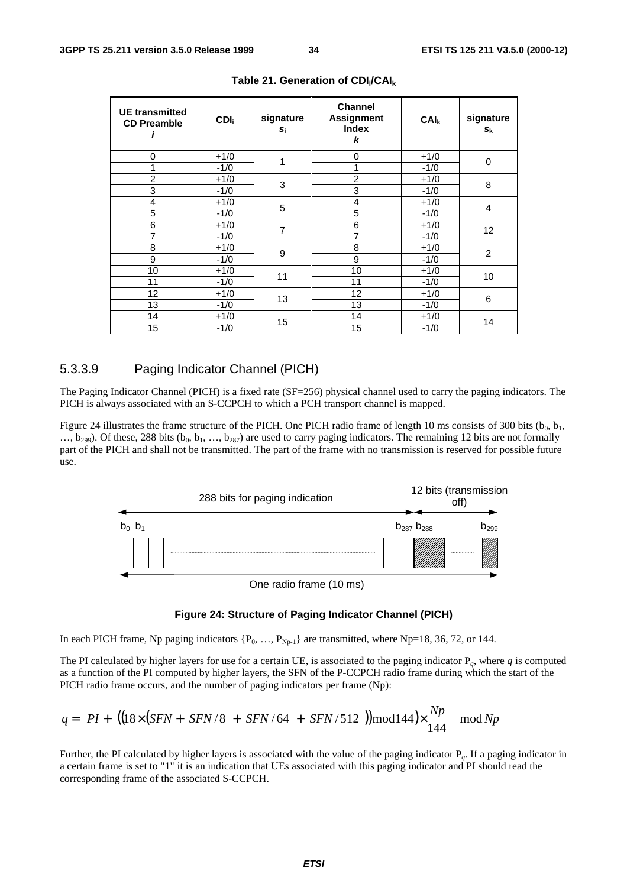**Table 21. Generation of $CDI_i/CAI_k$**

| UE transmitted CD Preamble *i* | $CDI_i$ | signature $s_i$ | Channel Assignment Index *k* | $CAI_k$ | signature $s_k$ |
|---|---|---|---|---|---|
| 0 | +1/0 | 1 | 0 | +1/0 | 0 |
| 1 | -1/0 | | 1 | -1/0 | |
| 2 | +1/0 | 3 | 2 | +1/0 | 8 |
| 3 | -1/0 | | 3 | -1/0 | |
| 4 | +1/0 | 5 | 4 | +1/0 | 4 |
| 5 | -1/0 | | 5 | -1/0 | |
| 6 | +1/0 | 7 | 6 | +1/0 | 12 |
| 7 | -1/0 | | 7 | -1/0 | |
| 8 | +1/0 | 9 | 8 | +1/0 | 2 |
| 9 | -1/0 | | 9 | -1/0 | |
| 10 | +1/0 | 11 | 10 | +1/0 | 10 |
| 11 | -1/0 | | 11 | -1/0 | |
| 12 | +1/0 | 13 | 12 | +1/0 | 6 |
| 13 | -1/0 | | 13 | -1/0 | |
| 14 | +1/0 | 15 | 14 | +1/0 | 14 |
| 15 | -1/0 | | 15 | -1/0 | |

### 5.3.3.9 Paging Indicator Channel (PICH)

The Paging Indicator Channel (PICH) is a fixed rate (SF=256) physical channel used to carry the paging indicators. The PICH is always associated with an S-CCPCH to which a PCH transport channel is mapped.

Figure 24 illustrates the frame structure of the PICH. One PICH radio frame of length 10 ms consists of 300 bits ($b_0$, $b_1$, …, $b_{299}$). Of these, 288 bits ($b_0$, $b_1$, …, $b_{287}$) are used to carry paging indicators. The remaining 12 bits are not formally part of the PICH and shall not be transmitted. The part of the frame with no transmission is reserved for possible future use.

288 bits for paging indication | 12 bits (transmission off)

$b_0$ $b_1$ … $b_{287}$ $b_{288}$ … $b_{299}$

One radio frame (10 ms)

**Figure 24: Structure of Paging Indicator Channel (PICH)**

In each PICH frame, Np paging indicators {$P_0$, …, $P_{Np-1}$} are transmitted, where Np=18, 36, 72, or 144.

The PI calculated by higher layers for use for a certain UE, is associated to the paging indicator $P_q$, where $q$ is computed as a function of the PI computed by higher layers, the SFN of the P-CCPCH radio frame during which the start of the PICH radio frame occurs, and the number of paging indicators per frame (Np):

$$q = \left( PI + \left\lfloor \left( (18 \times (SFN + \lfloor SFN/8 \rfloor + \lfloor SFN/64 \rfloor + \lfloor SFN/512 \rfloor)) \bmod 144 \right) \times \frac{Np}{144} \right\rfloor \right) \bmod Np$$

Further, the PI calculated by higher layers is associated with the value of the paging indicator $P_q$. If a paging indicator in a certain frame is set to "1" it is an indication that UEs associated with this paging indicator and PI should read the corresponding frame of the associated S-CCPCH.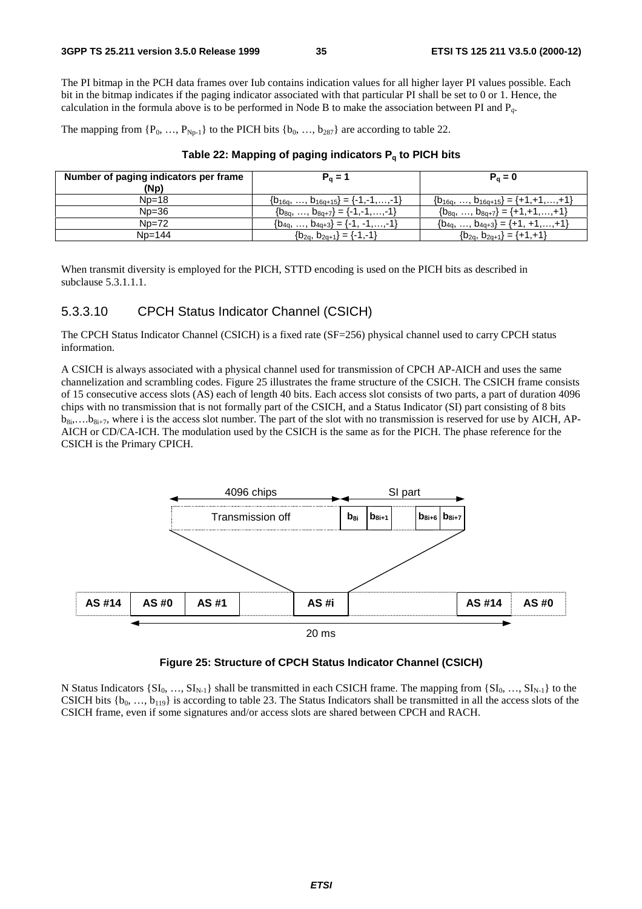The PI bitmap in the PCH data frames over Iub contains indication values for all higher layer PI values possible. Each bit in the bitmap indicates if the paging indicator associated with that particular PI shall be set to 0 or 1. Hence, the calculation in the formula above is to be performed in Node B to make the association between PI and $P_q$.

The mapping from $\{P_0, \ldots, P_{Np-1}\}$ to the PICH bits $\{b_0, \ldots, b_{287}\}$ are according to table 22.

**Table 22: Mapping of paging indicators $P_q$ to PICH bits**

| Number of paging indicators per frame (Np) | $P_q = 1$ | $P_q = 0$ |
|---|---|---|
| Np=18 | $\{b_{16q}, \ldots, b_{16q+15}\} = \{-1,-1,\ldots,-1\}$ | $\{b_{16q}, \ldots, b_{16q+15}\} = \{+1,+1,\ldots,+1\}$ |
| Np=36 | $\{b_{8q}, \ldots, b_{8q+7}\} = \{-1,-1,\ldots,-1\}$ | $\{b_{8q}, \ldots, b_{8q+7}\} = \{+1,+1,\ldots,+1\}$ |
| Np=72 | $\{b_{4q}, \ldots, b_{4q+3}\} = \{-1, -1,\ldots,-1\}$ | $\{b_{4q}, \ldots, b_{4q+3}\} = \{+1, +1,\ldots,+1\}$ |
| Np=144 | $\{b_{2q}, b_{2q+1}\} = \{-1,-1\}$ | $\{b_{2q}, b_{2q+1}\} = \{+1,+1\}$ |

When transmit diversity is employed for the PICH, STTD encoding is used on the PICH bits as described in subclause 5.3.1.1.1.

### 5.3.3.10 CPCH Status Indicator Channel (CSICH)

The CPCH Status Indicator Channel (CSICH) is a fixed rate (SF=256) physical channel used to carry CPCH status information.

A CSICH is always associated with a physical channel used for transmission of CPCH AP-AICH and uses the same channelization and scrambling codes. Figure 25 illustrates the frame structure of the CSICH. The CSICH frame consists of 15 consecutive access slots (AS) each of length 40 bits. Each access slot consists of two parts, a part of duration 4096 chips with no transmission that is not formally part of the CSICH, and a Status Indicator (SI) part consisting of 8 bits $b_{8i},\ldots b_{8i+7}$, where i is the access slot number. The part of the slot with no transmission is reserved for use by AICH, AP-AICH or CD/CA-ICH. The modulation used by the CSICH is the same as for the PICH. The phase reference for the CSICH is the Primary CPICH.

**Figure 25: Structure of CPCH Status Indicator Channel (CSICH)**

N Status Indicators $\{SI_0, \ldots, SI_{N-1}\}$ shall be transmitted in each CSICH frame. The mapping from $\{SI_0, \ldots, SI_{N-1}\}$ to the CSICH bits $\{b_0, \ldots, b_{119}\}$ is according to table 23. The Status Indicators shall be transmitted in all the access slots of the CSICH frame, even if some signatures and/or access slots are shared between CPCH and RACH.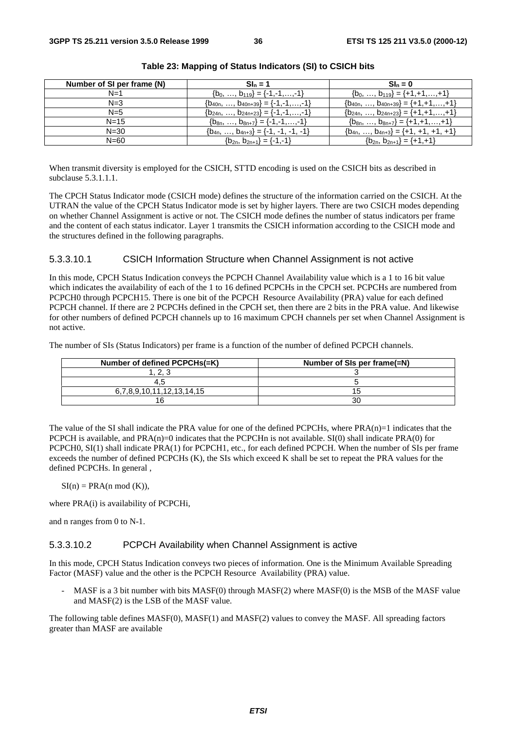**Table 23: Mapping of Status Indicators (SI) to CSICH bits**

| Number of SI per frame (N) | $SI_n = 1$ | $SI_n = 0$ |
|---|---|---|
| N=1 | $\{b_0, \ldots, b_{119}\} = \{-1,-1,\ldots,-1\}$ | $\{b_0, \ldots, b_{119}\} = \{+1,+1,\ldots,+1\}$ |
| N=3 | $\{b_{40n}, \ldots, b_{40n+39}\} = \{-1,-1,\ldots,-1\}$ | $\{b_{40n}, \ldots, b_{40n+39}\} = \{+1,+1,\ldots,+1\}$ |
| N=5 | $\{b_{24n}, \ldots, b_{24n+23}\} = \{-1,-1,\ldots,-1\}$ | $\{b_{24n}, \ldots, b_{24n+23}\} = \{+1,+1,\ldots,+1\}$ |
| N=15 | $\{b_{8n}, \ldots, b_{8n+7}\} = \{-1,-1,\ldots,-1\}$ | $\{b_{8n}, \ldots, b_{8n+7}\} = \{+1,+1,\ldots,+1\}$ |
| N=30 | $\{b_{4n}, \ldots, b_{4n+3}\} = \{-1, -1, -1, -1\}$ | $\{b_{4n}, \ldots, b_{4n+3}\} = \{+1, +1, +1, +1\}$ |
| N=60 | $\{b_{2n}, b_{2n+1}\} = \{-1,-1\}$ | $\{b_{2n}, b_{2n+1}\} = \{+1,+1\}$ |

When transmit diversity is employed for the CSICH, STTD encoding is used on the CSICH bits as described in subclause 5.3.1.1.1.

The CPCH Status Indicator mode (CSICH mode) defines the structure of the information carried on the CSICH. At the UTRAN the value of the CPCH Status Indicator mode is set by higher layers. There are two CSICH modes depending on whether Channel Assignment is active or not. The CSICH mode defines the number of status indicators per frame and the content of each status indicator. Layer 1 transmits the CSICH information according to the CSICH mode and the structures defined in the following paragraphs.

#### 5.3.3.10.1 CSICH Information Structure when Channel Assignment is not active

In this mode, CPCH Status Indication conveys the PCPCH Channel Availability value which is a 1 to 16 bit value which indicates the availability of each of the 1 to 16 defined PCPCHs in the CPCH set. PCPCHs are numbered from PCPCH0 through PCPCH15. There is one bit of the PCPCH Resource Availability (PRA) value for each defined PCPCH channel. If there are 2 PCPCHs defined in the CPCH set, then there are 2 bits in the PRA value. And likewise for other numbers of defined PCPCH channels up to 16 maximum CPCH channels per set when Channel Assignment is not active.

The number of SIs (Status Indicators) per frame is a function of the number of defined PCPCH channels.

| Number of defined PCPCHs(=K) | Number of SIs per frame(=N) |
|---|---|
| 1, 2, 3 | 3 |
| 4,5 | 5 |
| 6,7,8,9,10,11,12,13,14,15 | 15 |
| 16 | 30 |

The value of the SI shall indicate the PRA value for one of the defined PCPCHs, where PRA(n)=1 indicates that the PCPCH is available, and PRA(n)=0 indicates that the PCPCHn is not available. SI(0) shall indicate PRA(0) for PCPCH0, SI(1) shall indicate PRA(1) for PCPCH1, etc., for each defined PCPCH. When the number of SIs per frame exceeds the number of defined PCPCHs (K), the SIs which exceed K shall be set to repeat the PRA values for the defined PCPCHs. In general ,

$SI(n) = PRA(n \bmod (K))$,

where PRA(i) is availability of PCPCHi,

and n ranges from 0 to N-1.

#### 5.3.3.10.2 PCPCH Availability when Channel Assignment is active

In this mode, CPCH Status Indication conveys two pieces of information. One is the Minimum Available Spreading Factor (MASF) value and the other is the PCPCH Resource Availability (PRA) value.

- MASF is a 3 bit number with bits MASF(0) through MASF(2) where MASF(0) is the MSB of the MASF value and MASF(2) is the LSB of the MASF value.

The following table defines MASF(0), MASF(1) and MASF(2) values to convey the MASF. All spreading factors greater than MASF are available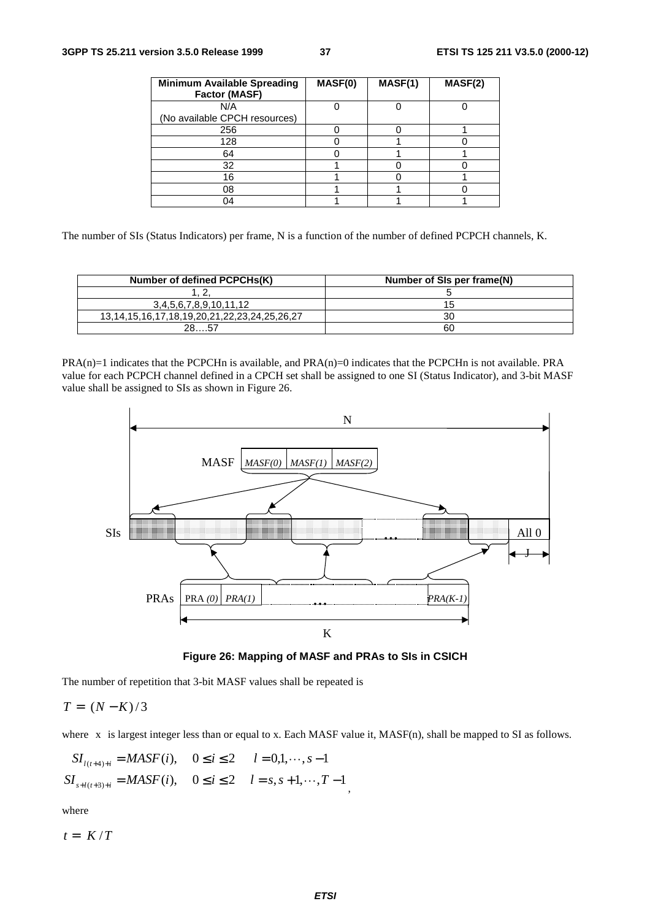| Minimum Available Spreading Factor (MASF) | MASF(0) | MASF(1) | MASF(2) |
|---|---|---|---|
| N/A (No available CPCH resources) | 0 | 0 | 0 |
| 256 | 0 | 0 | 1 |
| 128 | 0 | 1 | 0 |
| 64 | 0 | 1 | 1 |
| 32 | 1 | 0 | 0 |
| 16 | 1 | 0 | 1 |
| 08 | 1 | 1 | 0 |
| 04 | 1 | 1 | 1 |

The number of SIs (Status Indicators) per frame, N is a function of the number of defined PCPCH channels, K.

| Number of defined PCPCHs(K) | Number of SIs per frame(N) |
|---|---|
| 1, 2, | 5 |
| 3,4,5,6,7,8,9,10,11,12 | 15 |
| 13,14,15,16,17,18,19,20,21,22,23,24,25,26,27 | 30 |
| 28….57 | 60 |

PRA(n)=1 indicates that the PCPCHn is available, and PRA(n)=0 indicates that the PCPCHn is not available. PRA value for each PCPCH channel defined in a CPCH set shall be assigned to one SI (Status Indicator), and 3-bit MASF value shall be assigned to SIs as shown in Figure 26.

**Figure 26: Mapping of MASF and PRAs to SIs in CSICH**

The number of repetition that 3-bit MASF values shall be repeated is

$$T = \lfloor (N-K)/3 \rfloor$$

where $\lfloor x \rfloor$ is largest integer less than or equal to x. Each MASF value it, MASF(n), shall be mapped to SI as follows.

$$SI_{l(t+4)+i} = MASF(i), \quad 0 \le i \le 2 \quad l = 0,1,\cdots,s-1$$
$$SI_{s+l(t+3)+i} = MASF(i), \quad 0 \le i \le 2 \quad l = s, s+1,\cdots,T-1$$
,

where

$$t = \lfloor K/T \rfloor$$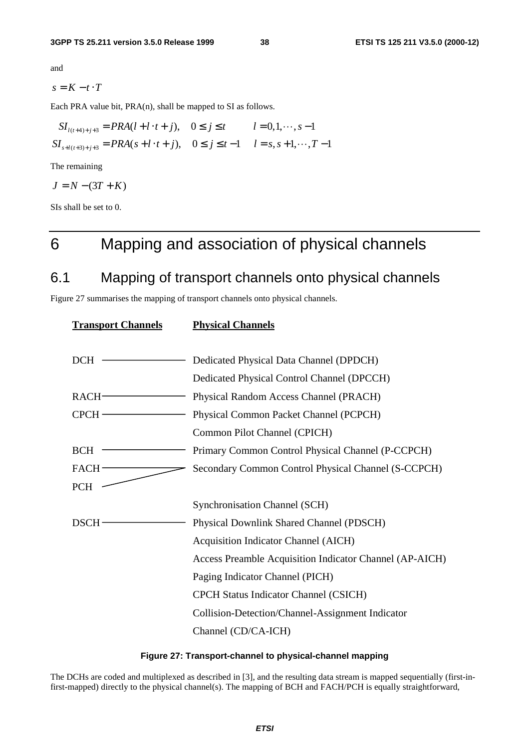and

$$s = K - t \cdot T$$

Each PRA value bit, PRA(n), shall be mapped to SI as follows.

$$SI_{l(t+4)+j+3} = PRA(l + l \cdot t + j), \quad 0 \le j \le t \qquad l = 0,1,\cdots,s-1$$
$$SI_{s+l(t+3)+j+3} = PRA(s + l \cdot t + j), \quad 0 \le j \le t-1 \quad l = s, s+1,\cdots,T-1$$

The remaining

$$J = N - (3T + K)$$

SIs shall be set to 0.

# 6 Mapping and association of physical channels

## 6.1 Mapping of transport channels onto physical channels

Figure 27 summarises the mapping of transport channels onto physical channels.

| **Transport Channels** | **Physical Channels** |
|---|---|
| DCH | Dedicated Physical Data Channel (DPDCH) |
| | Dedicated Physical Control Channel (DPCCH) |
| RACH | Physical Random Access Channel (PRACH) |
| CPCH | Physical Common Packet Channel (PCPCH) |
| | Common Pilot Channel (CPICH) |
| BCH | Primary Common Control Physical Channel (P-CCPCH) |
| FACH | Secondary Common Control Physical Channel (S-CCPCH) |
| PCH | (mapped to S-CCPCH) |
| | Synchronisation Channel (SCH) |
| DSCH | Physical Downlink Shared Channel (PDSCH) |
| | Acquisition Indicator Channel (AICH) |
| | Access Preamble Acquisition Indicator Channel (AP-AICH) |
| | Paging Indicator Channel (PICH) |
| | CPCH Status Indicator Channel (CSICH) |
| | Collision-Detection/Channel-Assignment Indicator Channel (CD/CA-ICH) |

**Figure 27: Transport-channel to physical-channel mapping**

The DCHs are coded and multiplexed as described in [3], and the resulting data stream is mapped sequentially (first-in-first-mapped) directly to the physical channel(s). The mapping of BCH and FACH/PCH is equally straightforward,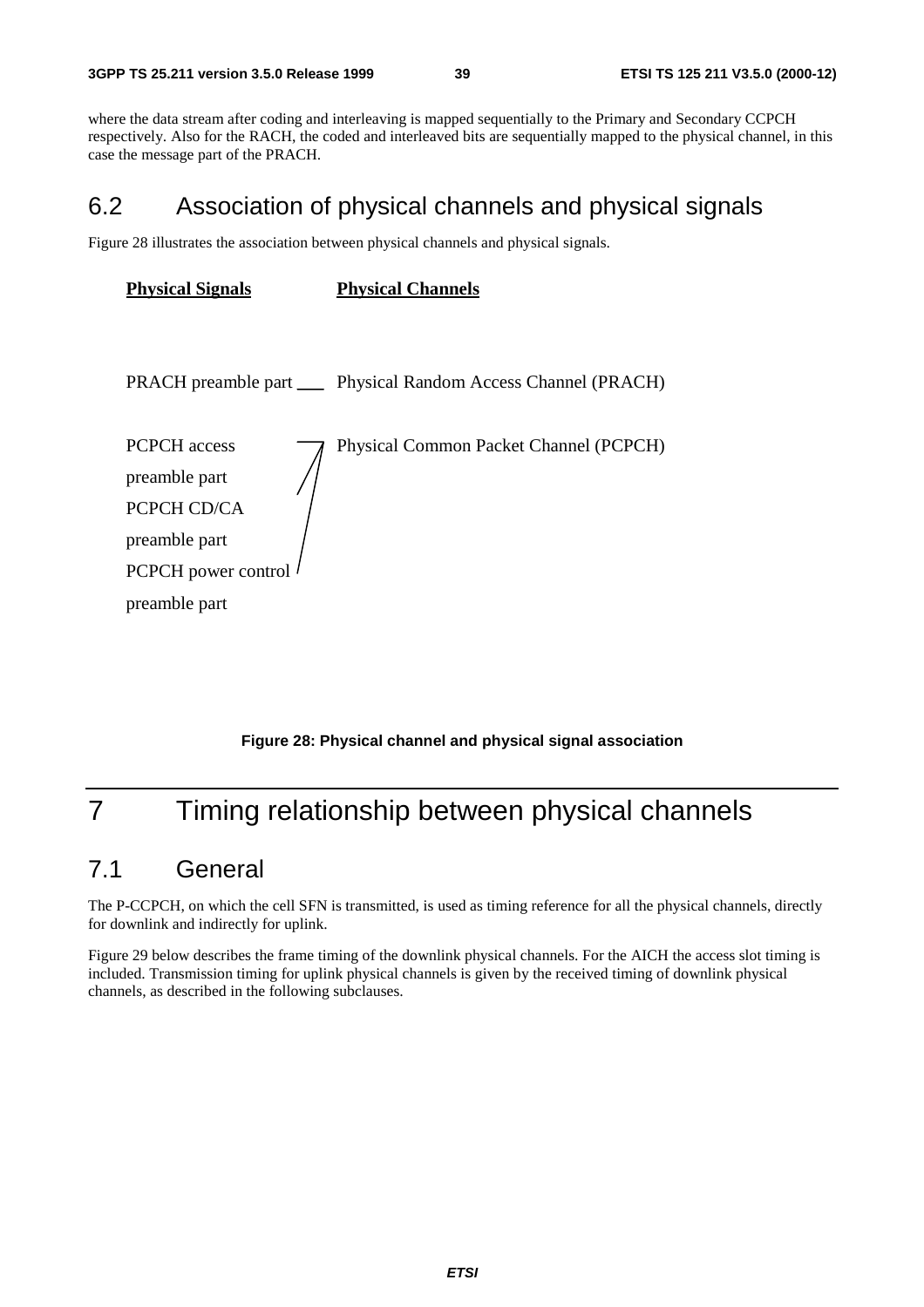where the data stream after coding and interleaving is mapped sequentially to the Primary and Secondary CCPCH respectively. Also for the RACH, the coded and interleaved bits are sequentially mapped to the physical channel, in this case the message part of the PRACH.

## 6.2 Association of physical channels and physical signals

Figure 28 illustrates the association between physical channels and physical signals.

| **Physical Signals** | **Physical Channels** |
| --- | --- |
| PRACH preamble part | Physical Random Access Channel (PRACH) |
| PCPCH access preamble part<br>PCPCH CD/CA preamble part<br>PCPCH power control preamble part | Physical Common Packet Channel (PCPCH) |

**Figure 28: Physical channel and physical signal association**

# 7 Timing relationship between physical channels

## 7.1 General

The P-CCPCH, on which the cell SFN is transmitted, is used as timing reference for all the physical channels, directly for downlink and indirectly for uplink.

Figure 29 below describes the frame timing of the downlink physical channels. For the AICH the access slot timing is included. Transmission timing for uplink physical channels is given by the received timing of downlink physical channels, as described in the following subclauses.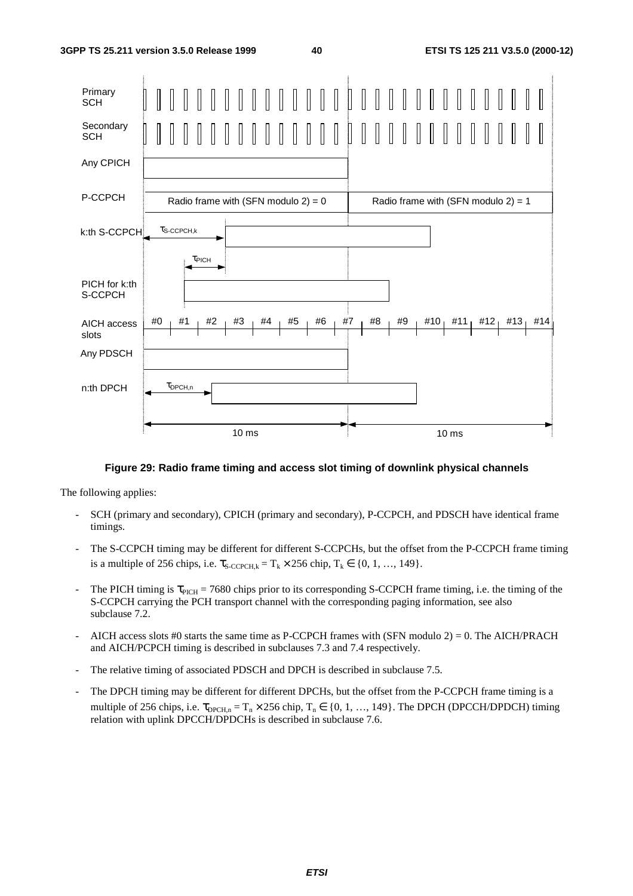**Figure 29: Radio frame timing and access slot timing of downlink physical channels**

The following applies:

- SCH (primary and secondary), CPICH (primary and secondary), P-CCPCH, and PDSCH have identical frame timings.
- The S-CCPCH timing may be different for different S-CCPCHs, but the offset from the P-CCPCH frame timing is a multiple of 256 chips, i.e. $\tau_{S\text{-}CCPCH,k} = T_k \times 256$ chip, $T_k \in \{0, 1, \ldots, 149\}$.
- The PICH timing is $\tau_{PICH} = 7680$ chips prior to its corresponding S-CCPCH frame timing, i.e. the timing of the S-CCPCH carrying the PCH transport channel with the corresponding paging information, see also subclause 7.2.
- AICH access slots #0 starts the same time as P-CCPCH frames with (SFN modulo 2) = 0. The AICH/PRACH and AICH/PCPCH timing is described in subclauses 7.3 and 7.4 respectively.
- The relative timing of associated PDSCH and DPCH is described in subclause 7.5.
- The DPCH timing may be different for different DPCHs, but the offset from the P-CCPCH frame timing is a multiple of 256 chips, i.e. $\tau_{DPCH,n} = T_n \times 256$ chip, $T_n \in \{0, 1, \ldots, 149\}$. The DPCH (DPCCH/DPDCH) timing relation with uplink DPCCH/DPDCHs is described in subclause 7.6.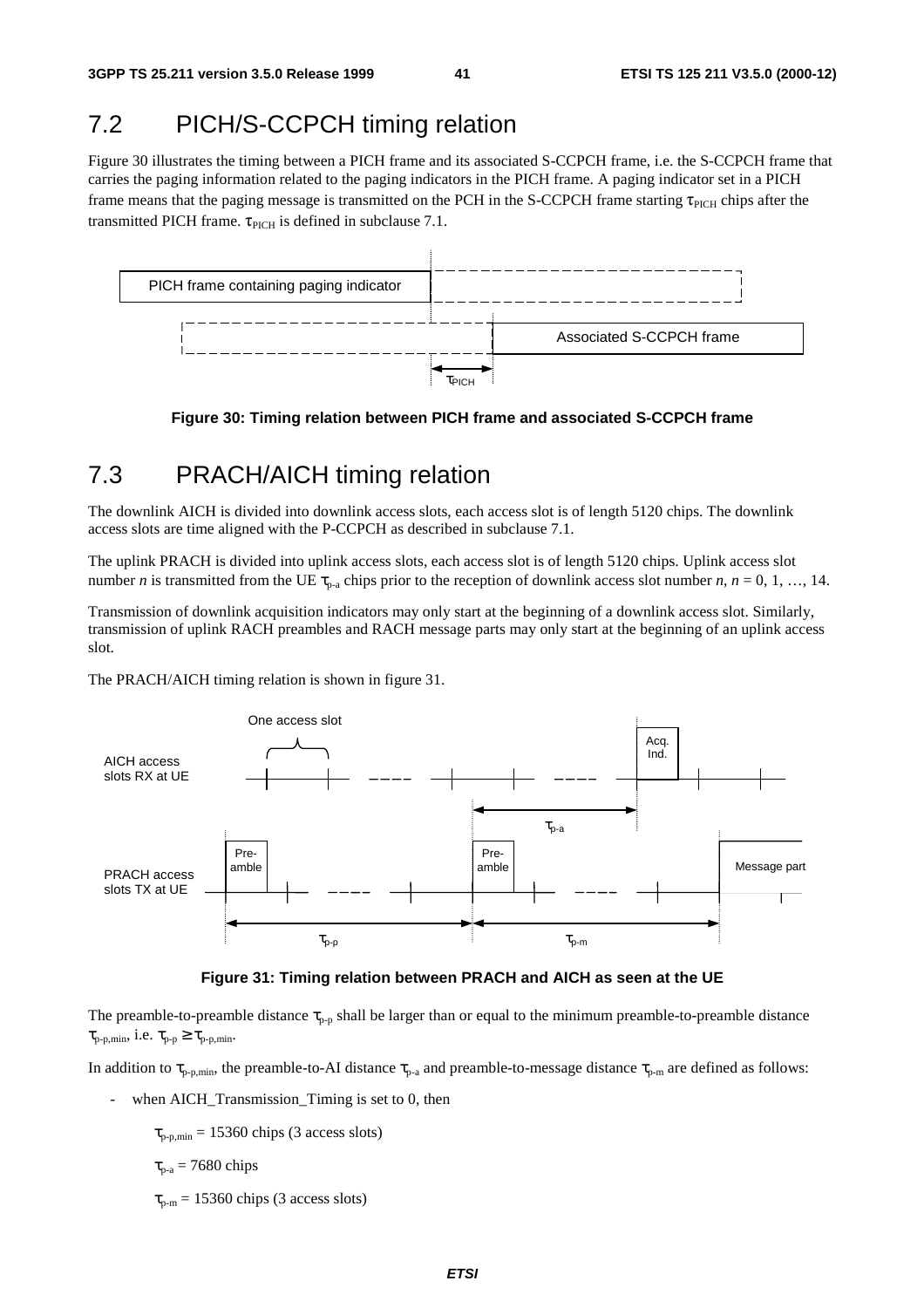## 7.2 PICH/S-CCPCH timing relation

Figure 30 illustrates the timing between a PICH frame and its associated S-CCPCH frame, i.e. the S-CCPCH frame that carries the paging information related to the paging indicators in the PICH frame. A paging indicator set in a PICH frame means that the paging message is transmitted on the PCH in the S-CCPCH frame starting $\tau_{PICH}$ chips after the transmitted PICH frame. $\tau_{PICH}$ is defined in subclause 7.1.

**Figure 30: Timing relation between PICH frame and associated S-CCPCH frame**

## 7.3 PRACH/AICH timing relation

The downlink AICH is divided into downlink access slots, each access slot is of length 5120 chips. The downlink access slots are time aligned with the P-CCPCH as described in subclause 7.1.

The uplink PRACH is divided into uplink access slots, each access slot is of length 5120 chips. Uplink access slot number *n* is transmitted from the UE $\tau_{p-a}$ chips prior to the reception of downlink access slot number *n*, *n* = 0, 1, …, 14.

Transmission of downlink acquisition indicators may only start at the beginning of a downlink access slot. Similarly, transmission of uplink RACH preambles and RACH message parts may only start at the beginning of an uplink access slot.

The PRACH/AICH timing relation is shown in figure 31.

**Figure 31: Timing relation between PRACH and AICH as seen at the UE**

The preamble-to-preamble distance $\tau_{p-p}$ shall be larger than or equal to the minimum preamble-to-preamble distance $\tau_{p-p,min}$, i.e. $\tau_{p-p} \geq \tau_{p-p,min}$.

In addition to $\tau_{p-p,min}$, the preamble-to-AI distance $\tau_{p-a}$ and preamble-to-message distance $\tau_{p-m}$ are defined as follows:

- when AICH_Transmission_Timing is set to 0, then

  $\tau_{p-p,min}$ = 15360 chips (3 access slots)

  $\tau_{p-a}$ = 7680 chips

  $\tau_{p-m}$ = 15360 chips (3 access slots)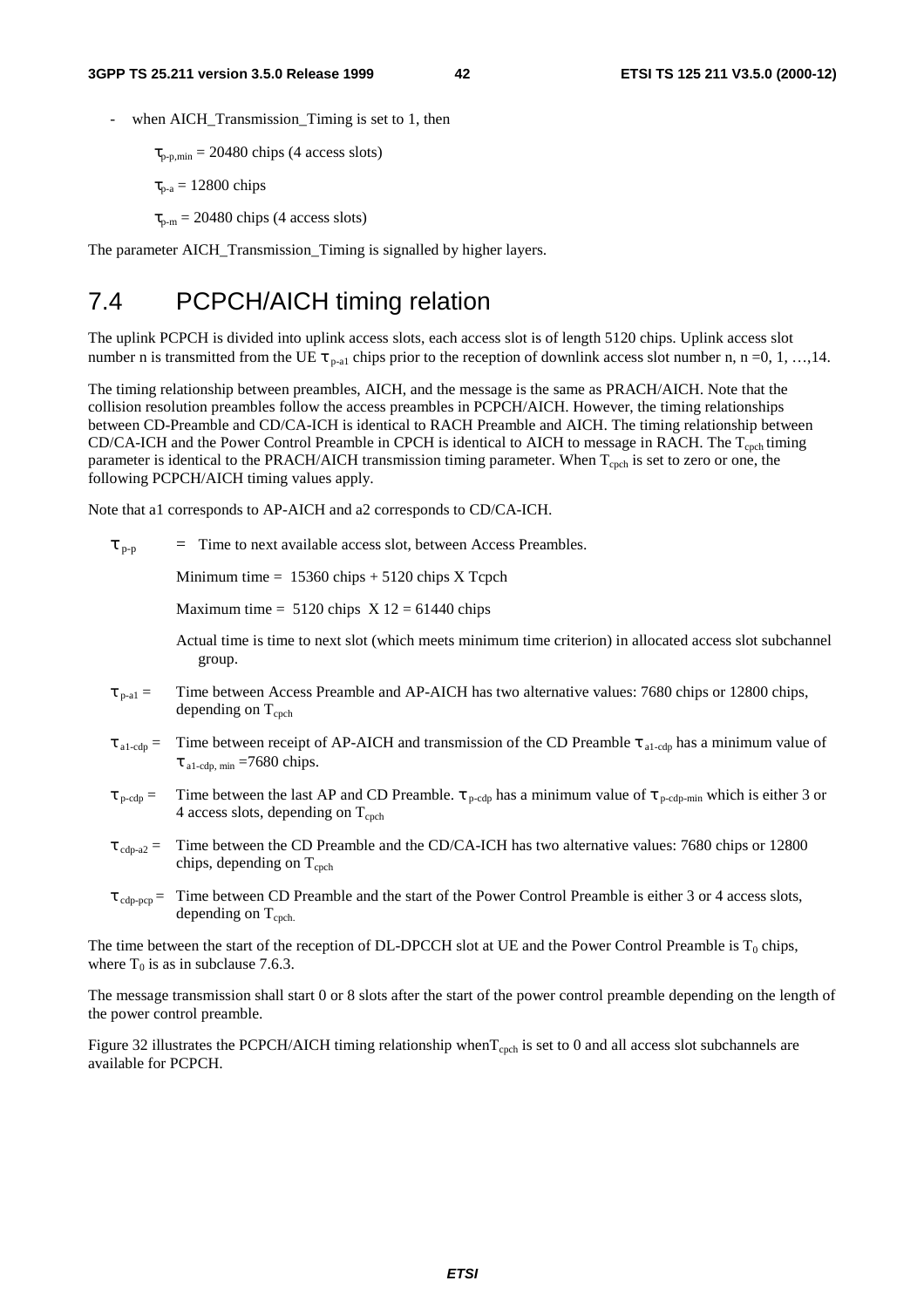- when AICH_Transmission_Timing is set to 1, then

  $\tau_{p-p,min}$ = 20480 chips (4 access slots)

  $\tau_{p-a}$ = 12800 chips

  $\tau_{p-m}$ = 20480 chips (4 access slots)

The parameter AICH_Transmission_Timing is signalled by higher layers.

## 7.4 PCPCH/AICH timing relation

The uplink PCPCH is divided into uplink access slots, each access slot is of length 5120 chips. Uplink access slot number n is transmitted from the UE $\tau_{p-a1}$ chips prior to the reception of downlink access slot number n, n =0, 1, …,14.

The timing relationship between preambles, AICH, and the message is the same as PRACH/AICH. Note that the collision resolution preambles follow the access preambles in PCPCH/AICH. However, the timing relationships between CD-Preamble and CD/CA-ICH is identical to RACH Preamble and AICH. The timing relationship between CD/CA-ICH and the Power Control Preamble in CPCH is identical to AICH to message in RACH. The $T_{cpch}$ timing parameter is identical to the PRACH/AICH transmission timing parameter. When $T_{cpch}$ is set to zero or one, the following PCPCH/AICH timing values apply.

Note that a1 corresponds to AP-AICH and a2 corresponds to CD/CA-ICH.

$\tau_{p-p}$ = Time to next available access slot, between Access Preambles.

Minimum time = 15360 chips + 5120 chips X Tcpch

Maximum time = 5120 chips X 12 = 61440 chips

Actual time is time to next slot (which meets minimum time criterion) in allocated access slot subchannel group.

$\tau_{p-a1}$ = Time between Access Preamble and AP-AICH has two alternative values: 7680 chips or 12800 chips, depending on $T_{cpch}$

$\tau_{a1-cdp}$ = Time between receipt of AP-AICH and transmission of the CD Preamble $\tau_{a1-cdp}$ has a minimum value of $\tau_{a1-cdp, min}$ =7680 chips.

$\tau_{p-cdp}$ = Time between the last AP and CD Preamble. $\tau_{p-cdp}$ has a minimum value of $\tau_{p-cdp-min}$ which is either 3 or 4 access slots, depending on $T_{cpch}$

$\tau_{cdp-a2}$ = Time between the CD Preamble and the CD/CA-ICH has two alternative values: 7680 chips or 12800 chips, depending on $T_{cpch}$

$\tau_{cdp-pcp}$ = Time between CD Preamble and the start of the Power Control Preamble is either 3 or 4 access slots, depending on $T_{cpch.}$

The time between the start of the reception of DL-DPCCH slot at UE and the Power Control Preamble is $T_0$ chips, where $T_0$ is as in subclause 7.6.3.

The message transmission shall start 0 or 8 slots after the start of the power control preamble depending on the length of the power control preamble.

Figure 32 illustrates the PCPCH/AICH timing relationship when$T_{cpch}$ is set to 0 and all access slot subchannels are available for PCPCH.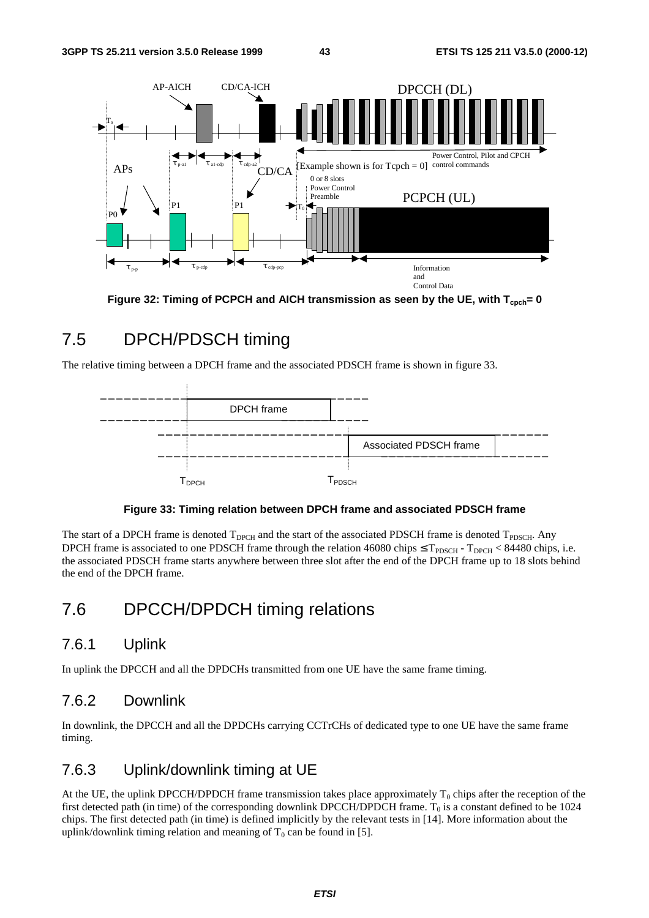Figure 32: Timing of PCPCH and AICH transmission as seen by the UE, with $T_{cpch}$= 0

## 7.5 DPCH/PDSCH timing

The relative timing between a DPCH frame and the associated PDSCH frame is shown in figure 33.

Figure 33: Timing relation between DPCH frame and associated PDSCH frame

The start of a DPCH frame is denoted $T_{DPCH}$ and the start of the associated PDSCH frame is denoted $T_{PDSCH}$. Any DPCH frame is associated to one PDSCH frame through the relation 46080 chips $\leq T_{PDSCH} - T_{DPCH} <$ 84480 chips, i.e. the associated PDSCH frame starts anywhere between three slot after the end of the DPCH frame up to 18 slots behind the end of the DPCH frame.

## 7.6 DPCCH/DPDCH timing relations

### 7.6.1 Uplink

In uplink the DPCCH and all the DPDCHs transmitted from one UE have the same frame timing.

### 7.6.2 Downlink

In downlink, the DPCCH and all the DPDCHs carrying CCTrCHs of dedicated type to one UE have the same frame timing.

### 7.6.3 Uplink/downlink timing at UE

At the UE, the uplink DPCCH/DPDCH frame transmission takes place approximately $T_0$ chips after the reception of the first detected path (in time) of the corresponding downlink DPCCH/DPDCH frame. $T_0$ is a constant defined to be 1024 chips. The first detected path (in time) is defined implicitly by the relevant tests in [14]. More information about the uplink/downlink timing relation and meaning of $T_0$ can be found in [5].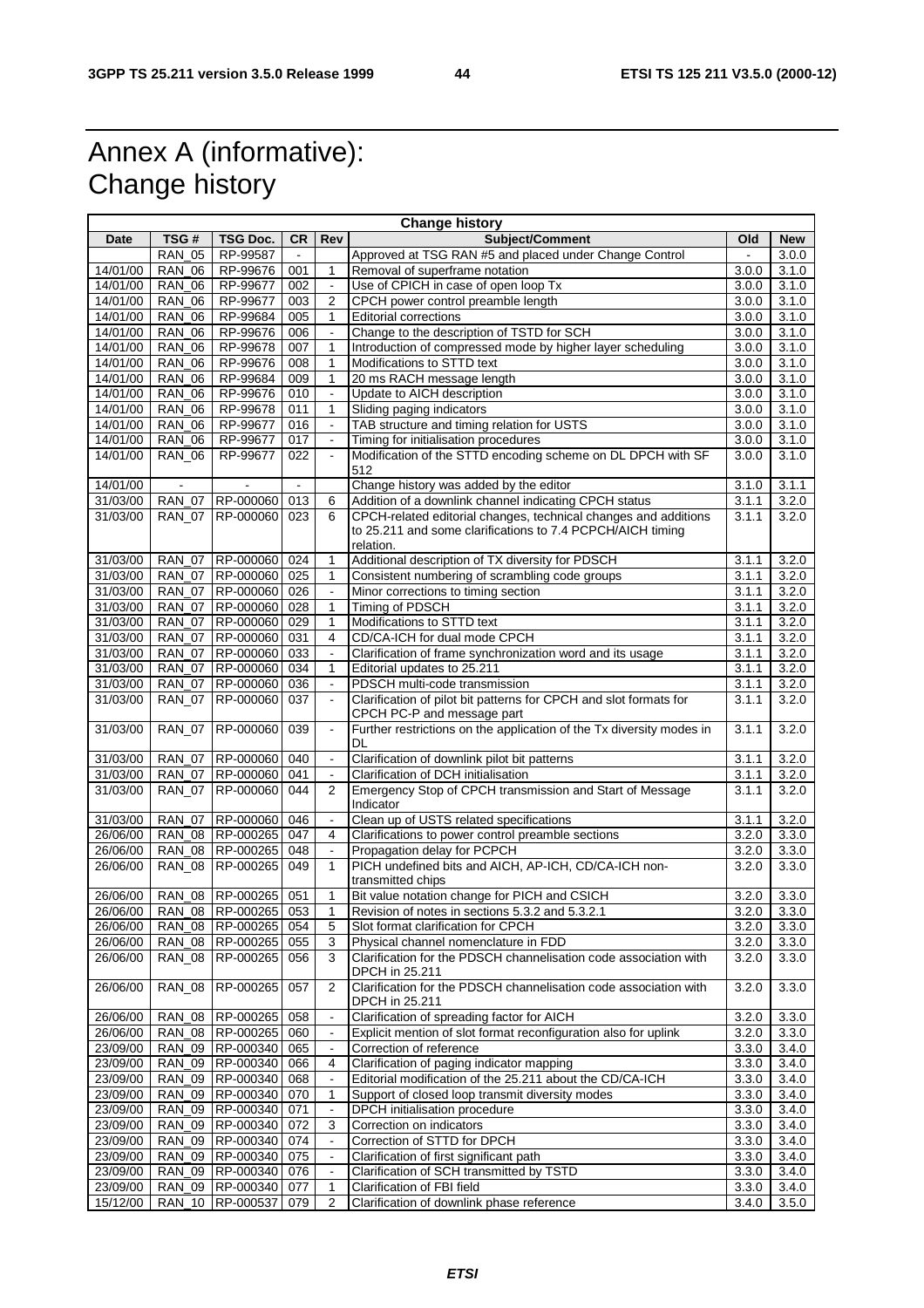# Annex A (informative): Change history

| Change history | | | | | | | |
|---|---|---|---|---|---|---|---|
| **Date** | **TSG #** | **TSG Doc.** | **CR** | **Rev** | **Subject/Comment** | **Old** | **New** |
| | RAN_05 | RP-99587 | - | | Approved at TSG RAN #5 and placed under Change Control | - | 3.0.0 |
| 14/01/00 | RAN_06 | RP-99676 | 001 | 1 | Removal of superframe notation | 3.0.0 | 3.1.0 |
| 14/01/00 | RAN_06 | RP-99677 | 002 | - | Use of CPICH in case of open loop Tx | 3.0.0 | 3.1.0 |
| 14/01/00 | RAN_06 | RP-99677 | 003 | 2 | CPCH power control preamble length | 3.0.0 | 3.1.0 |
| 14/01/00 | RAN_06 | RP-99684 | 005 | 1 | Editorial corrections | 3.0.0 | 3.1.0 |
| 14/01/00 | RAN_06 | RP-99676 | 006 | - | Change to the description of TSTD for SCH | 3.0.0 | 3.1.0 |
| 14/01/00 | RAN_06 | RP-99678 | 007 | 1 | Introduction of compressed mode by higher layer scheduling | 3.0.0 | 3.1.0 |
| 14/01/00 | RAN_06 | RP-99676 | 008 | 1 | Modifications to STTD text | 3.0.0 | 3.1.0 |
| 14/01/00 | RAN_06 | RP-99684 | 009 | 1 | 20 ms RACH message length | 3.0.0 | 3.1.0 |
| 14/01/00 | RAN_06 | RP-99676 | 010 | - | Update to AICH description | 3.0.0 | 3.1.0 |
| 14/01/00 | RAN_06 | RP-99678 | 011 | 1 | Sliding paging indicators | 3.0.0 | 3.1.0 |
| 14/01/00 | RAN_06 | RP-99677 | 016 | - | TAB structure and timing relation for USTS | 3.0.0 | 3.1.0 |
| 14/01/00 | RAN_06 | RP-99677 | 017 | - | Timing for initialisation procedures | 3.0.0 | 3.1.0 |
| 14/01/00 | RAN_06 | RP-99677 | 022 | - | Modification of the STTD encoding scheme on DL DPCH with SF 512 | 3.0.0 | 3.1.0 |
| 14/01/00 | - | - | - | | Change history was added by the editor | 3.1.0 | 3.1.1 |
| 31/03/00 | RAN_07 | RP-000060 | 013 | 6 | Addition of a downlink channel indicating CPCH status | 3.1.1 | 3.2.0 |
| 31/03/00 | RAN_07 | RP-000060 | 023 | 6 | CPCH-related editorial changes, technical changes and additions to 25.211 and some clarifications to 7.4 PCPCH/AICH timing relation. | 3.1.1 | 3.2.0 |
| 31/03/00 | RAN_07 | RP-000060 | 024 | 1 | Additional description of TX diversity for PDSCH | 3.1.1 | 3.2.0 |
| 31/03/00 | RAN_07 | RP-000060 | 025 | 1 | Consistent numbering of scrambling code groups | 3.1.1 | 3.2.0 |
| 31/03/00 | RAN_07 | RP-000060 | 026 | - | Minor corrections to timing section | 3.1.1 | 3.2.0 |
| 31/03/00 | RAN_07 | RP-000060 | 028 | 1 | Timing of PDSCH | 3.1.1 | 3.2.0 |
| 31/03/00 | RAN_07 | RP-000060 | 029 | 1 | Modifications to STTD text | 3.1.1 | 3.2.0 |
| 31/03/00 | RAN_07 | RP-000060 | 031 | 4 | CD/CA-ICH for dual mode CPCH | 3.1.1 | 3.2.0 |
| 31/03/00 | RAN_07 | RP-000060 | 033 | - | Clarification of frame synchronization word and its usage | 3.1.1 | 3.2.0 |
| 31/03/00 | RAN_07 | RP-000060 | 034 | 1 | Editorial updates to 25.211 | 3.1.1 | 3.2.0 |
| 31/03/00 | RAN_07 | RP-000060 | 036 | - | PDSCH multi-code transmission | 3.1.1 | 3.2.0 |
| 31/03/00 | RAN_07 | RP-000060 | 037 | - | Clarification of pilot bit patterns for CPCH and slot formats for CPCH PC-P and message part | 3.1.1 | 3.2.0 |
| 31/03/00 | RAN_07 | RP-000060 | 039 | - | Further restrictions on the application of the Tx diversity modes in DL | 3.1.1 | 3.2.0 |
| 31/03/00 | RAN_07 | RP-000060 | 040 | - | Clarification of downlink pilot bit patterns | 3.1.1 | 3.2.0 |
| 31/03/00 | RAN_07 | RP-000060 | 041 | - | Clarification of DCH initialisation | 3.1.1 | 3.2.0 |
| 31/03/00 | RAN_07 | RP-000060 | 044 | 2 | Emergency Stop of CPCH transmission and Start of Message Indicator | 3.1.1 | 3.2.0 |
| 31/03/00 | RAN_07 | RP-000060 | 046 | - | Clean up of USTS related specifications | 3.1.1 | 3.2.0 |
| 26/06/00 | RAN_08 | RP-000265 | 047 | 4 | Clarifications to power control preamble sections | 3.2.0 | 3.3.0 |
| 26/06/00 | RAN_08 | RP-000265 | 048 | - | Propagation delay for PCPCH | 3.2.0 | 3.3.0 |
| 26/06/00 | RAN_08 | RP-000265 | 049 | 1 | PICH undefined bits and AICH, AP-ICH, CD/CA-ICH non-transmitted chips | 3.2.0 | 3.3.0 |
| 26/06/00 | RAN_08 | RP-000265 | 051 | 1 | Bit value notation change for PICH and CSICH | 3.2.0 | 3.3.0 |
| 26/06/00 | RAN_08 | RP-000265 | 053 | 1 | Revision of notes in sections 5.3.2 and 5.3.2.1 | 3.2.0 | 3.3.0 |
| 26/06/00 | RAN_08 | RP-000265 | 054 | 5 | Slot format clarification for CPCH | 3.2.0 | 3.3.0 |
| 26/06/00 | RAN_08 | RP-000265 | 055 | 3 | Physical channel nomenclature in FDD | 3.2.0 | 3.3.0 |
| 26/06/00 | RAN_08 | RP-000265 | 056 | 3 | Clarification for the PDSCH channelisation code association with DPCH in 25.211 | 3.2.0 | 3.3.0 |
| 26/06/00 | RAN_08 | RP-000265 | 057 | 2 | Clarification for the PDSCH channelisation code association with DPCH in 25.211 | 3.2.0 | 3.3.0 |
| 26/06/00 | RAN_08 | RP-000265 | 058 | - | Clarification of spreading factor for AICH | 3.2.0 | 3.3.0 |
| 26/06/00 | RAN_08 | RP-000265 | 060 | - | Explicit mention of slot format reconfiguration also for uplink | 3.2.0 | 3.3.0 |
| 23/09/00 | RAN_09 | RP-000340 | 065 | - | Correction of reference | 3.3.0 | 3.4.0 |
| 23/09/00 | RAN_09 | RP-000340 | 066 | 4 | Clarification of paging indicator mapping | 3.3.0 | 3.4.0 |
| 23/09/00 | RAN_09 | RP-000340 | 068 | - | Editorial modification of the 25.211 about the CD/CA-ICH | 3.3.0 | 3.4.0 |
| 23/09/00 | RAN_09 | RP-000340 | 070 | 1 | Support of closed loop transmit diversity modes | 3.3.0 | 3.4.0 |
| 23/09/00 | RAN_09 | RP-000340 | 071 | - | DPCH initialisation procedure | 3.3.0 | 3.4.0 |
| 23/09/00 | RAN_09 | RP-000340 | 072 | 3 | Correction on indicators | 3.3.0 | 3.4.0 |
| 23/09/00 | RAN_09 | RP-000340 | 074 | - | Correction of STTD for DPCH | 3.3.0 | 3.4.0 |
| 23/09/00 | RAN_09 | RP-000340 | 075 | - | Clarification of first significant path | 3.3.0 | 3.4.0 |
| 23/09/00 | RAN_09 | RP-000340 | 076 | - | Clarification of SCH transmitted by TSTD | 3.3.0 | 3.4.0 |
| 23/09/00 | RAN_09 | RP-000340 | 077 | 1 | Clarification of FBI field | 3.3.0 | 3.4.0 |
| 15/12/00 | RAN_10 | RP-000537 | 079 | 2 | Clarification of downlink phase reference | 3.4.0 | 3.5.0 |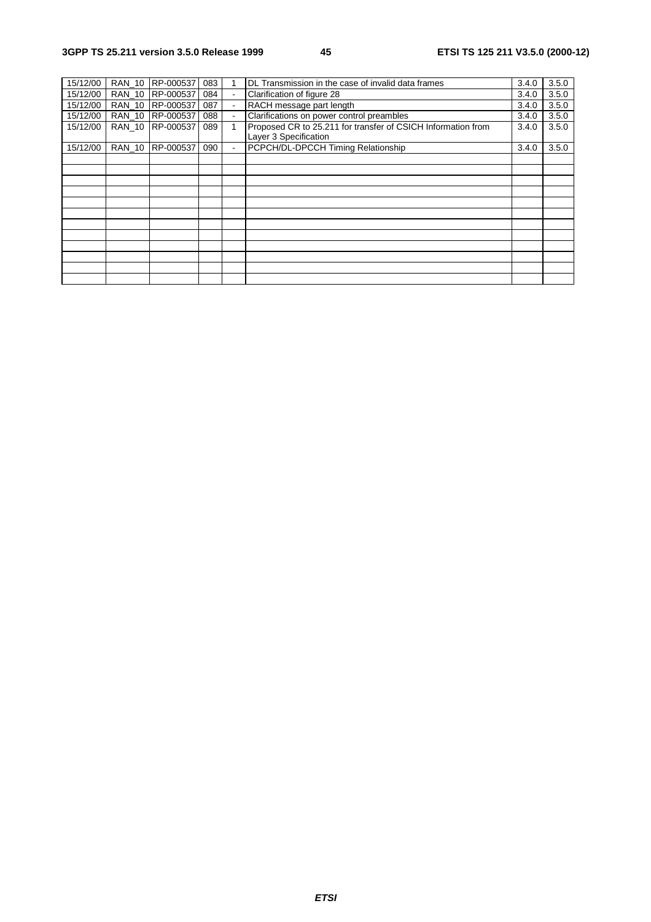| | | | | | | | |
|---|---|---|---|---|---|---|---|
| 15/12/00 | RAN_10 | RP-000537 | 083 | 1 | DL Transmission in the case of invalid data frames | 3.4.0 | 3.5.0 |
| 15/12/00 | RAN_10 | RP-000537 | 084 | - | Clarification of figure 28 | 3.4.0 | 3.5.0 |
| 15/12/00 | RAN_10 | RP-000537 | 087 | - | RACH message part length | 3.4.0 | 3.5.0 |
| 15/12/00 | RAN_10 | RP-000537 | 088 | - | Clarifications on power control preambles | 3.4.0 | 3.5.0 |
| 15/12/00 | RAN_10 | RP-000537 | 089 | 1 | Proposed CR to 25.211 for transfer of CSICH Information from Layer 3 Specification | 3.4.0 | 3.5.0 |
| 15/12/00 | RAN_10 | RP-000537 | 090 | - | PCPCH/DL-DPCCH Timing Relationship | 3.4.0 | 3.5.0 |
| | | | | | | | |
| | | | | | | | |
| | | | | | | | |
| | | | | | | | |
| | | | | | | | |
| | | | | | | | |
| | | | | | | | |
| | | | | | | | |
| | | | | | | | |
| | | | | | | | |
| | | | | | | | |
| | | | | | | | |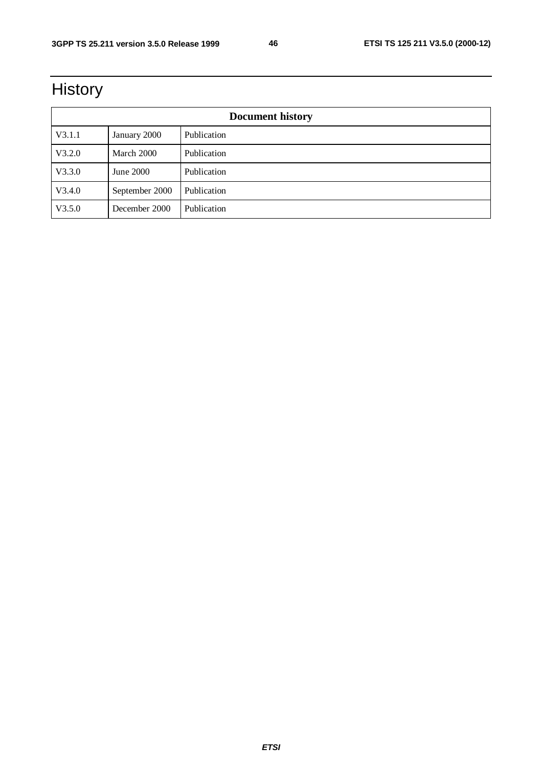# History

| Document history | | |
|---|---|---|
| V3.1.1 | January 2000 | Publication |
| V3.2.0 | March 2000 | Publication |
| V3.3.0 | June 2000 | Publication |
| V3.4.0 | September 2000 | Publication |
| V3.5.0 | December 2000 | Publication |